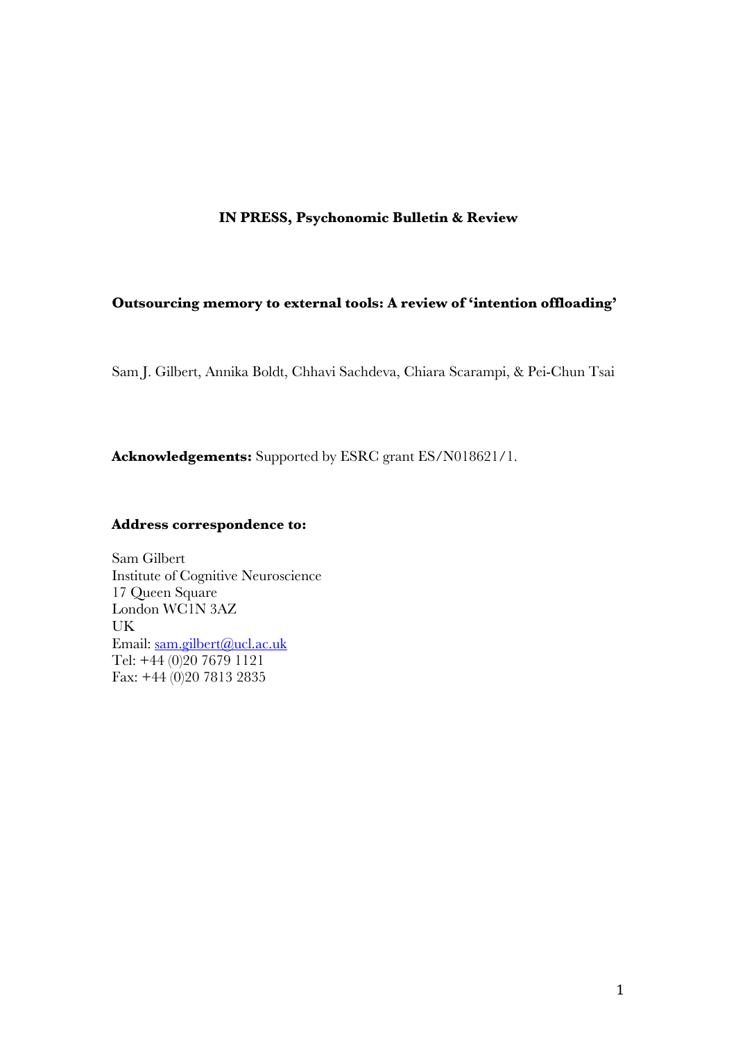**IN PRESS, Psychonomic Bulletin & Review**

# Outsourcing memory to external tools: A review of 'intention offloading'

Sam J. Gilbert, Annika Boldt, Chhavi Sachdeva, Chiara Scarampi, & Pei-Chun Tsai

**Acknowledgements:** Supported by ESRC grant ES/N018621/1.

**Address correspondence to:**

Sam Gilbert
Institute of Cognitive Neuroscience
17 Queen Square
London WC1N 3AZ
UK
Email: sam.gilbert@ucl.ac.uk
Tel: +44 (0)20 7679 1121
Fax: +44 (0)20 7813 2835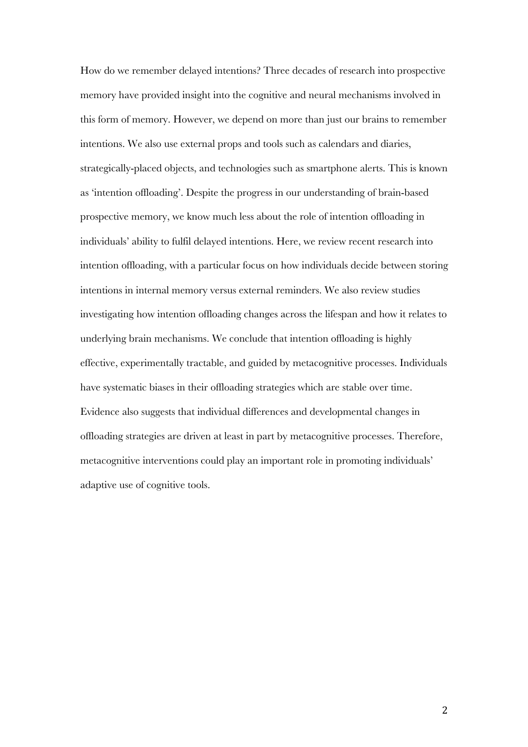How do we remember delayed intentions? Three decades of research into prospective memory have provided insight into the cognitive and neural mechanisms involved in this form of memory. However, we depend on more than just our brains to remember intentions. We also use external props and tools such as calendars and diaries, strategically-placed objects, and technologies such as smartphone alerts. This is known as 'intention offloading'. Despite the progress in our understanding of brain-based prospective memory, we know much less about the role of intention offloading in individuals' ability to fulfil delayed intentions. Here, we review recent research into intention offloading, with a particular focus on how individuals decide between storing intentions in internal memory versus external reminders. We also review studies investigating how intention offloading changes across the lifespan and how it relates to underlying brain mechanisms. We conclude that intention offloading is highly effective, experimentally tractable, and guided by metacognitive processes. Individuals have systematic biases in their offloading strategies which are stable over time. Evidence also suggests that individual differences and developmental changes in offloading strategies are driven at least in part by metacognitive processes. Therefore, metacognitive interventions could play an important role in promoting individuals' adaptive use of cognitive tools.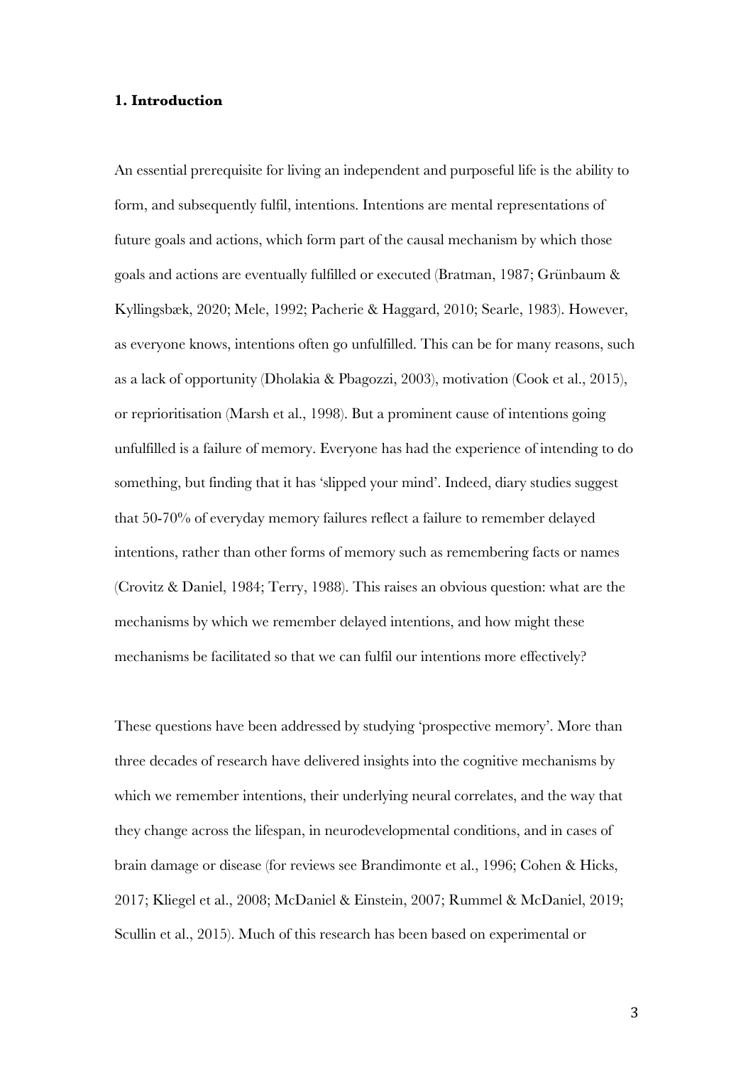## 1. Introduction

An essential prerequisite for living an independent and purposeful life is the ability to form, and subsequently fulfil, intentions. Intentions are mental representations of future goals and actions, which form part of the causal mechanism by which those goals and actions are eventually fulfilled or executed (Bratman, 1987; Grünbaum & Kyllingsbæk, 2020; Mele, 1992; Pacherie & Haggard, 2010; Searle, 1983). However, as everyone knows, intentions often go unfulfilled. This can be for many reasons, such as a lack of opportunity (Dholakia & Pbagozzi, 2003), motivation (Cook et al., 2015), or reprioritisation (Marsh et al., 1998). But a prominent cause of intentions going unfulfilled is a failure of memory. Everyone has had the experience of intending to do something, but finding that it has 'slipped your mind'. Indeed, diary studies suggest that 50-70% of everyday memory failures reflect a failure to remember delayed intentions, rather than other forms of memory such as remembering facts or names (Crovitz & Daniel, 1984; Terry, 1988). This raises an obvious question: what are the mechanisms by which we remember delayed intentions, and how might these mechanisms be facilitated so that we can fulfil our intentions more effectively?

These questions have been addressed by studying 'prospective memory'. More than three decades of research have delivered insights into the cognitive mechanisms by which we remember intentions, their underlying neural correlates, and the way that they change across the lifespan, in neurodevelopmental conditions, and in cases of brain damage or disease (for reviews see Brandimonte et al., 1996; Cohen & Hicks, 2017; Kliegel et al., 2008; McDaniel & Einstein, 2007; Rummel & McDaniel, 2019; Scullin et al., 2015). Much of this research has been based on experimental or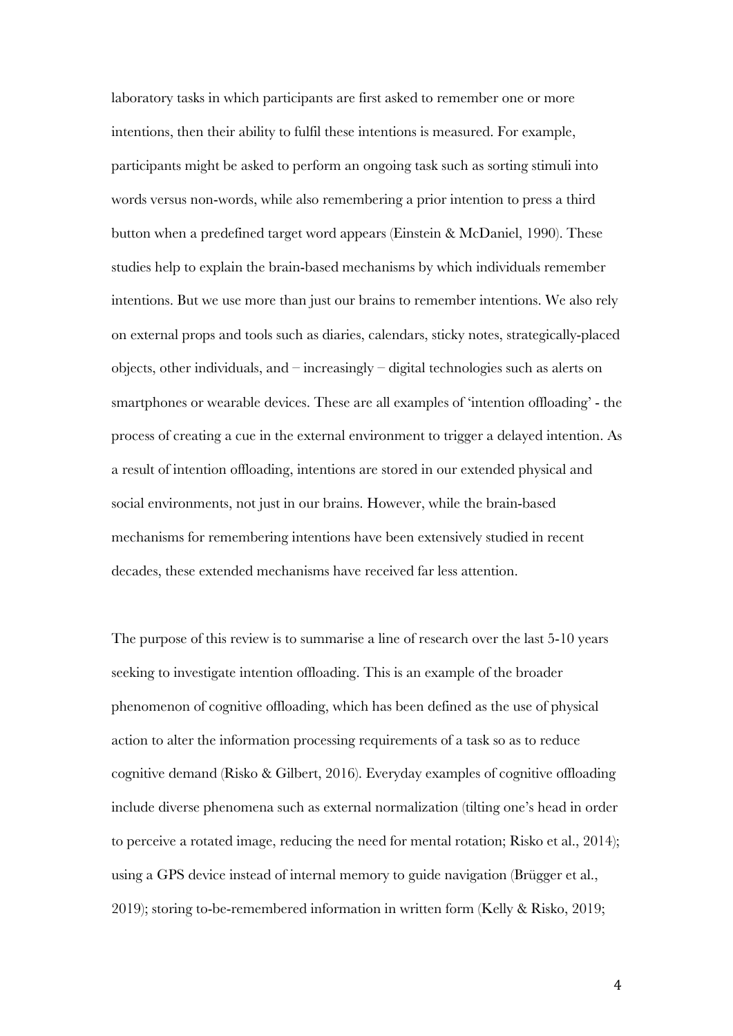laboratory tasks in which participants are first asked to remember one or more intentions, then their ability to fulfil these intentions is measured. For example, participants might be asked to perform an ongoing task such as sorting stimuli into words versus non-words, while also remembering a prior intention to press a third button when a predefined target word appears (Einstein & McDaniel, 1990). These studies help to explain the brain-based mechanisms by which individuals remember intentions. But we use more than just our brains to remember intentions. We also rely on external props and tools such as diaries, calendars, sticky notes, strategically-placed objects, other individuals, and – increasingly – digital technologies such as alerts on smartphones or wearable devices. These are all examples of 'intention offloading' - the process of creating a cue in the external environment to trigger a delayed intention. As a result of intention offloading, intentions are stored in our extended physical and social environments, not just in our brains. However, while the brain-based mechanisms for remembering intentions have been extensively studied in recent decades, these extended mechanisms have received far less attention.

The purpose of this review is to summarise a line of research over the last 5-10 years seeking to investigate intention offloading. This is an example of the broader phenomenon of cognitive offloading, which has been defined as the use of physical action to alter the information processing requirements of a task so as to reduce cognitive demand (Risko & Gilbert, 2016). Everyday examples of cognitive offloading include diverse phenomena such as external normalization (tilting one's head in order to perceive a rotated image, reducing the need for mental rotation; Risko et al., 2014); using a GPS device instead of internal memory to guide navigation (Brügger et al., 2019); storing to-be-remembered information in written form (Kelly & Risko, 2019;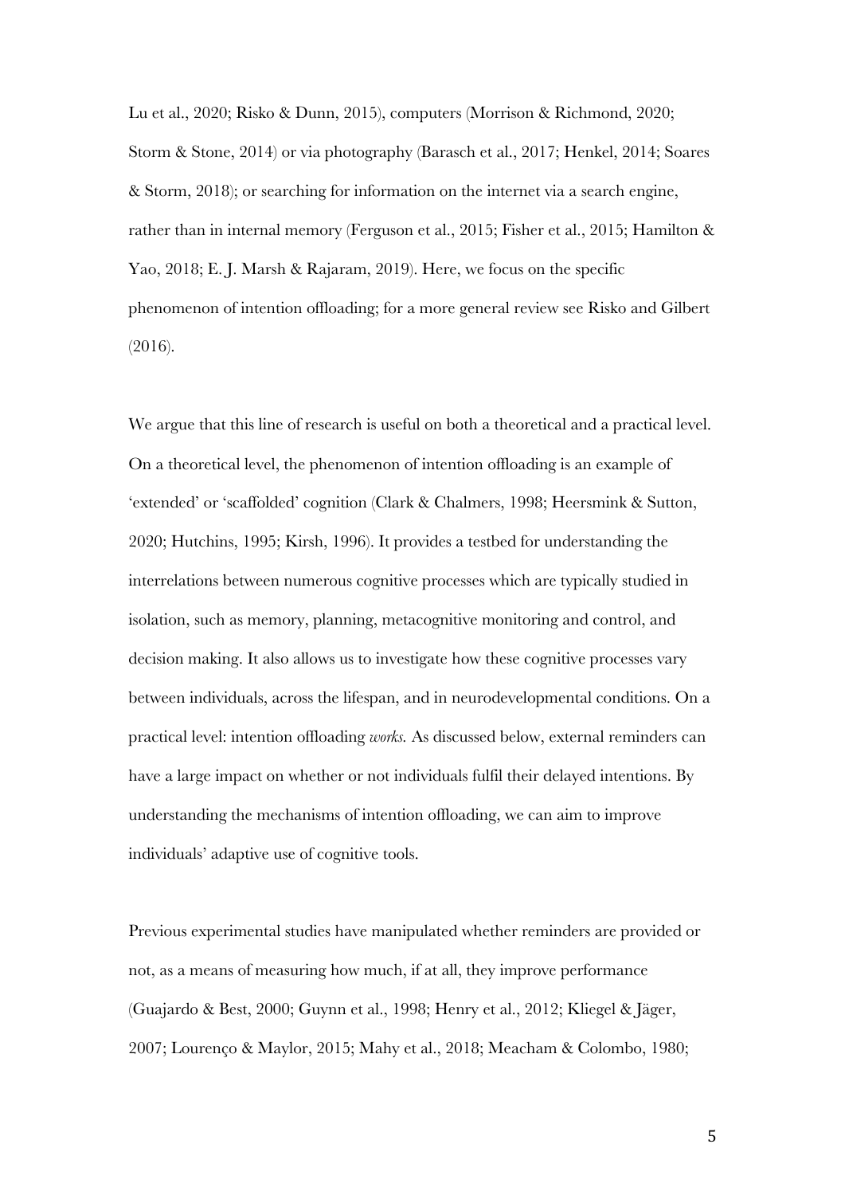Lu et al., 2020; Risko & Dunn, 2015), computers (Morrison & Richmond, 2020; Storm & Stone, 2014) or via photography (Barasch et al., 2017; Henkel, 2014; Soares & Storm, 2018); or searching for information on the internet via a search engine, rather than in internal memory (Ferguson et al., 2015; Fisher et al., 2015; Hamilton & Yao, 2018; E. J. Marsh & Rajaram, 2019). Here, we focus on the specific phenomenon of intention offloading; for a more general review see Risko and Gilbert (2016).

We argue that this line of research is useful on both a theoretical and a practical level. On a theoretical level, the phenomenon of intention offloading is an example of 'extended' or 'scaffolded' cognition (Clark & Chalmers, 1998; Heersmink & Sutton, 2020; Hutchins, 1995; Kirsh, 1996). It provides a testbed for understanding the interrelations between numerous cognitive processes which are typically studied in isolation, such as memory, planning, metacognitive monitoring and control, and decision making. It also allows us to investigate how these cognitive processes vary between individuals, across the lifespan, and in neurodevelopmental conditions. On a practical level: intention offloading *works*. As discussed below, external reminders can have a large impact on whether or not individuals fulfil their delayed intentions. By understanding the mechanisms of intention offloading, we can aim to improve individuals' adaptive use of cognitive tools.

Previous experimental studies have manipulated whether reminders are provided or not, as a means of measuring how much, if at all, they improve performance (Guajardo & Best, 2000; Guynn et al., 1998; Henry et al., 2012; Kliegel & Jäger, 2007; Lourenço & Maylor, 2015; Mahy et al., 2018; Meacham & Colombo, 1980;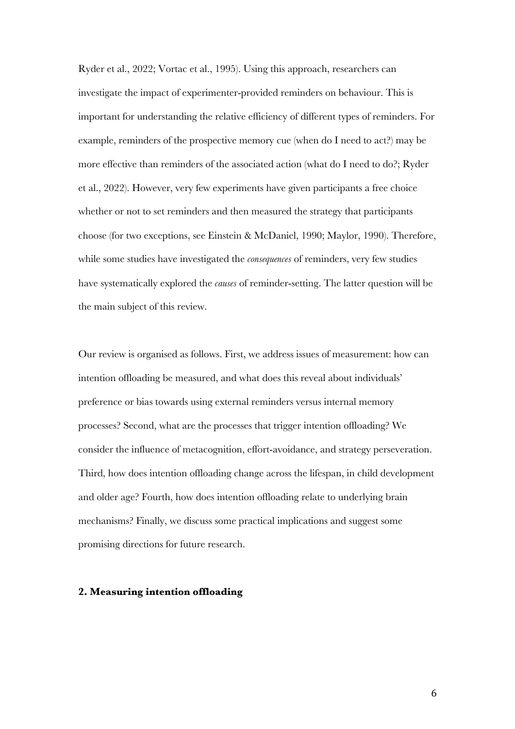Ryder et al., 2022; Vortac et al., 1995). Using this approach, researchers can investigate the impact of experimenter-provided reminders on behaviour. This is important for understanding the relative efficiency of different types of reminders. For example, reminders of the prospective memory cue (when do I need to act?) may be more effective than reminders of the associated action (what do I need to do?; Ryder et al., 2022). However, very few experiments have given participants a free choice whether or not to set reminders and then measured the strategy that participants choose (for two exceptions, see Einstein & McDaniel, 1990; Maylor, 1990). Therefore, while some studies have investigated the *consequences* of reminders, very few studies have systematically explored the *causes* of reminder-setting. The latter question will be the main subject of this review.

Our review is organised as follows. First, we address issues of measurement: how can intention offloading be measured, and what does this reveal about individuals' preference or bias towards using external reminders versus internal memory processes? Second, what are the processes that trigger intention offloading? We consider the influence of metacognition, effort-avoidance, and strategy perseveration. Third, how does intention offloading change across the lifespan, in child development and older age? Fourth, how does intention offloading relate to underlying brain mechanisms? Finally, we discuss some practical implications and suggest some promising directions for future research.

## 2. Measuring intention offloading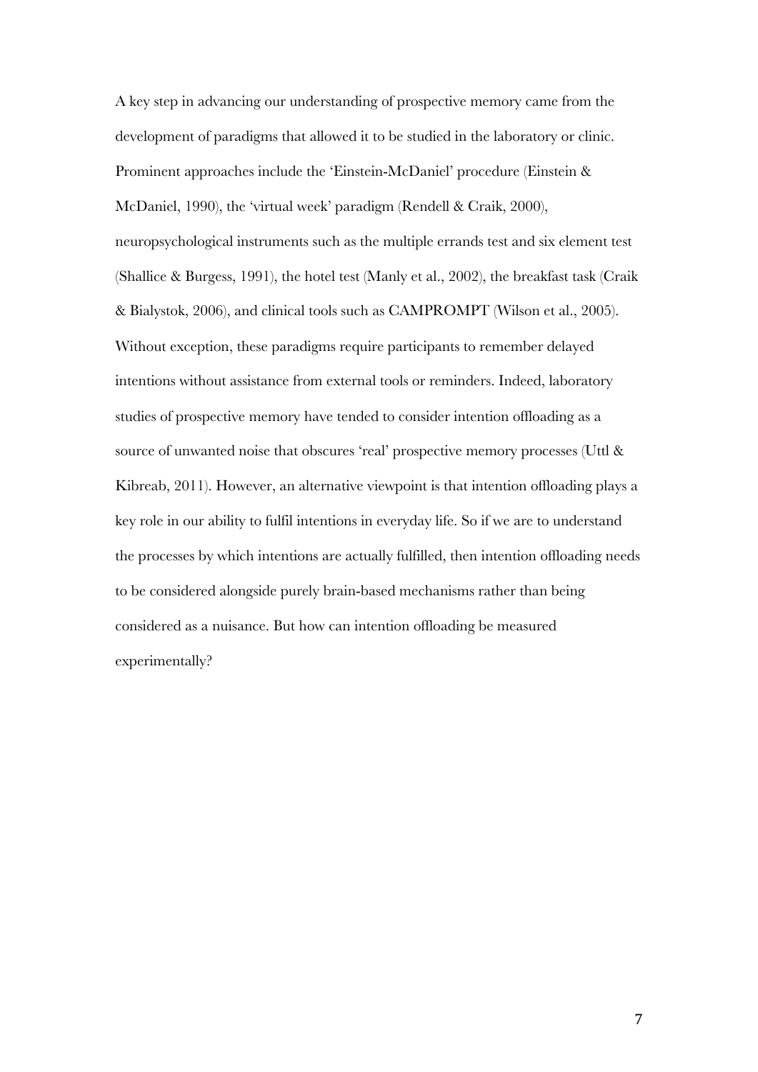A key step in advancing our understanding of prospective memory came from the development of paradigms that allowed it to be studied in the laboratory or clinic. Prominent approaches include the 'Einstein-McDaniel' procedure (Einstein & McDaniel, 1990), the 'virtual week' paradigm (Rendell & Craik, 2000), neuropsychological instruments such as the multiple errands test and six element test (Shallice & Burgess, 1991), the hotel test (Manly et al., 2002), the breakfast task (Craik & Bialystok, 2006), and clinical tools such as CAMPROMPT (Wilson et al., 2005). Without exception, these paradigms require participants to remember delayed intentions without assistance from external tools or reminders. Indeed, laboratory studies of prospective memory have tended to consider intention offloading as a source of unwanted noise that obscures 'real' prospective memory processes (Uttl & Kibreab, 2011). However, an alternative viewpoint is that intention offloading plays a key role in our ability to fulfil intentions in everyday life. So if we are to understand the processes by which intentions are actually fulfilled, then intention offloading needs to be considered alongside purely brain-based mechanisms rather than being considered as a nuisance. But how can intention offloading be measured experimentally?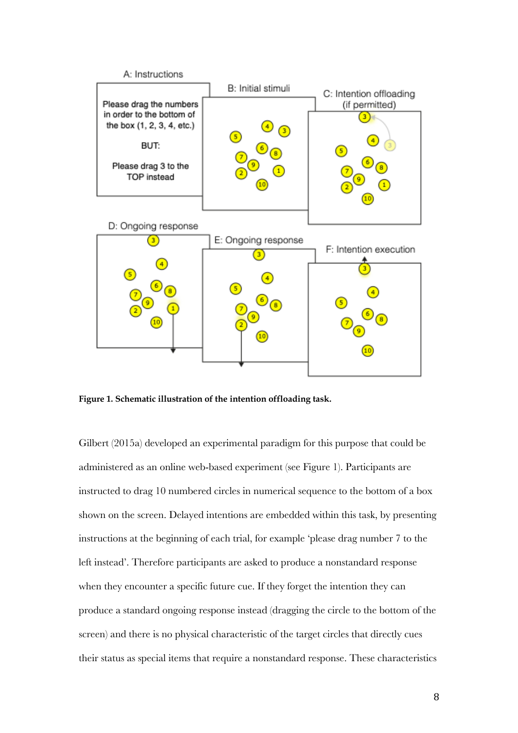**Figure 1. Schematic illustration of the intention offloading task.**

Gilbert (2015a) developed an experimental paradigm for this purpose that could be administered as an online web-based experiment (see Figure 1). Participants are instructed to drag 10 numbered circles in numerical sequence to the bottom of a box shown on the screen. Delayed intentions are embedded within this task, by presenting instructions at the beginning of each trial, for example 'please drag number 7 to the left instead'. Therefore participants are asked to produce a nonstandard response when they encounter a specific future cue. If they forget the intention they can produce a standard ongoing response instead (dragging the circle to the bottom of the screen) and there is no physical characteristic of the target circles that directly cues their status as special items that require a nonstandard response. These characteristics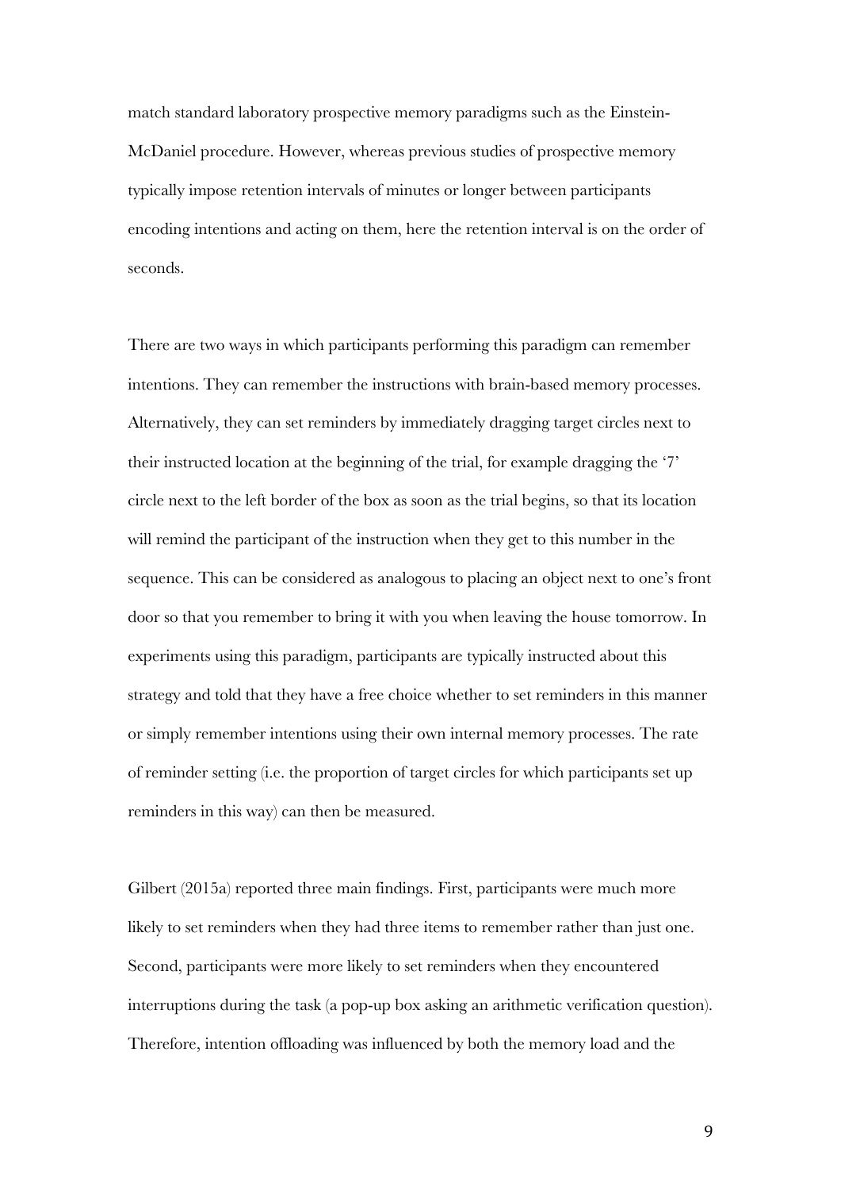match standard laboratory prospective memory paradigms such as the Einstein-McDaniel procedure. However, whereas previous studies of prospective memory typically impose retention intervals of minutes or longer between participants encoding intentions and acting on them, here the retention interval is on the order of seconds.

There are two ways in which participants performing this paradigm can remember intentions. They can remember the instructions with brain-based memory processes. Alternatively, they can set reminders by immediately dragging target circles next to their instructed location at the beginning of the trial, for example dragging the '7' circle next to the left border of the box as soon as the trial begins, so that its location will remind the participant of the instruction when they get to this number in the sequence. This can be considered as analogous to placing an object next to one's front door so that you remember to bring it with you when leaving the house tomorrow. In experiments using this paradigm, participants are typically instructed about this strategy and told that they have a free choice whether to set reminders in this manner or simply remember intentions using their own internal memory processes. The rate of reminder setting (i.e. the proportion of target circles for which participants set up reminders in this way) can then be measured.

Gilbert (2015a) reported three main findings. First, participants were much more likely to set reminders when they had three items to remember rather than just one. Second, participants were more likely to set reminders when they encountered interruptions during the task (a pop-up box asking an arithmetic verification question). Therefore, intention offloading was influenced by both the memory load and the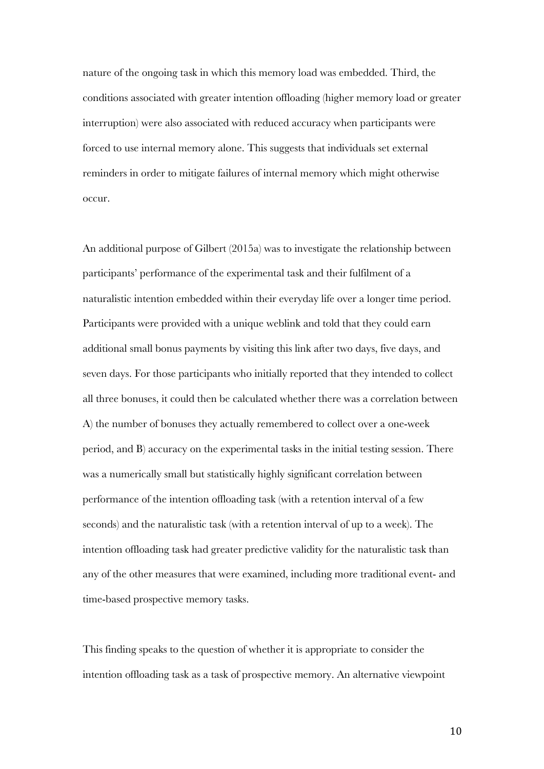nature of the ongoing task in which this memory load was embedded. Third, the conditions associated with greater intention offloading (higher memory load or greater interruption) were also associated with reduced accuracy when participants were forced to use internal memory alone. This suggests that individuals set external reminders in order to mitigate failures of internal memory which might otherwise occur.

An additional purpose of Gilbert (2015a) was to investigate the relationship between participants' performance of the experimental task and their fulfilment of a naturalistic intention embedded within their everyday life over a longer time period. Participants were provided with a unique weblink and told that they could earn additional small bonus payments by visiting this link after two days, five days, and seven days. For those participants who initially reported that they intended to collect all three bonuses, it could then be calculated whether there was a correlation between A) the number of bonuses they actually remembered to collect over a one-week period, and B) accuracy on the experimental tasks in the initial testing session. There was a numerically small but statistically highly significant correlation between performance of the intention offloading task (with a retention interval of a few seconds) and the naturalistic task (with a retention interval of up to a week). The intention offloading task had greater predictive validity for the naturalistic task than any of the other measures that were examined, including more traditional event- and time-based prospective memory tasks.

This finding speaks to the question of whether it is appropriate to consider the intention offloading task as a task of prospective memory. An alternative viewpoint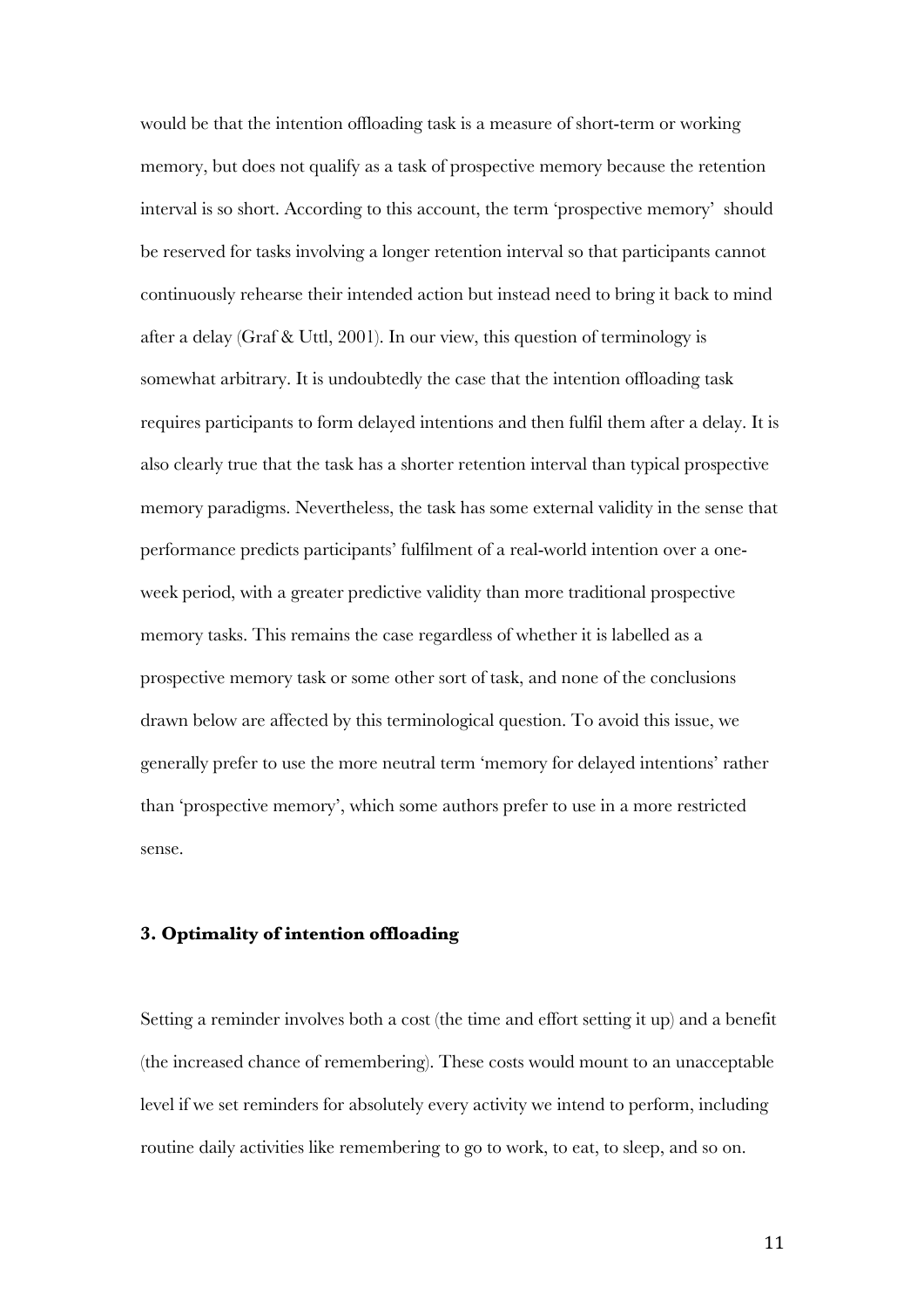would be that the intention offloading task is a measure of short-term or working memory, but does not qualify as a task of prospective memory because the retention interval is so short. According to this account, the term 'prospective memory' should be reserved for tasks involving a longer retention interval so that participants cannot continuously rehearse their intended action but instead need to bring it back to mind after a delay (Graf & Uttl, 2001). In our view, this question of terminology is somewhat arbitrary. It is undoubtedly the case that the intention offloading task requires participants to form delayed intentions and then fulfil them after a delay. It is also clearly true that the task has a shorter retention interval than typical prospective memory paradigms. Nevertheless, the task has some external validity in the sense that performance predicts participants' fulfilment of a real-world intention over a one-week period, with a greater predictive validity than more traditional prospective memory tasks. This remains the case regardless of whether it is labelled as a prospective memory task or some other sort of task, and none of the conclusions drawn below are affected by this terminological question. To avoid this issue, we generally prefer to use the more neutral term 'memory for delayed intentions' rather than 'prospective memory', which some authors prefer to use in a more restricted sense.

### 3. Optimality of intention offloading

Setting a reminder involves both a cost (the time and effort setting it up) and a benefit (the increased chance of remembering). These costs would mount to an unacceptable level if we set reminders for absolutely every activity we intend to perform, including routine daily activities like remembering to go to work, to eat, to sleep, and so on.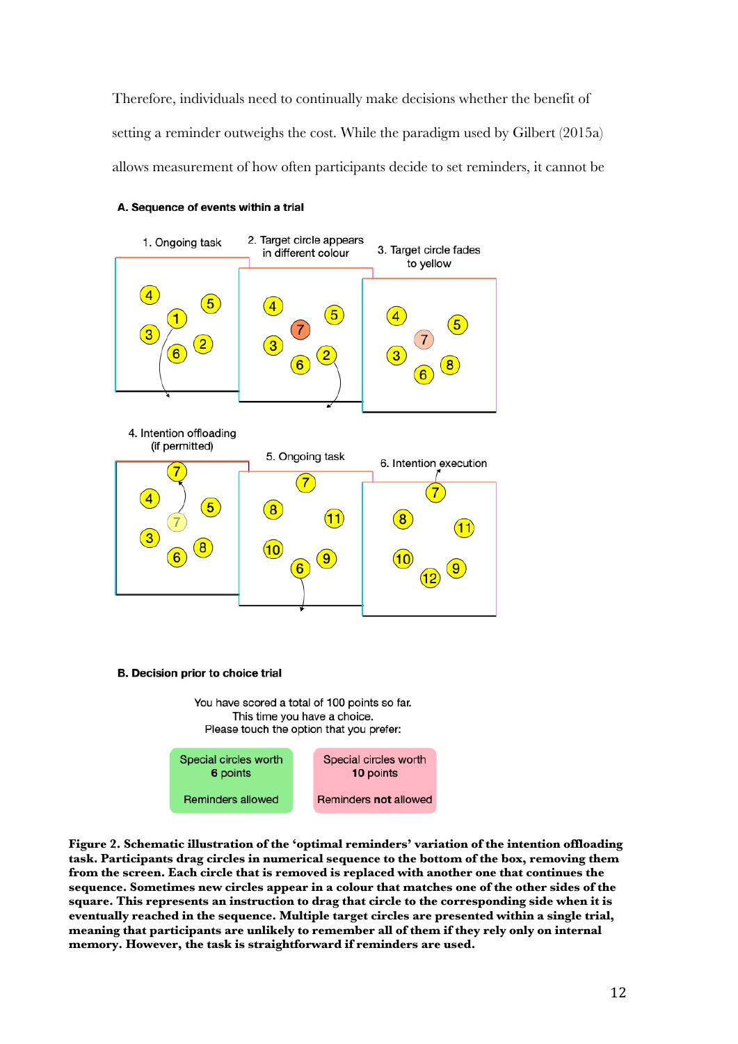Therefore, individuals need to continually make decisions whether the benefit of setting a reminder outweighs the cost. While the paradigm used by Gilbert (2015a) allows measurement of how often participants decide to set reminders, it cannot be

**A. Sequence of events within a trial**

1. Ongoing task
2. Target circle appears in different colour
3. Target circle fades to yellow
4. Intention offloading (if permitted)
5. Ongoing task
6. Intention execution

**B. Decision prior to choice trial**

You have scored a total of 100 points so far.
This time you have a choice.
Please touch the option that you prefer:

| Special circles worth **6** points<br><br>Reminders allowed | Special circles worth **10** points<br><br>Reminders **not** allowed |
|---|---|

**Figure 2. Schematic illustration of the 'optimal reminders' variation of the intention offloading task. Participants drag circles in numerical sequence to the bottom of the box, removing them from the screen. Each circle that is removed is replaced with another one that continues the sequence. Sometimes new circles appear in a colour that matches one of the other sides of the square. This represents an instruction to drag that circle to the corresponding side when it is eventually reached in the sequence. Multiple target circles are presented within a single trial, meaning that participants are unlikely to remember all of them if they rely only on internal memory. However, the task is straightforward if reminders are used.**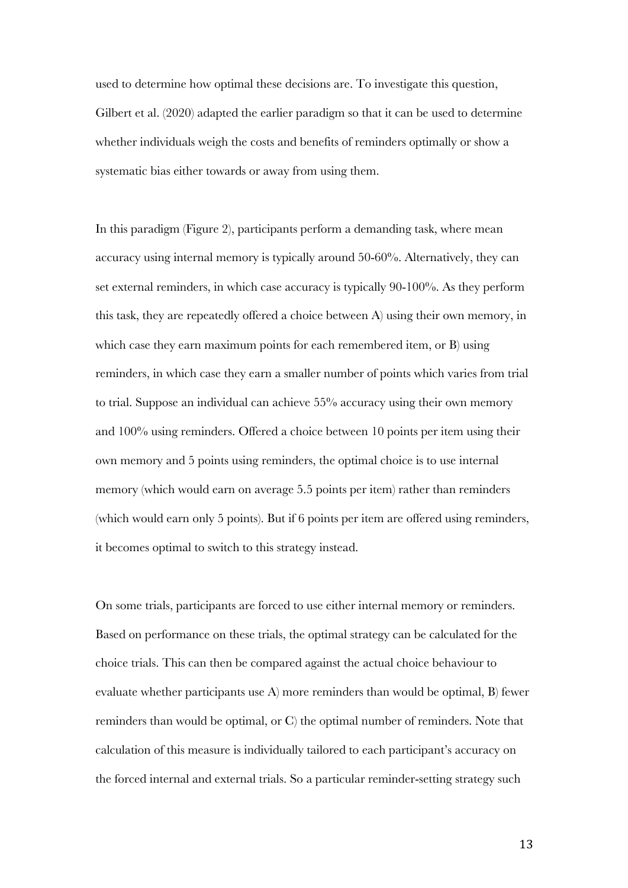used to determine how optimal these decisions are. To investigate this question, Gilbert et al. (2020) adapted the earlier paradigm so that it can be used to determine whether individuals weigh the costs and benefits of reminders optimally or show a systematic bias either towards or away from using them.

In this paradigm (Figure 2), participants perform a demanding task, where mean accuracy using internal memory is typically around 50-60%. Alternatively, they can set external reminders, in which case accuracy is typically 90-100%. As they perform this task, they are repeatedly offered a choice between A) using their own memory, in which case they earn maximum points for each remembered item, or B) using reminders, in which case they earn a smaller number of points which varies from trial to trial. Suppose an individual can achieve 55% accuracy using their own memory and 100% using reminders. Offered a choice between 10 points per item using their own memory and 5 points using reminders, the optimal choice is to use internal memory (which would earn on average 5.5 points per item) rather than reminders (which would earn only 5 points). But if 6 points per item are offered using reminders, it becomes optimal to switch to this strategy instead.

On some trials, participants are forced to use either internal memory or reminders. Based on performance on these trials, the optimal strategy can be calculated for the choice trials. This can then be compared against the actual choice behaviour to evaluate whether participants use A) more reminders than would be optimal, B) fewer reminders than would be optimal, or C) the optimal number of reminders. Note that calculation of this measure is individually tailored to each participant's accuracy on the forced internal and external trials. So a particular reminder-setting strategy such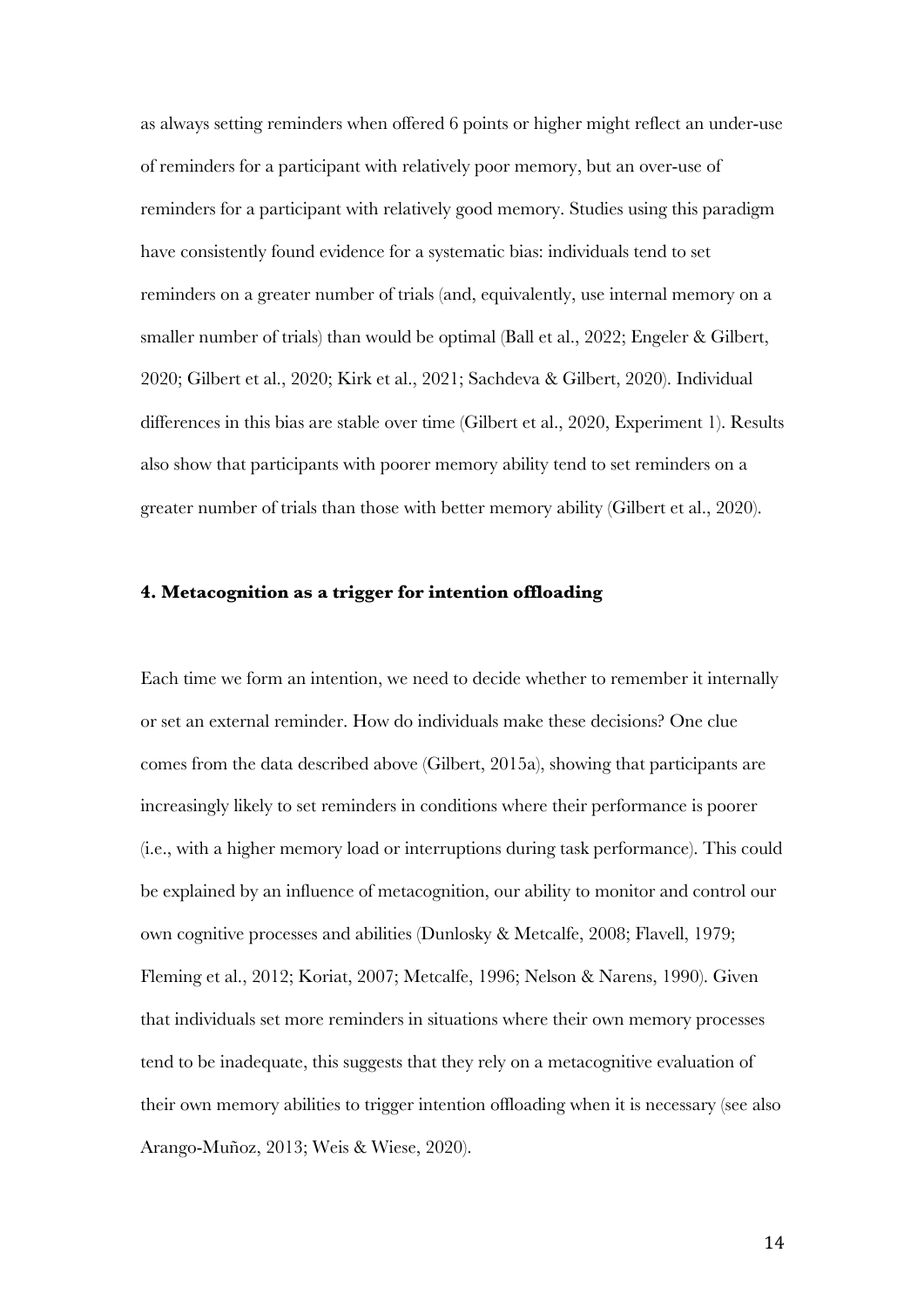as always setting reminders when offered 6 points or higher might reflect an under-use of reminders for a participant with relatively poor memory, but an over-use of reminders for a participant with relatively good memory. Studies using this paradigm have consistently found evidence for a systematic bias: individuals tend to set reminders on a greater number of trials (and, equivalently, use internal memory on a smaller number of trials) than would be optimal (Ball et al., 2022; Engeler & Gilbert, 2020; Gilbert et al., 2020; Kirk et al., 2021; Sachdeva & Gilbert, 2020). Individual differences in this bias are stable over time (Gilbert et al., 2020, Experiment 1). Results also show that participants with poorer memory ability tend to set reminders on a greater number of trials than those with better memory ability (Gilbert et al., 2020).

### 4. Metacognition as a trigger for intention offloading

Each time we form an intention, we need to decide whether to remember it internally or set an external reminder. How do individuals make these decisions? One clue comes from the data described above (Gilbert, 2015a), showing that participants are increasingly likely to set reminders in conditions where their performance is poorer (i.e., with a higher memory load or interruptions during task performance). This could be explained by an influence of metacognition, our ability to monitor and control our own cognitive processes and abilities (Dunlosky & Metcalfe, 2008; Flavell, 1979; Fleming et al., 2012; Koriat, 2007; Metcalfe, 1996; Nelson & Narens, 1990). Given that individuals set more reminders in situations where their own memory processes tend to be inadequate, this suggests that they rely on a metacognitive evaluation of their own memory abilities to trigger intention offloading when it is necessary (see also Arango-Muñoz, 2013; Weis & Wiese, 2020).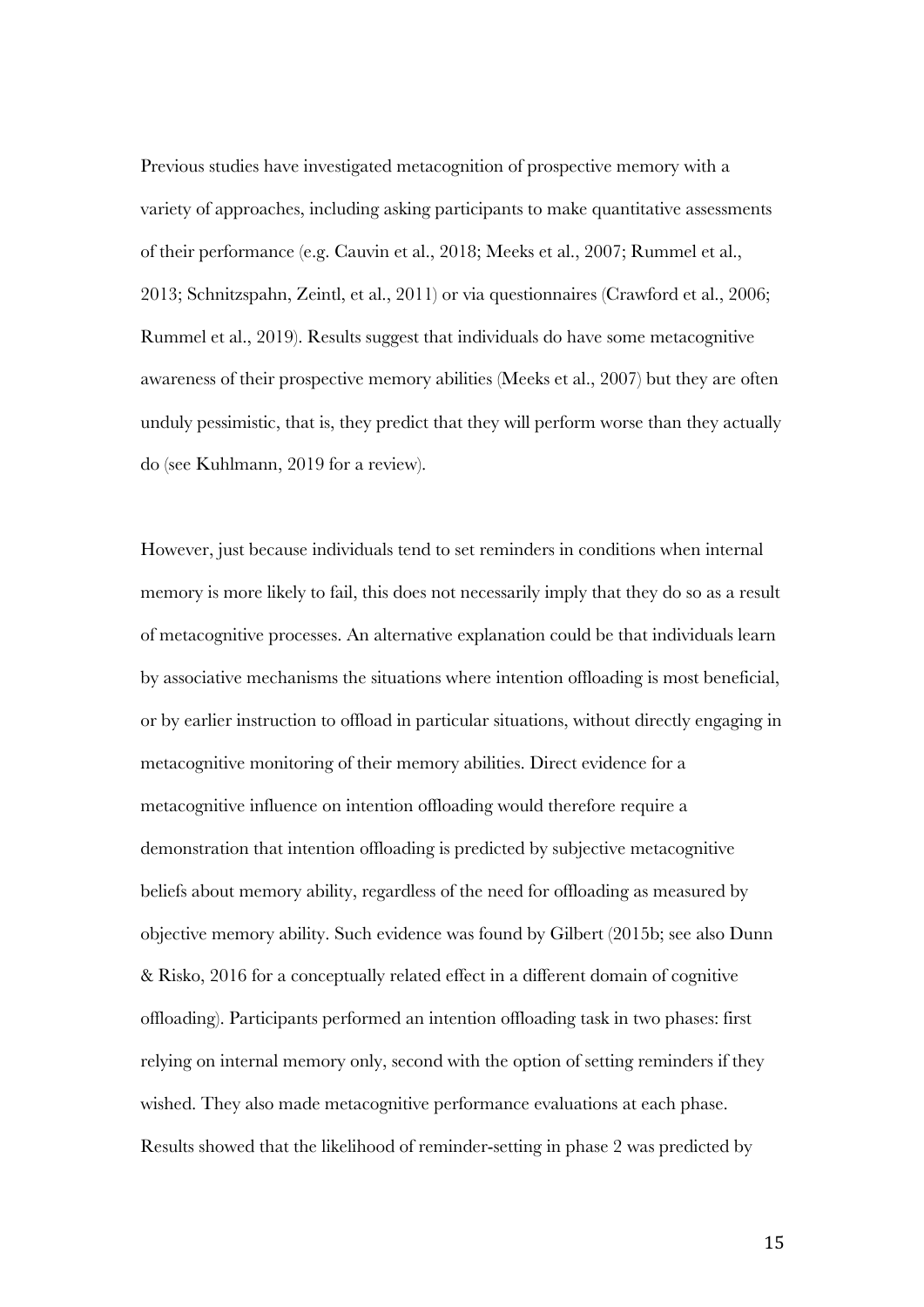Previous studies have investigated metacognition of prospective memory with a variety of approaches, including asking participants to make quantitative assessments of their performance (e.g. Cauvin et al., 2018; Meeks et al., 2007; Rummel et al., 2013; Schnitzspahn, Zeintl, et al., 2011) or via questionnaires (Crawford et al., 2006; Rummel et al., 2019). Results suggest that individuals do have some metacognitive awareness of their prospective memory abilities (Meeks et al., 2007) but they are often unduly pessimistic, that is, they predict that they will perform worse than they actually do (see Kuhlmann, 2019 for a review).

However, just because individuals tend to set reminders in conditions when internal memory is more likely to fail, this does not necessarily imply that they do so as a result of metacognitive processes. An alternative explanation could be that individuals learn by associative mechanisms the situations where intention offloading is most beneficial, or by earlier instruction to offload in particular situations, without directly engaging in metacognitive monitoring of their memory abilities. Direct evidence for a metacognitive influence on intention offloading would therefore require a demonstration that intention offloading is predicted by subjective metacognitive beliefs about memory ability, regardless of the need for offloading as measured by objective memory ability. Such evidence was found by Gilbert (2015b; see also Dunn & Risko, 2016 for a conceptually related effect in a different domain of cognitive offloading). Participants performed an intention offloading task in two phases: first relying on internal memory only, second with the option of setting reminders if they wished. They also made metacognitive performance evaluations at each phase. Results showed that the likelihood of reminder-setting in phase 2 was predicted by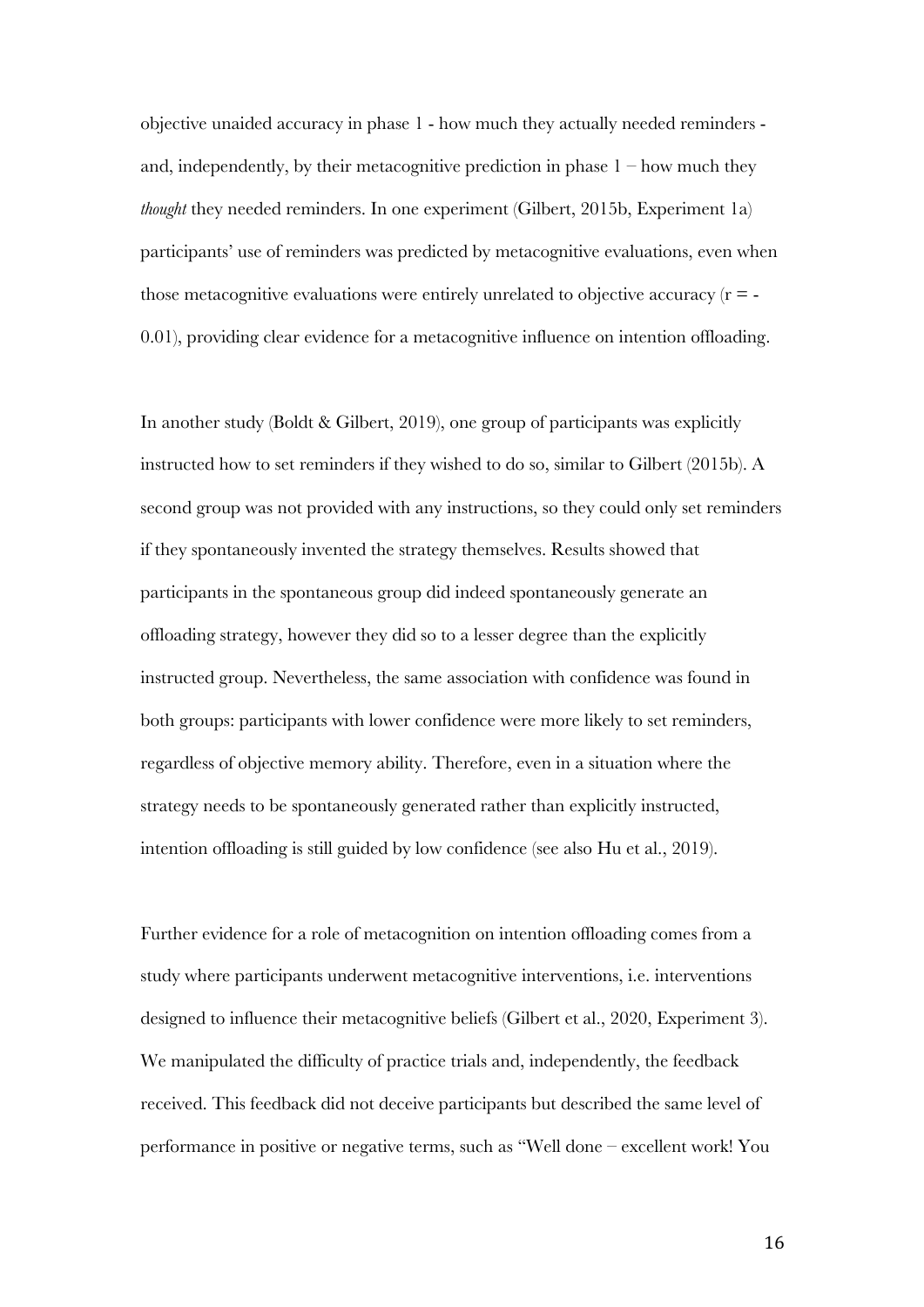objective unaided accuracy in phase 1 - how much they actually needed reminders - and, independently, by their metacognitive prediction in phase 1 – how much they *thought* they needed reminders. In one experiment (Gilbert, 2015b, Experiment 1a) participants' use of reminders was predicted by metacognitive evaluations, even when those metacognitive evaluations were entirely unrelated to objective accuracy ($r = -0.01$), providing clear evidence for a metacognitive influence on intention offloading.

In another study (Boldt & Gilbert, 2019), one group of participants was explicitly instructed how to set reminders if they wished to do so, similar to Gilbert (2015b). A second group was not provided with any instructions, so they could only set reminders if they spontaneously invented the strategy themselves. Results showed that participants in the spontaneous group did indeed spontaneously generate an offloading strategy, however they did so to a lesser degree than the explicitly instructed group. Nevertheless, the same association with confidence was found in both groups: participants with lower confidence were more likely to set reminders, regardless of objective memory ability. Therefore, even in a situation where the strategy needs to be spontaneously generated rather than explicitly instructed, intention offloading is still guided by low confidence (see also Hu et al., 2019).

Further evidence for a role of metacognition on intention offloading comes from a study where participants underwent metacognitive interventions, i.e. interventions designed to influence their metacognitive beliefs (Gilbert et al., 2020, Experiment 3). We manipulated the difficulty of practice trials and, independently, the feedback received. This feedback did not deceive participants but described the same level of performance in positive or negative terms, such as "Well done – excellent work! You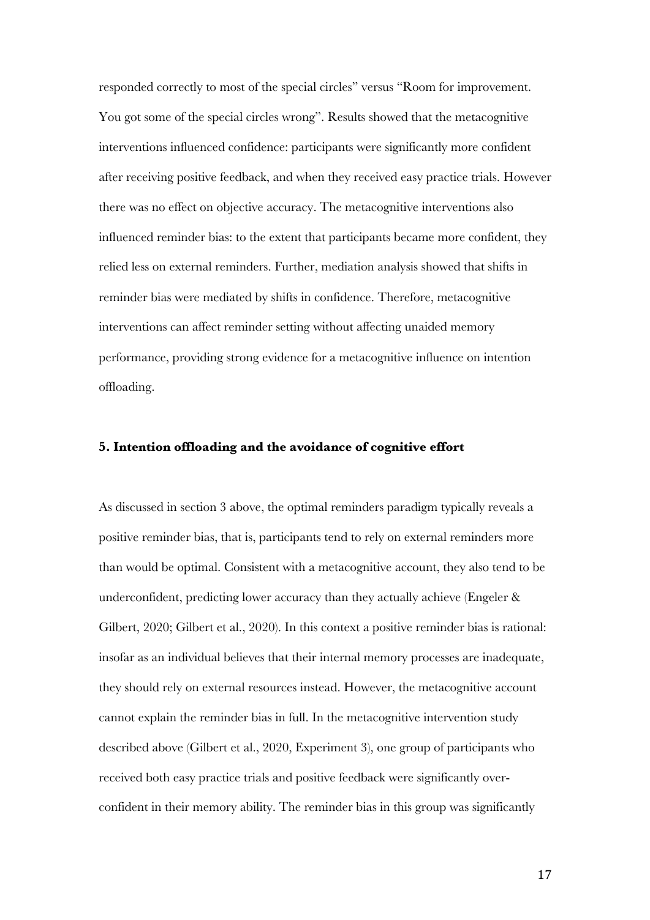responded correctly to most of the special circles" versus "Room for improvement. You got some of the special circles wrong". Results showed that the metacognitive interventions influenced confidence: participants were significantly more confident after receiving positive feedback, and when they received easy practice trials. However there was no effect on objective accuracy. The metacognitive interventions also influenced reminder bias: to the extent that participants became more confident, they relied less on external reminders. Further, mediation analysis showed that shifts in reminder bias were mediated by shifts in confidence. Therefore, metacognitive interventions can affect reminder setting without affecting unaided memory performance, providing strong evidence for a metacognitive influence on intention offloading.

## 5. Intention offloading and the avoidance of cognitive effort

As discussed in section 3 above, the optimal reminders paradigm typically reveals a positive reminder bias, that is, participants tend to rely on external reminders more than would be optimal. Consistent with a metacognitive account, they also tend to be underconfident, predicting lower accuracy than they actually achieve (Engeler & Gilbert, 2020; Gilbert et al., 2020). In this context a positive reminder bias is rational: insofar as an individual believes that their internal memory processes are inadequate, they should rely on external resources instead. However, the metacognitive account cannot explain the reminder bias in full. In the metacognitive intervention study described above (Gilbert et al., 2020, Experiment 3), one group of participants who received both easy practice trials and positive feedback were significantly over-confident in their memory ability. The reminder bias in this group was significantly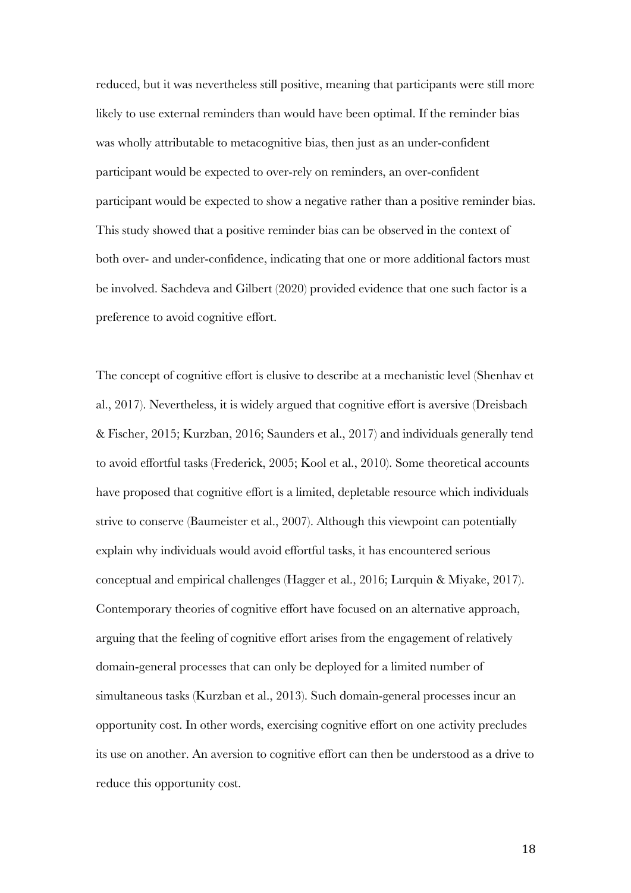reduced, but it was nevertheless still positive, meaning that participants were still more likely to use external reminders than would have been optimal. If the reminder bias was wholly attributable to metacognitive bias, then just as an under-confident participant would be expected to over-rely on reminders, an over-confident participant would be expected to show a negative rather than a positive reminder bias. This study showed that a positive reminder bias can be observed in the context of both over- and under-confidence, indicating that one or more additional factors must be involved. Sachdeva and Gilbert (2020) provided evidence that one such factor is a preference to avoid cognitive effort.

The concept of cognitive effort is elusive to describe at a mechanistic level (Shenhav et al., 2017). Nevertheless, it is widely argued that cognitive effort is aversive (Dreisbach & Fischer, 2015; Kurzban, 2016; Saunders et al., 2017) and individuals generally tend to avoid effortful tasks (Frederick, 2005; Kool et al., 2010). Some theoretical accounts have proposed that cognitive effort is a limited, depletable resource which individuals strive to conserve (Baumeister et al., 2007). Although this viewpoint can potentially explain why individuals would avoid effortful tasks, it has encountered serious conceptual and empirical challenges (Hagger et al., 2016; Lurquin & Miyake, 2017). Contemporary theories of cognitive effort have focused on an alternative approach, arguing that the feeling of cognitive effort arises from the engagement of relatively domain-general processes that can only be deployed for a limited number of simultaneous tasks (Kurzban et al., 2013). Such domain-general processes incur an opportunity cost. In other words, exercising cognitive effort on one activity precludes its use on another. An aversion to cognitive effort can then be understood as a drive to reduce this opportunity cost.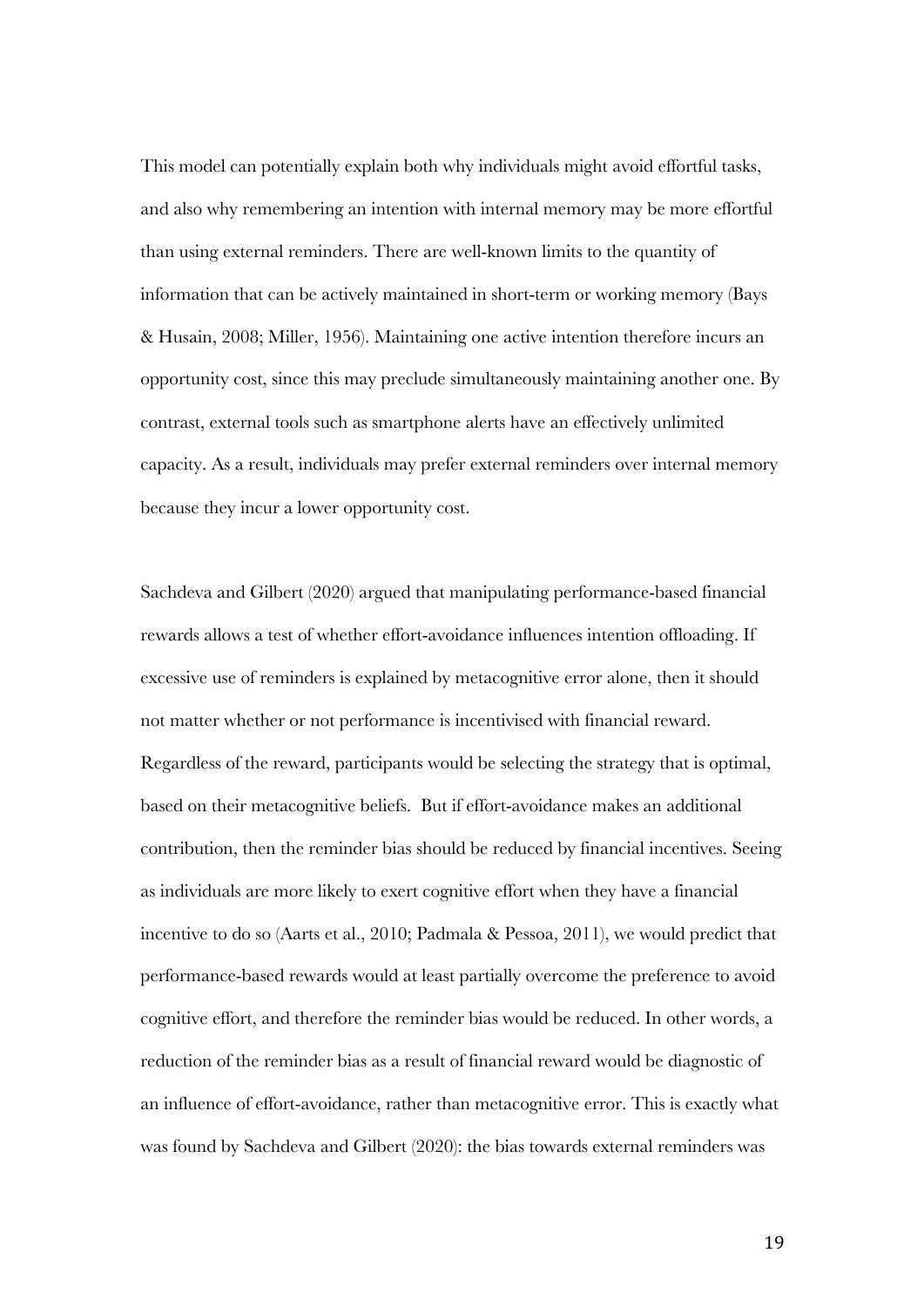This model can potentially explain both why individuals might avoid effortful tasks, and also why remembering an intention with internal memory may be more effortful than using external reminders. There are well-known limits to the quantity of information that can be actively maintained in short-term or working memory (Bays & Husain, 2008; Miller, 1956). Maintaining one active intention therefore incurs an opportunity cost, since this may preclude simultaneously maintaining another one. By contrast, external tools such as smartphone alerts have an effectively unlimited capacity. As a result, individuals may prefer external reminders over internal memory because they incur a lower opportunity cost.

Sachdeva and Gilbert (2020) argued that manipulating performance-based financial rewards allows a test of whether effort-avoidance influences intention offloading. If excessive use of reminders is explained by metacognitive error alone, then it should not matter whether or not performance is incentivised with financial reward. Regardless of the reward, participants would be selecting the strategy that is optimal, based on their metacognitive beliefs. But if effort-avoidance makes an additional contribution, then the reminder bias should be reduced by financial incentives. Seeing as individuals are more likely to exert cognitive effort when they have a financial incentive to do so (Aarts et al., 2010; Padmala & Pessoa, 2011), we would predict that performance-based rewards would at least partially overcome the preference to avoid cognitive effort, and therefore the reminder bias would be reduced. In other words, a reduction of the reminder bias as a result of financial reward would be diagnostic of an influence of effort-avoidance, rather than metacognitive error. This is exactly what was found by Sachdeva and Gilbert (2020): the bias towards external reminders was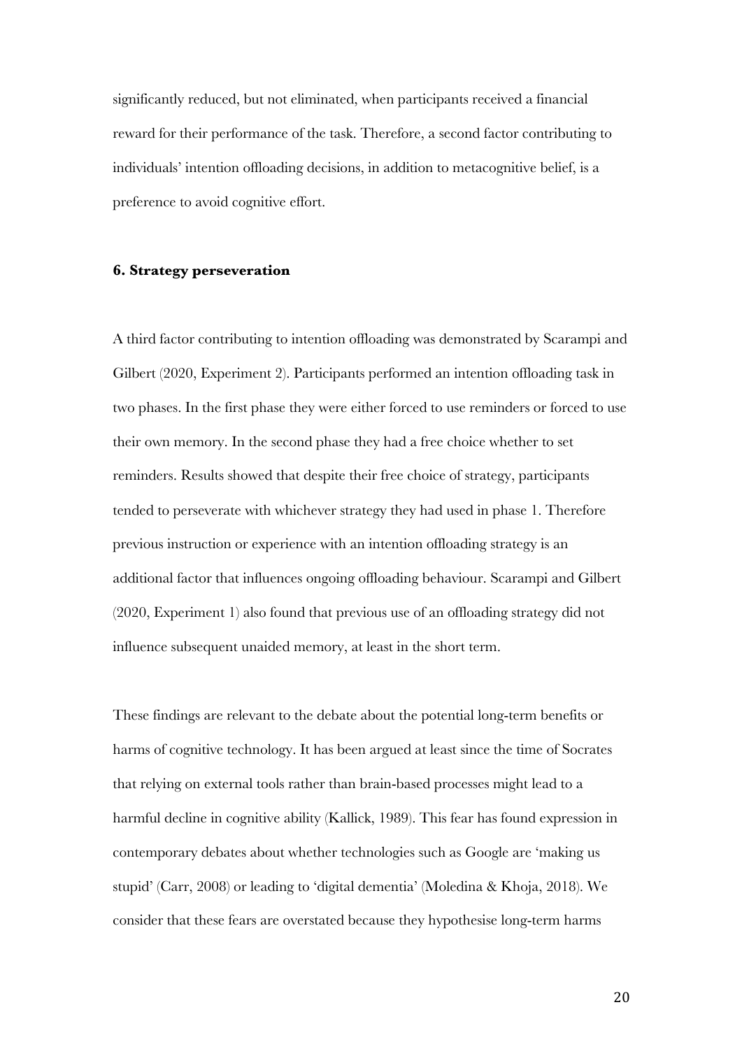significantly reduced, but not eliminated, when participants received a financial reward for their performance of the task. Therefore, a second factor contributing to individuals' intention offloading decisions, in addition to metacognitive belief, is a preference to avoid cognitive effort.

### 6. Strategy perseveration

A third factor contributing to intention offloading was demonstrated by Scarampi and Gilbert (2020, Experiment 2). Participants performed an intention offloading task in two phases. In the first phase they were either forced to use reminders or forced to use their own memory. In the second phase they had a free choice whether to set reminders. Results showed that despite their free choice of strategy, participants tended to perseverate with whichever strategy they had used in phase 1. Therefore previous instruction or experience with an intention offloading strategy is an additional factor that influences ongoing offloading behaviour. Scarampi and Gilbert (2020, Experiment 1) also found that previous use of an offloading strategy did not influence subsequent unaided memory, at least in the short term.

These findings are relevant to the debate about the potential long-term benefits or harms of cognitive technology. It has been argued at least since the time of Socrates that relying on external tools rather than brain-based processes might lead to a harmful decline in cognitive ability (Kallick, 1989). This fear has found expression in contemporary debates about whether technologies such as Google are 'making us stupid' (Carr, 2008) or leading to 'digital dementia' (Moledina & Khoja, 2018). We consider that these fears are overstated because they hypothesise long-term harms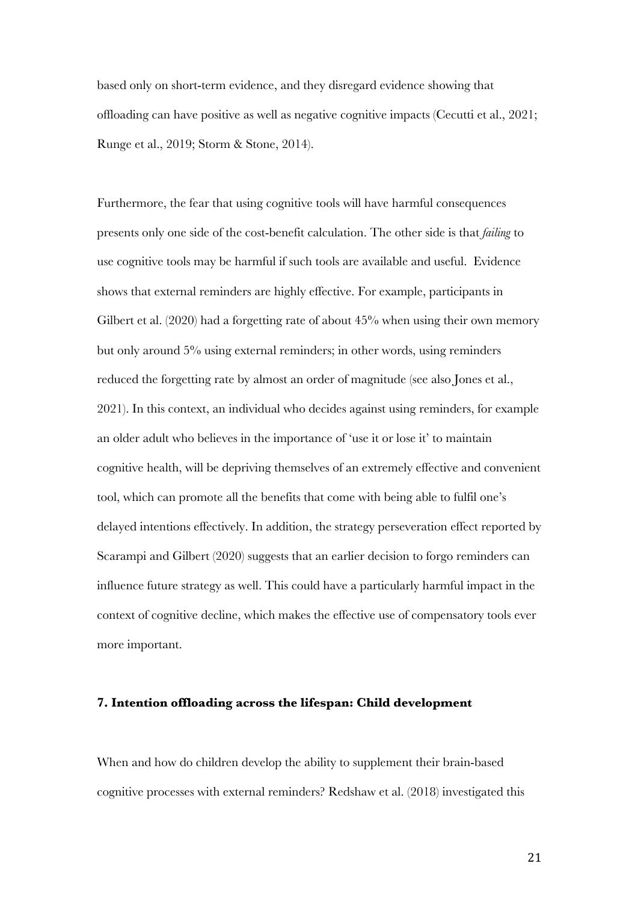based only on short-term evidence, and they disregard evidence showing that offloading can have positive as well as negative cognitive impacts (Cecutti et al., 2021; Runge et al., 2019; Storm & Stone, 2014).

Furthermore, the fear that using cognitive tools will have harmful consequences presents only one side of the cost-benefit calculation. The other side is that *failing* to use cognitive tools may be harmful if such tools are available and useful. Evidence shows that external reminders are highly effective. For example, participants in Gilbert et al. (2020) had a forgetting rate of about 45% when using their own memory but only around 5% using external reminders; in other words, using reminders reduced the forgetting rate by almost an order of magnitude (see also Jones et al., 2021). In this context, an individual who decides against using reminders, for example an older adult who believes in the importance of 'use it or lose it' to maintain cognitive health, will be depriving themselves of an extremely effective and convenient tool, which can promote all the benefits that come with being able to fulfil one's delayed intentions effectively. In addition, the strategy perseveration effect reported by Scarampi and Gilbert (2020) suggests that an earlier decision to forgo reminders can influence future strategy as well. This could have a particularly harmful impact in the context of cognitive decline, which makes the effective use of compensatory tools ever more important.

## 7. Intention offloading across the lifespan: Child development

When and how do children develop the ability to supplement their brain-based cognitive processes with external reminders? Redshaw et al. (2018) investigated this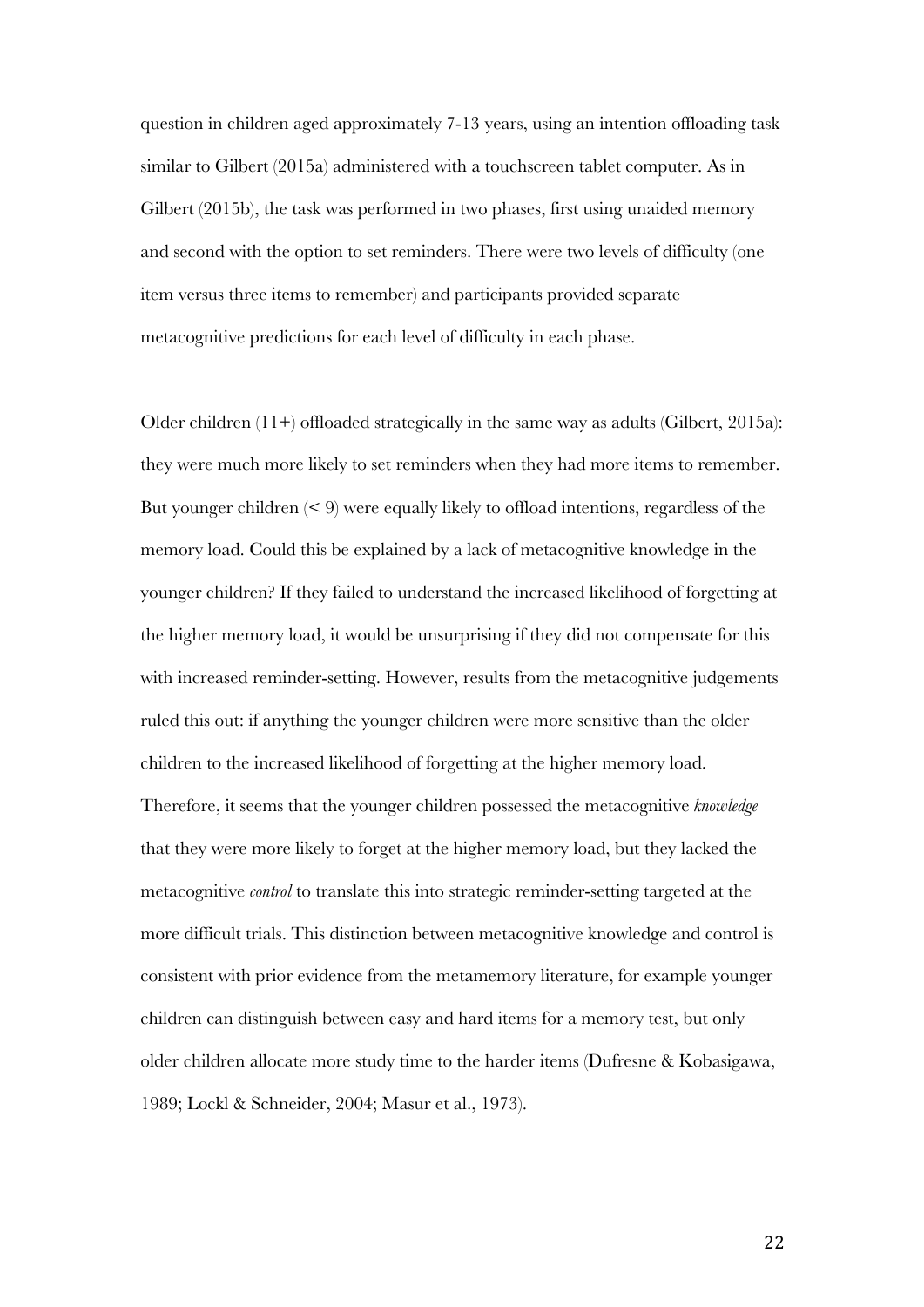question in children aged approximately 7-13 years, using an intention offloading task similar to Gilbert (2015a) administered with a touchscreen tablet computer. As in Gilbert (2015b), the task was performed in two phases, first using unaided memory and second with the option to set reminders. There were two levels of difficulty (one item versus three items to remember) and participants provided separate metacognitive predictions for each level of difficulty in each phase.

Older children (11+) offloaded strategically in the same way as adults (Gilbert, 2015a): they were much more likely to set reminders when they had more items to remember. But younger children (< 9) were equally likely to offload intentions, regardless of the memory load. Could this be explained by a lack of metacognitive knowledge in the younger children? If they failed to understand the increased likelihood of forgetting at the higher memory load, it would be unsurprising if they did not compensate for this with increased reminder-setting. However, results from the metacognitive judgements ruled this out: if anything the younger children were more sensitive than the older children to the increased likelihood of forgetting at the higher memory load. Therefore, it seems that the younger children possessed the metacognitive *knowledge* that they were more likely to forget at the higher memory load, but they lacked the metacognitive *control* to translate this into strategic reminder-setting targeted at the more difficult trials. This distinction between metacognitive knowledge and control is consistent with prior evidence from the metamemory literature, for example younger children can distinguish between easy and hard items for a memory test, but only older children allocate more study time to the harder items (Dufresne & Kobasigawa, 1989; Lockl & Schneider, 2004; Masur et al., 1973).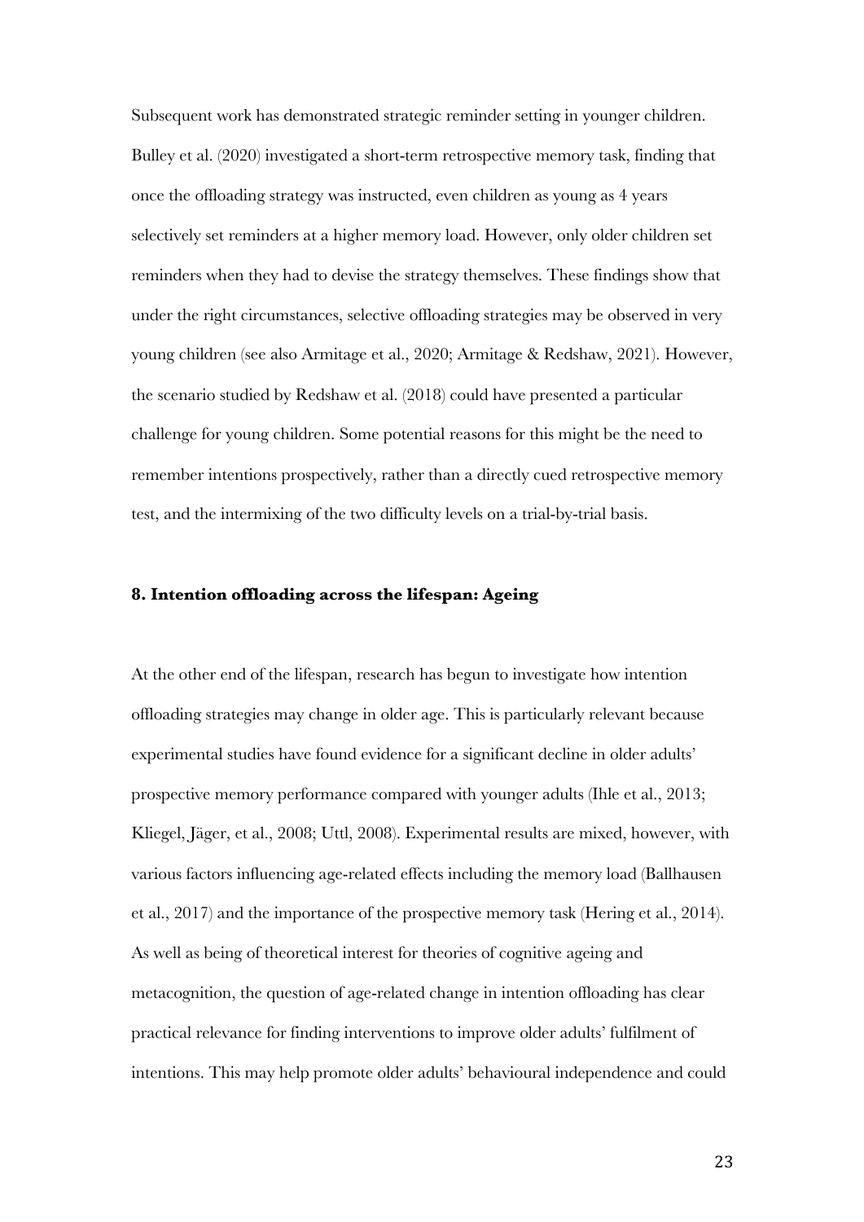Subsequent work has demonstrated strategic reminder setting in younger children. Bulley et al. (2020) investigated a short-term retrospective memory task, finding that once the offloading strategy was instructed, even children as young as 4 years selectively set reminders at a higher memory load. However, only older children set reminders when they had to devise the strategy themselves. These findings show that under the right circumstances, selective offloading strategies may be observed in very young children (see also Armitage et al., 2020; Armitage & Redshaw, 2021). However, the scenario studied by Redshaw et al. (2018) could have presented a particular challenge for young children. Some potential reasons for this might be the need to remember intentions prospectively, rather than a directly cued retrospective memory test, and the intermixing of the two difficulty levels on a trial-by-trial basis.

## 8. Intention offloading across the lifespan: Ageing

At the other end of the lifespan, research has begun to investigate how intention offloading strategies may change in older age. This is particularly relevant because experimental studies have found evidence for a significant decline in older adults' prospective memory performance compared with younger adults (Ihle et al., 2013; Kliegel, Jäger, et al., 2008; Uttl, 2008). Experimental results are mixed, however, with various factors influencing age-related effects including the memory load (Ballhausen et al., 2017) and the importance of the prospective memory task (Hering et al., 2014). As well as being of theoretical interest for theories of cognitive ageing and metacognition, the question of age-related change in intention offloading has clear practical relevance for finding interventions to improve older adults' fulfilment of intentions. This may help promote older adults' behavioural independence and could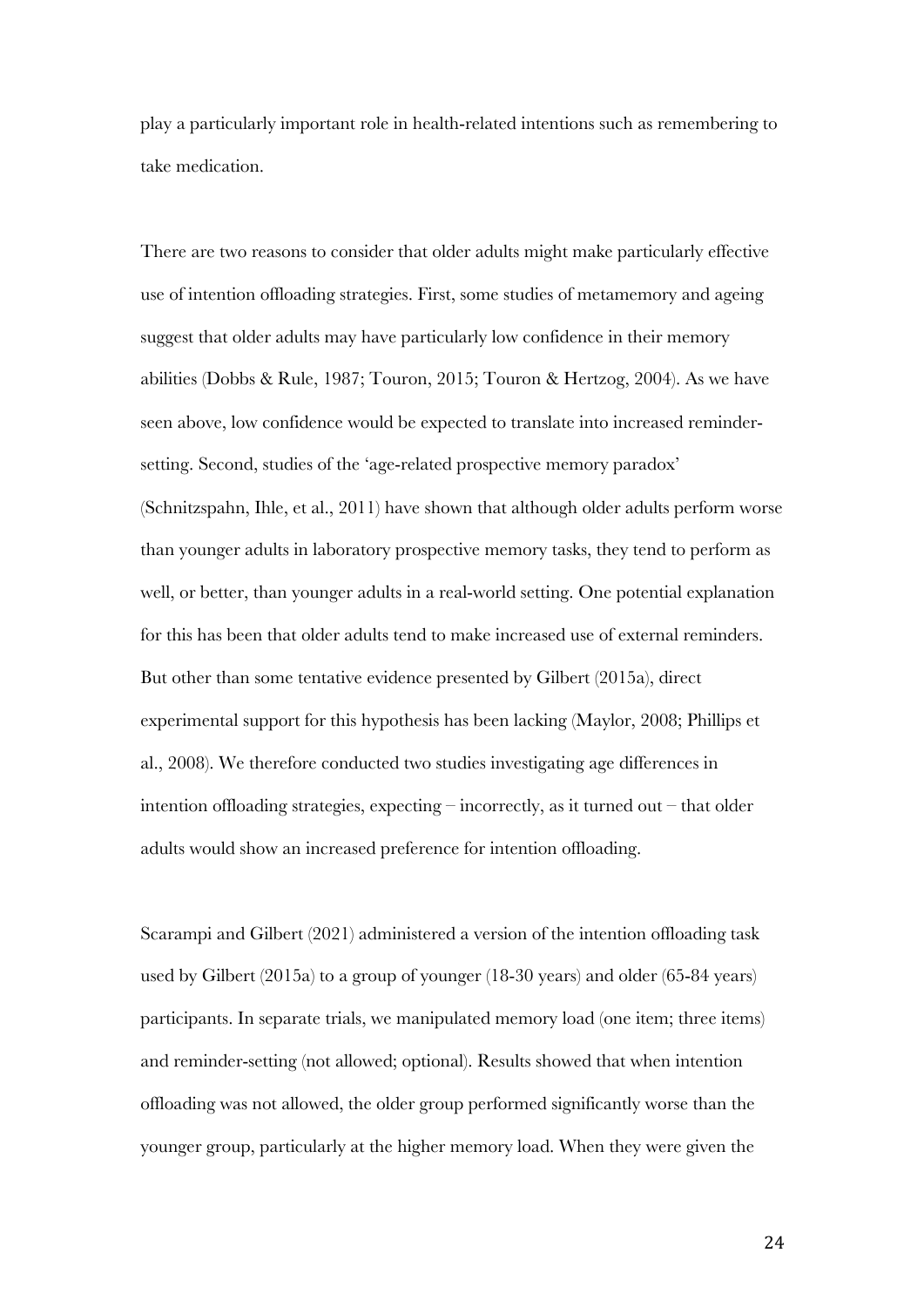play a particularly important role in health-related intentions such as remembering to take medication.

There are two reasons to consider that older adults might make particularly effective use of intention offloading strategies. First, some studies of metamemory and ageing suggest that older adults may have particularly low confidence in their memory abilities (Dobbs & Rule, 1987; Touron, 2015; Touron & Hertzog, 2004). As we have seen above, low confidence would be expected to translate into increased reminder-setting. Second, studies of the 'age-related prospective memory paradox' (Schnitzspahn, Ihle, et al., 2011) have shown that although older adults perform worse than younger adults in laboratory prospective memory tasks, they tend to perform as well, or better, than younger adults in a real-world setting. One potential explanation for this has been that older adults tend to make increased use of external reminders. But other than some tentative evidence presented by Gilbert (2015a), direct experimental support for this hypothesis has been lacking (Maylor, 2008; Phillips et al., 2008). We therefore conducted two studies investigating age differences in intention offloading strategies, expecting – incorrectly, as it turned out – that older adults would show an increased preference for intention offloading.

Scarampi and Gilbert (2021) administered a version of the intention offloading task used by Gilbert (2015a) to a group of younger (18-30 years) and older (65-84 years) participants. In separate trials, we manipulated memory load (one item; three items) and reminder-setting (not allowed; optional). Results showed that when intention offloading was not allowed, the older group performed significantly worse than the younger group, particularly at the higher memory load. When they were given the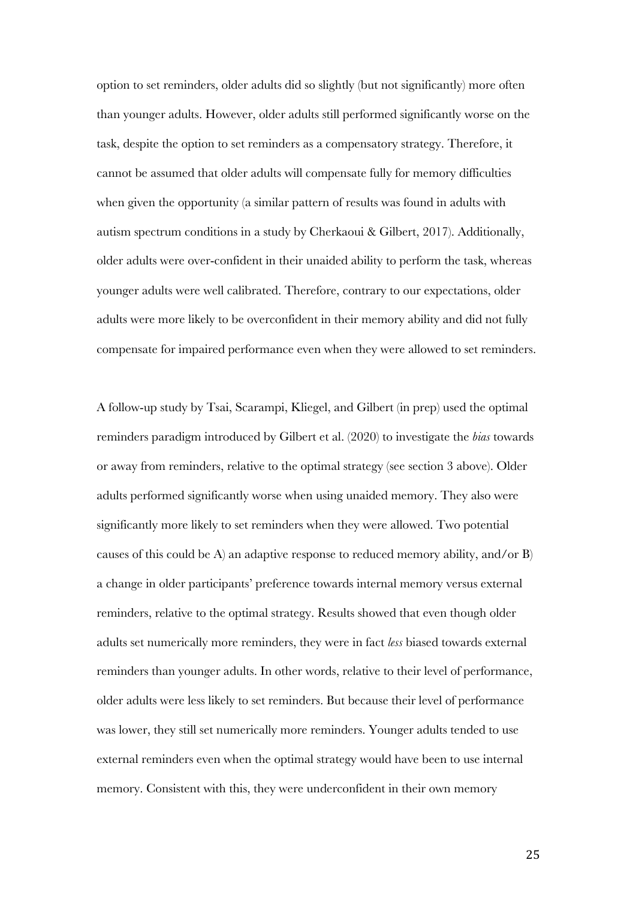option to set reminders, older adults did so slightly (but not significantly) more often than younger adults. However, older adults still performed significantly worse on the task, despite the option to set reminders as a compensatory strategy. Therefore, it cannot be assumed that older adults will compensate fully for memory difficulties when given the opportunity (a similar pattern of results was found in adults with autism spectrum conditions in a study by Cherkaoui & Gilbert, 2017). Additionally, older adults were over-confident in their unaided ability to perform the task, whereas younger adults were well calibrated. Therefore, contrary to our expectations, older adults were more likely to be overconfident in their memory ability and did not fully compensate for impaired performance even when they were allowed to set reminders.

A follow-up study by Tsai, Scarampi, Kliegel, and Gilbert (in prep) used the optimal reminders paradigm introduced by Gilbert et al. (2020) to investigate the *bias* towards or away from reminders, relative to the optimal strategy (see section 3 above). Older adults performed significantly worse when using unaided memory. They also were significantly more likely to set reminders when they were allowed. Two potential causes of this could be A) an adaptive response to reduced memory ability, and/or B) a change in older participants' preference towards internal memory versus external reminders, relative to the optimal strategy. Results showed that even though older adults set numerically more reminders, they were in fact *less* biased towards external reminders than younger adults. In other words, relative to their level of performance, older adults were less likely to set reminders. But because their level of performance was lower, they still set numerically more reminders. Younger adults tended to use external reminders even when the optimal strategy would have been to use internal memory. Consistent with this, they were underconfident in their own memory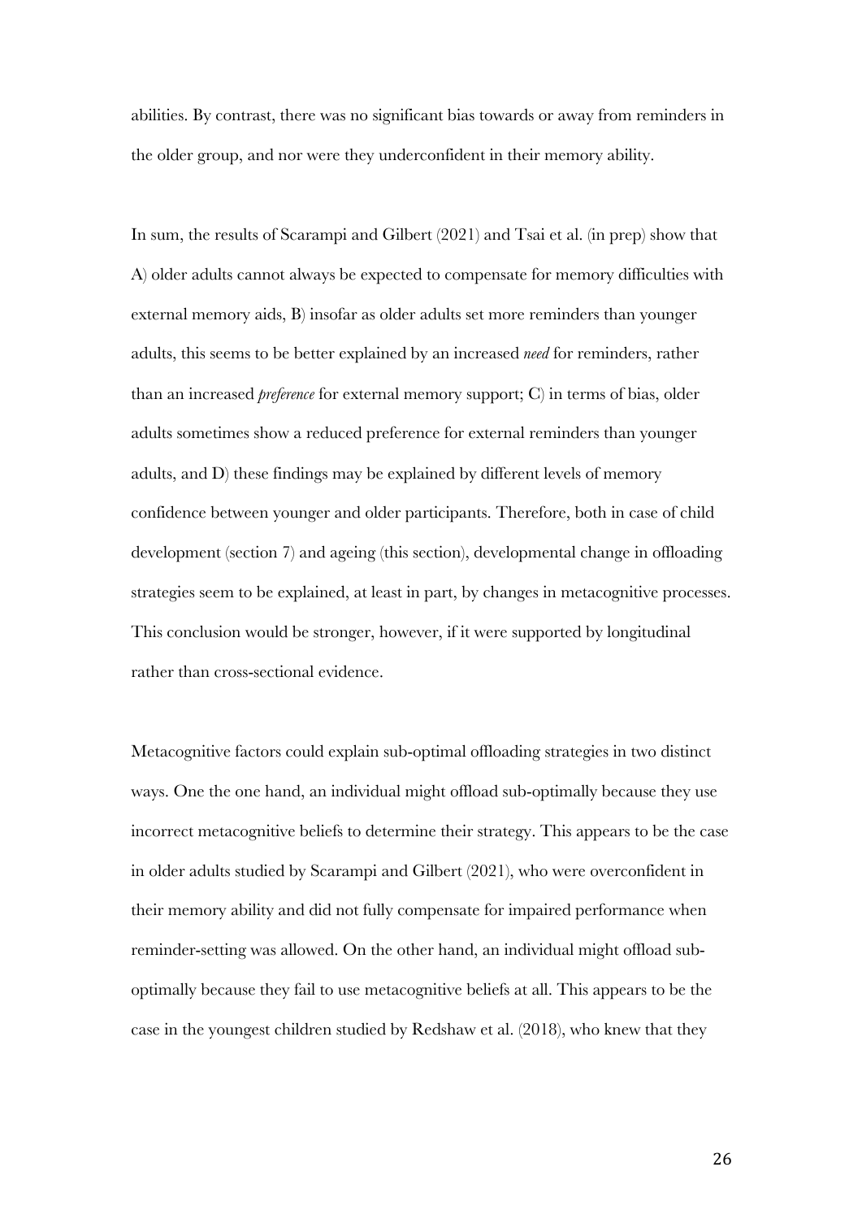abilities. By contrast, there was no significant bias towards or away from reminders in the older group, and nor were they underconfident in their memory ability.

In sum, the results of Scarampi and Gilbert (2021) and Tsai et al. (in prep) show that A) older adults cannot always be expected to compensate for memory difficulties with external memory aids, B) insofar as older adults set more reminders than younger adults, this seems to be better explained by an increased *need* for reminders, rather than an increased *preference* for external memory support; C) in terms of bias, older adults sometimes show a reduced preference for external reminders than younger adults, and D) these findings may be explained by different levels of memory confidence between younger and older participants. Therefore, both in case of child development (section 7) and ageing (this section), developmental change in offloading strategies seem to be explained, at least in part, by changes in metacognitive processes. This conclusion would be stronger, however, if it were supported by longitudinal rather than cross-sectional evidence.

Metacognitive factors could explain sub-optimal offloading strategies in two distinct ways. One the one hand, an individual might offload sub-optimally because they use incorrect metacognitive beliefs to determine their strategy. This appears to be the case in older adults studied by Scarampi and Gilbert (2021), who were overconfident in their memory ability and did not fully compensate for impaired performance when reminder-setting was allowed. On the other hand, an individual might offload sub-optimally because they fail to use metacognitive beliefs at all. This appears to be the case in the youngest children studied by Redshaw et al. (2018), who knew that they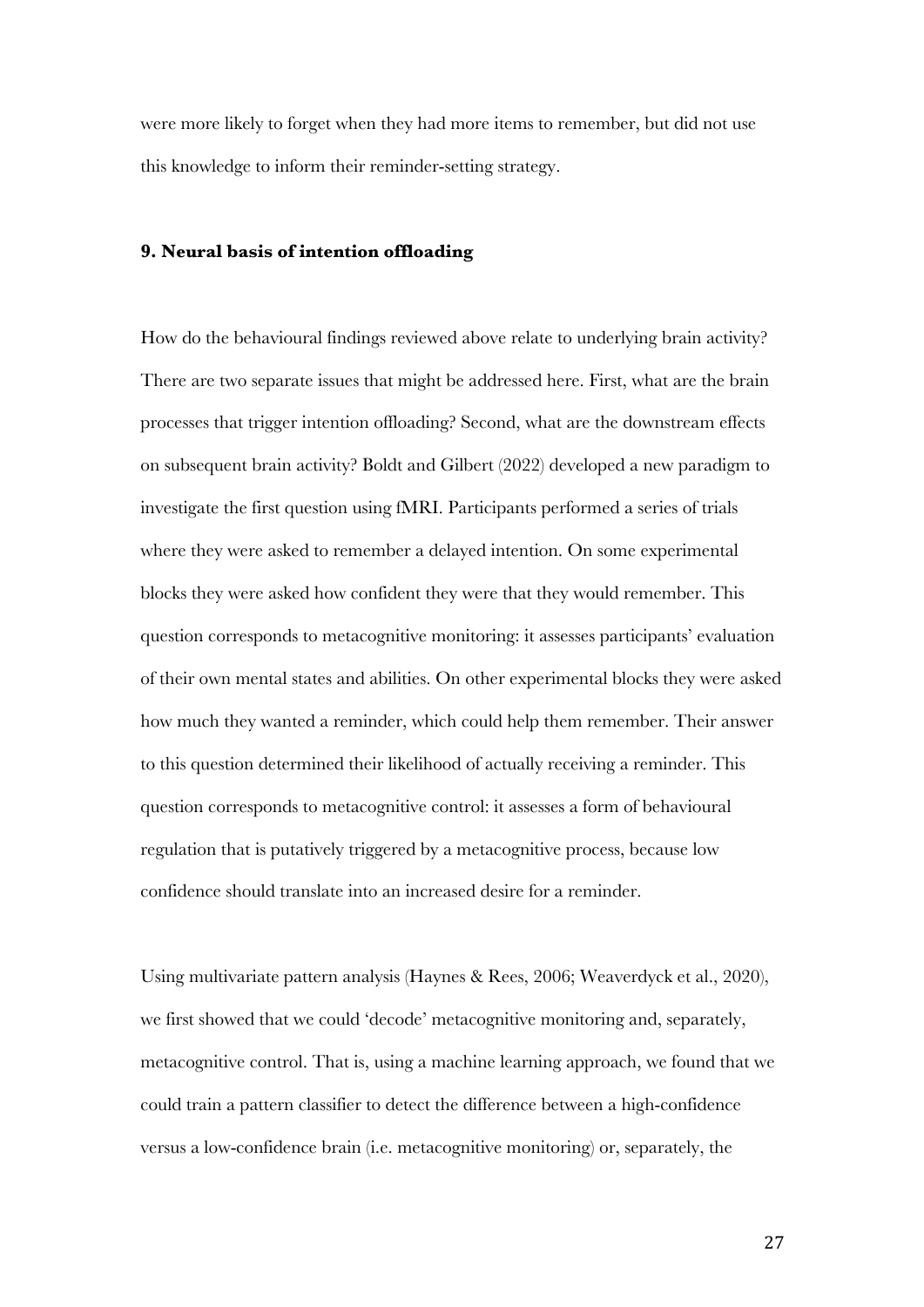were more likely to forget when they had more items to remember, but did not use this knowledge to inform their reminder-setting strategy.

## 9. Neural basis of intention offloading

How do the behavioural findings reviewed above relate to underlying brain activity? There are two separate issues that might be addressed here. First, what are the brain processes that trigger intention offloading? Second, what are the downstream effects on subsequent brain activity? Boldt and Gilbert (2022) developed a new paradigm to investigate the first question using fMRI. Participants performed a series of trials where they were asked to remember a delayed intention. On some experimental blocks they were asked how confident they were that they would remember. This question corresponds to metacognitive monitoring: it assesses participants' evaluation of their own mental states and abilities. On other experimental blocks they were asked how much they wanted a reminder, which could help them remember. Their answer to this question determined their likelihood of actually receiving a reminder. This question corresponds to metacognitive control: it assesses a form of behavioural regulation that is putatively triggered by a metacognitive process, because low confidence should translate into an increased desire for a reminder.

Using multivariate pattern analysis (Haynes & Rees, 2006; Weaverdyck et al., 2020), we first showed that we could 'decode' metacognitive monitoring and, separately, metacognitive control. That is, using a machine learning approach, we found that we could train a pattern classifier to detect the difference between a high-confidence versus a low-confidence brain (i.e. metacognitive monitoring) or, separately, the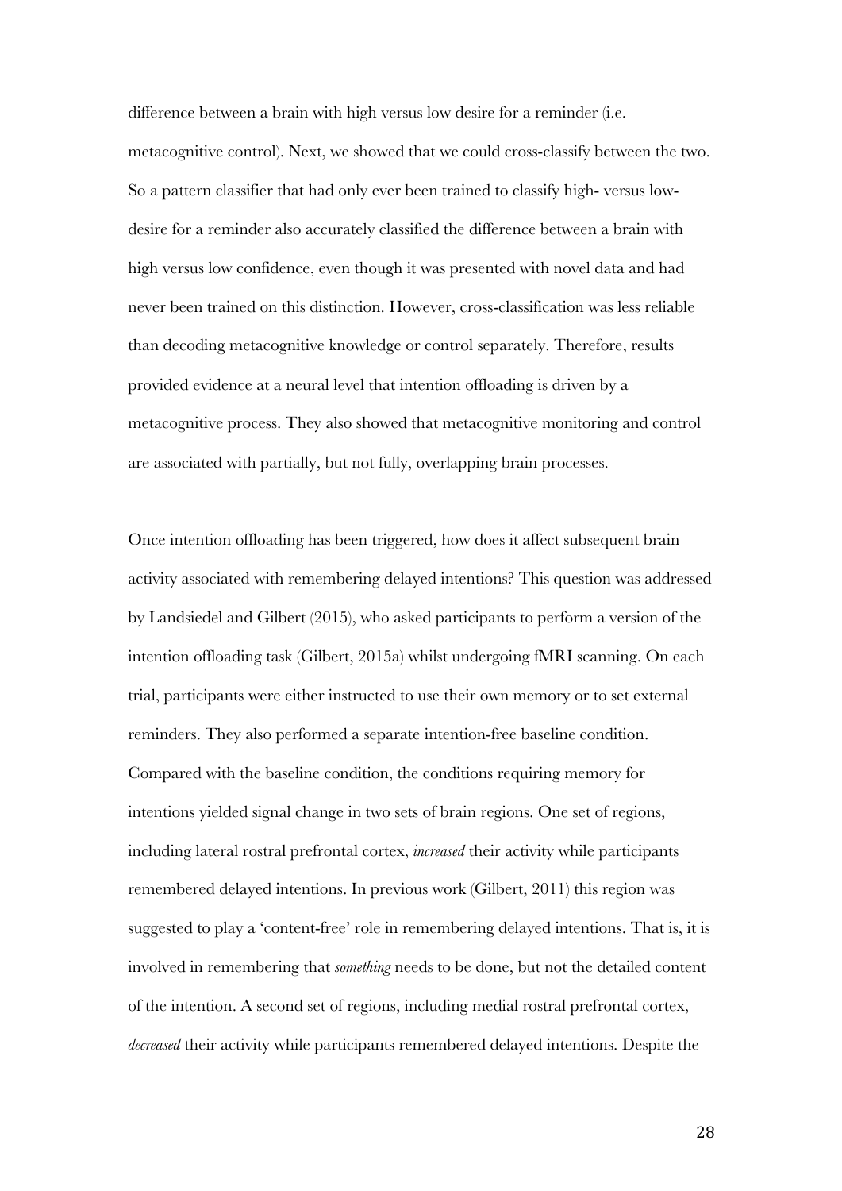difference between a brain with high versus low desire for a reminder (i.e. metacognitive control). Next, we showed that we could cross-classify between the two. So a pattern classifier that had only ever been trained to classify high- versus low-desire for a reminder also accurately classified the difference between a brain with high versus low confidence, even though it was presented with novel data and had never been trained on this distinction. However, cross-classification was less reliable than decoding metacognitive knowledge or control separately. Therefore, results provided evidence at a neural level that intention offloading is driven by a metacognitive process. They also showed that metacognitive monitoring and control are associated with partially, but not fully, overlapping brain processes.

Once intention offloading has been triggered, how does it affect subsequent brain activity associated with remembering delayed intentions? This question was addressed by Landsiedel and Gilbert (2015), who asked participants to perform a version of the intention offloading task (Gilbert, 2015a) whilst undergoing fMRI scanning. On each trial, participants were either instructed to use their own memory or to set external reminders. They also performed a separate intention-free baseline condition. Compared with the baseline condition, the conditions requiring memory for intentions yielded signal change in two sets of brain regions. One set of regions, including lateral rostral prefrontal cortex, *increased* their activity while participants remembered delayed intentions. In previous work (Gilbert, 2011) this region was suggested to play a 'content-free' role in remembering delayed intentions. That is, it is involved in remembering that *something* needs to be done, but not the detailed content of the intention. A second set of regions, including medial rostral prefrontal cortex, *decreased* their activity while participants remembered delayed intentions. Despite the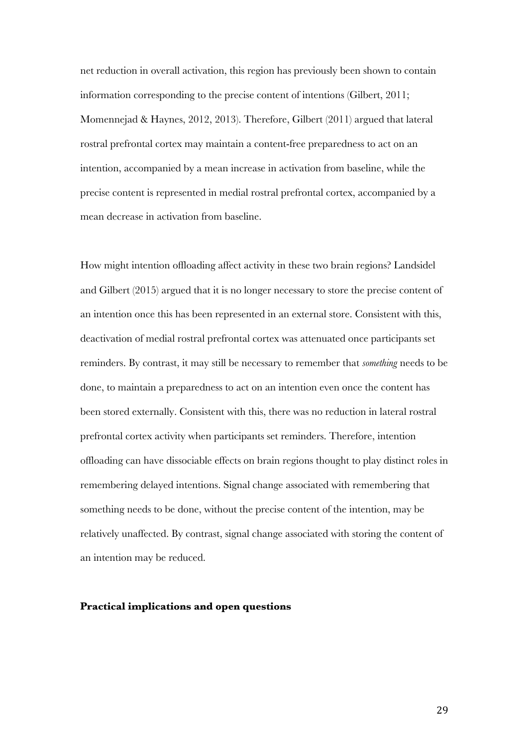net reduction in overall activation, this region has previously been shown to contain information corresponding to the precise content of intentions (Gilbert, 2011; Momennejad & Haynes, 2012, 2013). Therefore, Gilbert (2011) argued that lateral rostral prefrontal cortex may maintain a content-free preparedness to act on an intention, accompanied by a mean increase in activation from baseline, while the precise content is represented in medial rostral prefrontal cortex, accompanied by a mean decrease in activation from baseline.

How might intention offloading affect activity in these two brain regions? Landsidel and Gilbert (2015) argued that it is no longer necessary to store the precise content of an intention once this has been represented in an external store. Consistent with this, deactivation of medial rostral prefrontal cortex was attenuated once participants set reminders. By contrast, it may still be necessary to remember that *something* needs to be done, to maintain a preparedness to act on an intention even once the content has been stored externally. Consistent with this, there was no reduction in lateral rostral prefrontal cortex activity when participants set reminders. Therefore, intention offloading can have dissociable effects on brain regions thought to play distinct roles in remembering delayed intentions. Signal change associated with remembering that something needs to be done, without the precise content of the intention, may be relatively unaffected. By contrast, signal change associated with storing the content of an intention may be reduced.

## Practical implications and open questions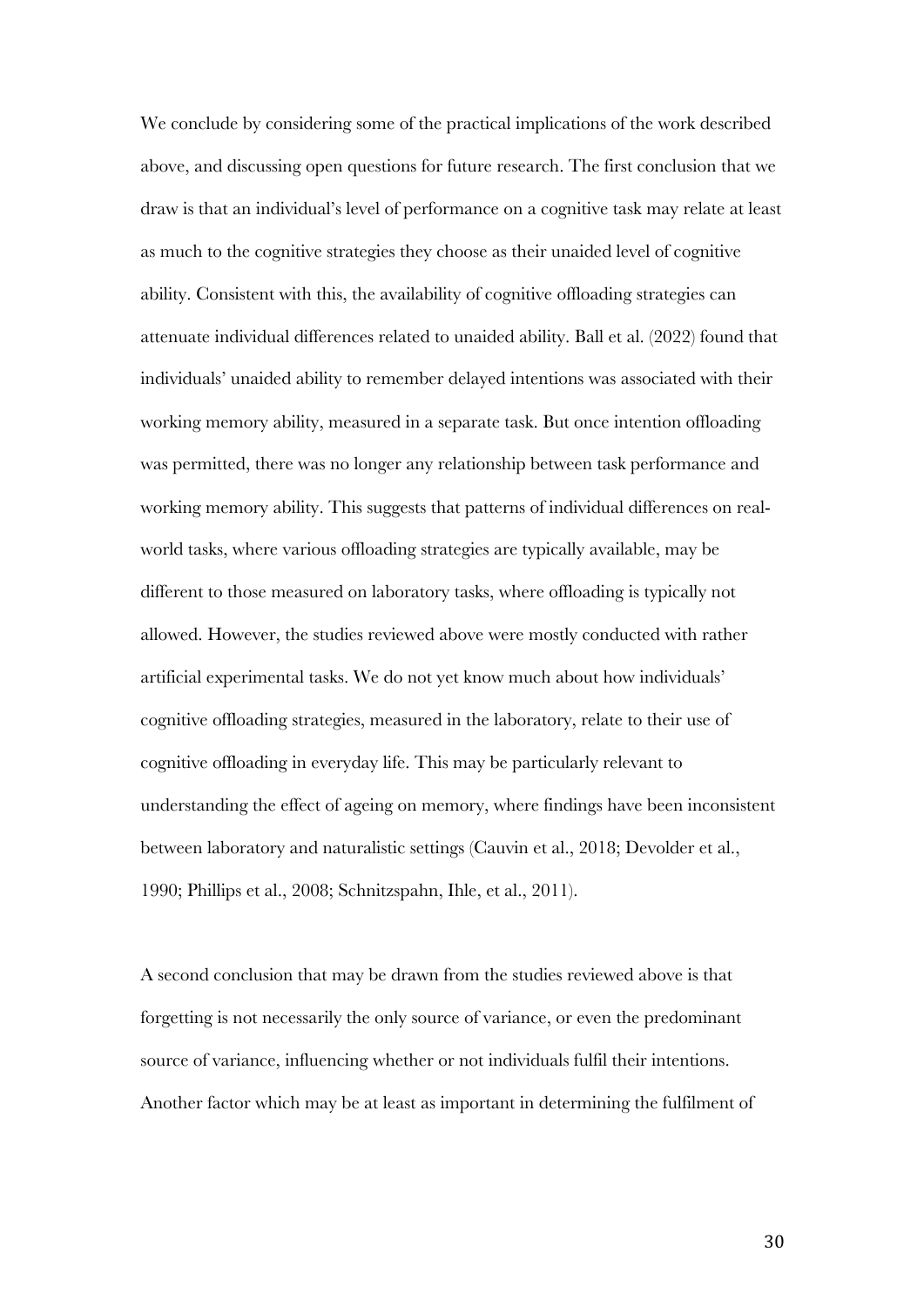We conclude by considering some of the practical implications of the work described above, and discussing open questions for future research. The first conclusion that we draw is that an individual's level of performance on a cognitive task may relate at least as much to the cognitive strategies they choose as their unaided level of cognitive ability. Consistent with this, the availability of cognitive offloading strategies can attenuate individual differences related to unaided ability. Ball et al. (2022) found that individuals' unaided ability to remember delayed intentions was associated with their working memory ability, measured in a separate task. But once intention offloading was permitted, there was no longer any relationship between task performance and working memory ability. This suggests that patterns of individual differences on real-world tasks, where various offloading strategies are typically available, may be different to those measured on laboratory tasks, where offloading is typically not allowed. However, the studies reviewed above were mostly conducted with rather artificial experimental tasks. We do not yet know much about how individuals' cognitive offloading strategies, measured in the laboratory, relate to their use of cognitive offloading in everyday life. This may be particularly relevant to understanding the effect of ageing on memory, where findings have been inconsistent between laboratory and naturalistic settings (Cauvin et al., 2018; Devolder et al., 1990; Phillips et al., 2008; Schnitzspahn, Ihle, et al., 2011).

A second conclusion that may be drawn from the studies reviewed above is that forgetting is not necessarily the only source of variance, or even the predominant source of variance, influencing whether or not individuals fulfil their intentions. Another factor which may be at least as important in determining the fulfilment of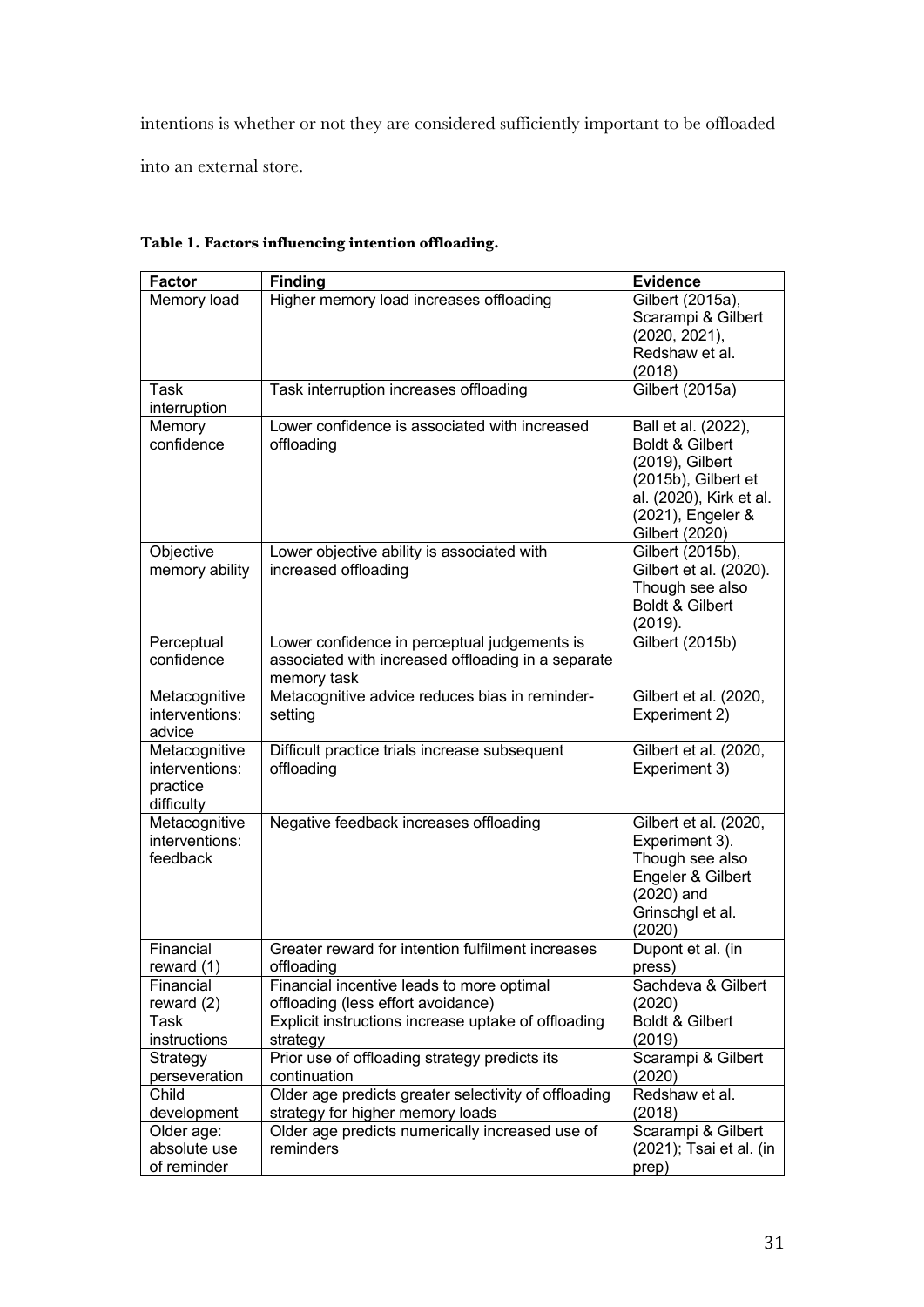intentions is whether or not they are considered sufficiently important to be offloaded into an external store.

**Table 1. Factors influencing intention offloading.**

| Factor | Finding | Evidence |
|---|---|---|
| Memory load | Higher memory load increases offloading | Gilbert (2015a), Scarampi & Gilbert (2020, 2021), Redshaw et al. (2018) |
| Task interruption | Task interruption increases offloading | Gilbert (2015a) |
| Memory confidence | Lower confidence is associated with increased offloading | Ball et al. (2022), Boldt & Gilbert (2019), Gilbert (2015b), Gilbert et al. (2020), Kirk et al. (2021), Engeler & Gilbert (2020) |
| Objective memory ability | Lower objective ability is associated with increased offloading | Gilbert (2015b), Gilbert et al. (2020). Though see also Boldt & Gilbert (2019). |
| Perceptual confidence | Lower confidence in perceptual judgements is associated with increased offloading in a separate memory task | Gilbert (2015b) |
| Metacognitive interventions: advice | Metacognitive advice reduces bias in reminder-setting | Gilbert et al. (2020, Experiment 2) |
| Metacognitive interventions: practice difficulty | Difficult practice trials increase subsequent offloading | Gilbert et al. (2020, Experiment 3) |
| Metacognitive interventions: feedback | Negative feedback increases offloading | Gilbert et al. (2020, Experiment 3). Though see also Engeler & Gilbert (2020) and Grinschgl et al. (2020) |
| Financial reward (1) | Greater reward for intention fulfilment increases offloading | Dupont et al. (in press) |
| Financial reward (2) | Financial incentive leads to more optimal offloading (less effort avoidance) | Sachdeva & Gilbert (2020) |
| Task instructions | Explicit instructions increase uptake of offloading strategy | Boldt & Gilbert (2019) |
| Strategy perseveration | Prior use of offloading strategy predicts its continuation | Scarampi & Gilbert (2020) |
| Child development | Older age predicts greater selectivity of offloading strategy for higher memory loads | Redshaw et al. (2018) |
| Older age: absolute use of reminder | Older age predicts numerically increased use of reminders | Scarampi & Gilbert (2021); Tsai et al. (in prep) |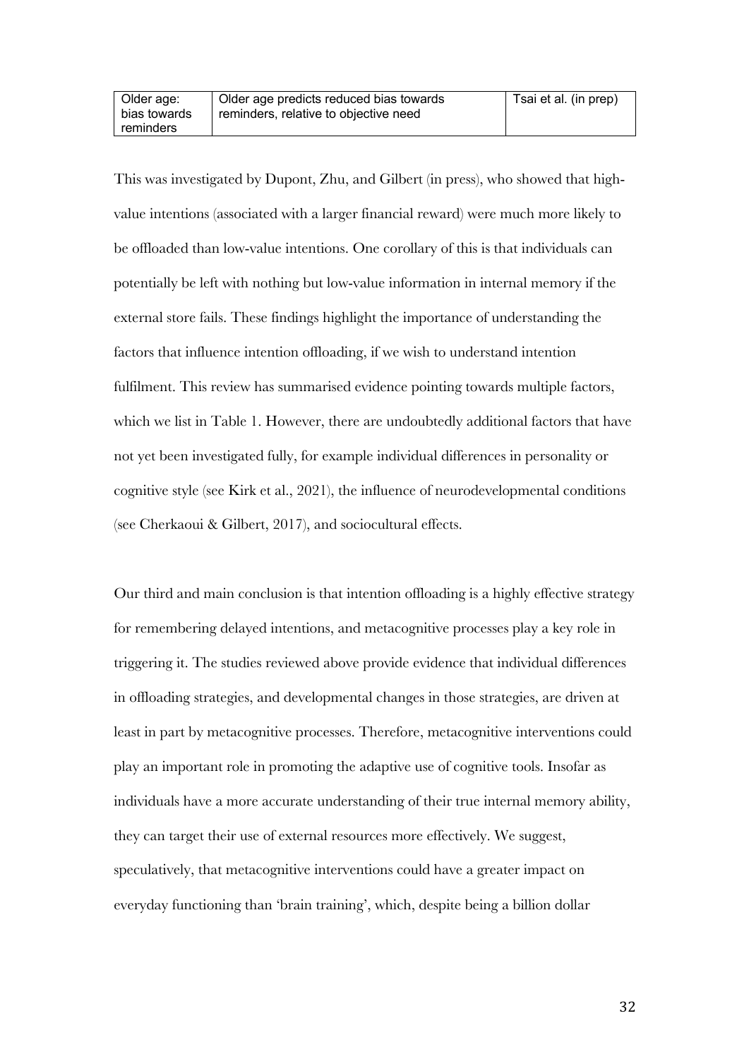| Older age: bias towards reminders | Older age predicts reduced bias towards reminders, relative to objective need | Tsai et al. (in prep) |
|---|---|---|

This was investigated by Dupont, Zhu, and Gilbert (in press), who showed that high-value intentions (associated with a larger financial reward) were much more likely to be offloaded than low-value intentions. One corollary of this is that individuals can potentially be left with nothing but low-value information in internal memory if the external store fails. These findings highlight the importance of understanding the factors that influence intention offloading, if we wish to understand intention fulfilment. This review has summarised evidence pointing towards multiple factors, which we list in Table 1. However, there are undoubtedly additional factors that have not yet been investigated fully, for example individual differences in personality or cognitive style (see Kirk et al., 2021), the influence of neurodevelopmental conditions (see Cherkaoui & Gilbert, 2017), and sociocultural effects.

Our third and main conclusion is that intention offloading is a highly effective strategy for remembering delayed intentions, and metacognitive processes play a key role in triggering it. The studies reviewed above provide evidence that individual differences in offloading strategies, and developmental changes in those strategies, are driven at least in part by metacognitive processes. Therefore, metacognitive interventions could play an important role in promoting the adaptive use of cognitive tools. Insofar as individuals have a more accurate understanding of their true internal memory ability, they can target their use of external resources more effectively. We suggest, speculatively, that metacognitive interventions could have a greater impact on everyday functioning than 'brain training', which, despite being a billion dollar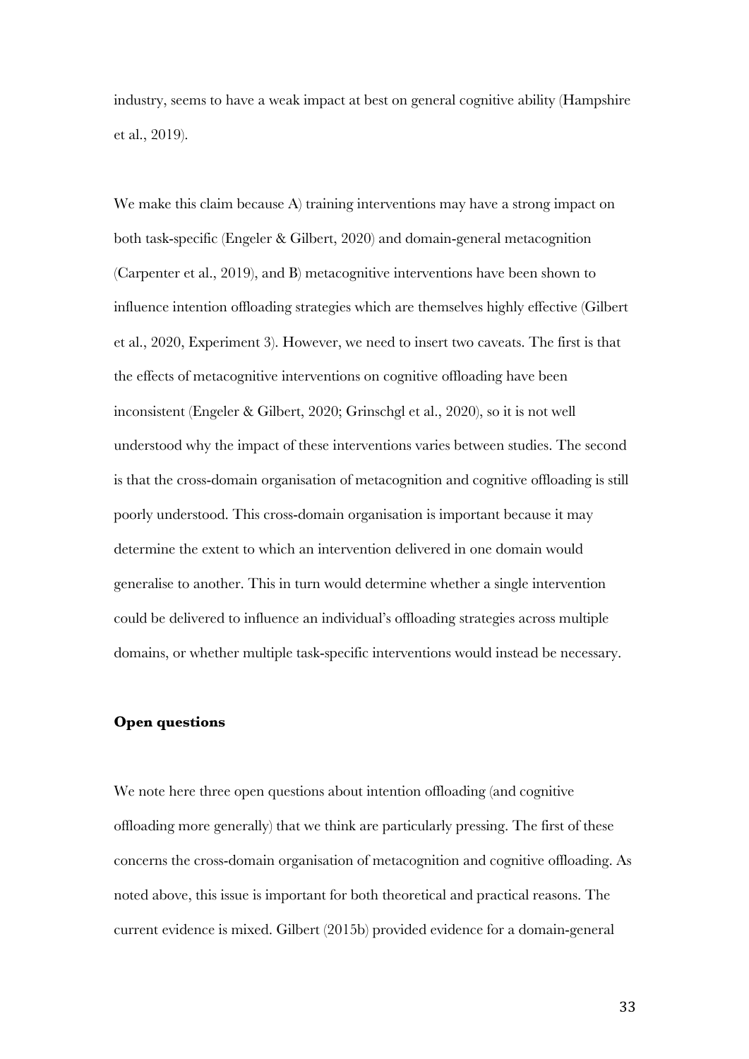industry, seems to have a weak impact at best on general cognitive ability (Hampshire et al., 2019).

We make this claim because A) training interventions may have a strong impact on both task-specific (Engeler & Gilbert, 2020) and domain-general metacognition (Carpenter et al., 2019), and B) metacognitive interventions have been shown to influence intention offloading strategies which are themselves highly effective (Gilbert et al., 2020, Experiment 3). However, we need to insert two caveats. The first is that the effects of metacognitive interventions on cognitive offloading have been inconsistent (Engeler & Gilbert, 2020; Grinschgl et al., 2020), so it is not well understood why the impact of these interventions varies between studies. The second is that the cross-domain organisation of metacognition and cognitive offloading is still poorly understood. This cross-domain organisation is important because it may determine the extent to which an intervention delivered in one domain would generalise to another. This in turn would determine whether a single intervention could be delivered to influence an individual's offloading strategies across multiple domains, or whether multiple task-specific interventions would instead be necessary.

**Open questions**

We note here three open questions about intention offloading (and cognitive offloading more generally) that we think are particularly pressing. The first of these concerns the cross-domain organisation of metacognition and cognitive offloading. As noted above, this issue is important for both theoretical and practical reasons. The current evidence is mixed. Gilbert (2015b) provided evidence for a domain-general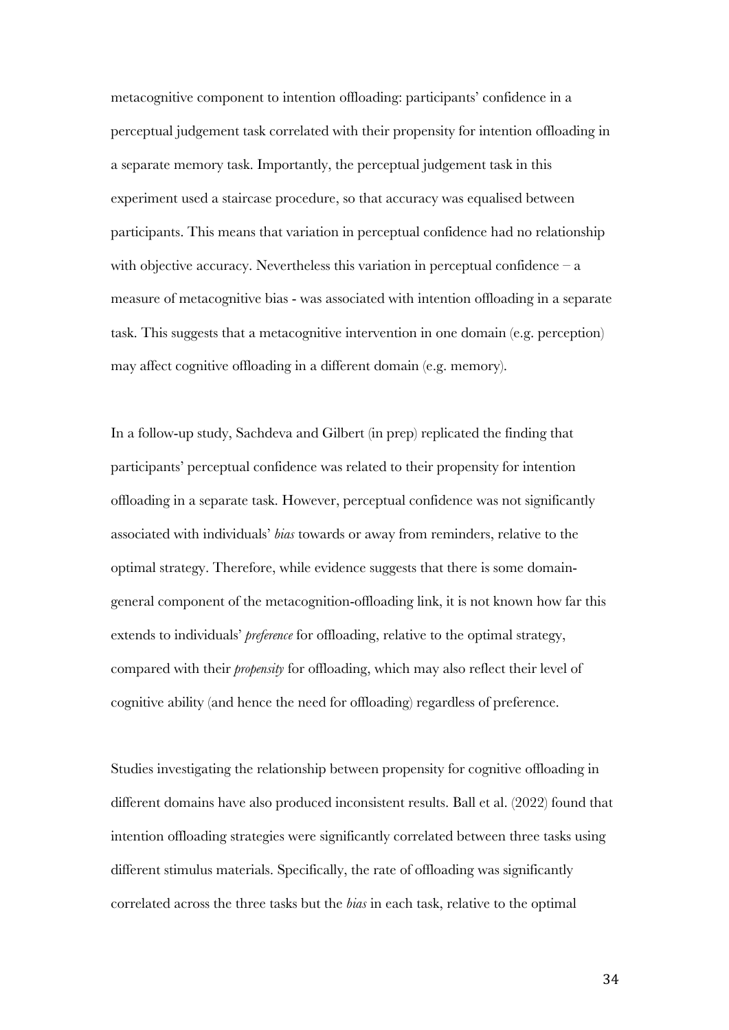metacognitive component to intention offloading: participants' confidence in a perceptual judgement task correlated with their propensity for intention offloading in a separate memory task. Importantly, the perceptual judgement task in this experiment used a staircase procedure, so that accuracy was equalised between participants. This means that variation in perceptual confidence had no relationship with objective accuracy. Nevertheless this variation in perceptual confidence – a measure of metacognitive bias - was associated with intention offloading in a separate task. This suggests that a metacognitive intervention in one domain (e.g. perception) may affect cognitive offloading in a different domain (e.g. memory).

In a follow-up study, Sachdeva and Gilbert (in prep) replicated the finding that participants' perceptual confidence was related to their propensity for intention offloading in a separate task. However, perceptual confidence was not significantly associated with individuals' *bias* towards or away from reminders, relative to the optimal strategy. Therefore, while evidence suggests that there is some domain-general component of the metacognition-offloading link, it is not known how far this extends to individuals' *preference* for offloading, relative to the optimal strategy, compared with their *propensity* for offloading, which may also reflect their level of cognitive ability (and hence the need for offloading) regardless of preference.

Studies investigating the relationship between propensity for cognitive offloading in different domains have also produced inconsistent results. Ball et al. (2022) found that intention offloading strategies were significantly correlated between three tasks using different stimulus materials. Specifically, the rate of offloading was significantly correlated across the three tasks but the *bias* in each task, relative to the optimal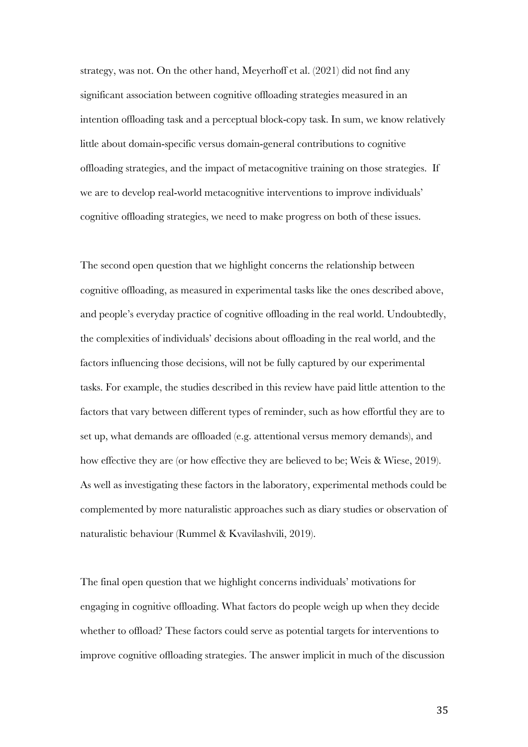strategy, was not. On the other hand, Meyerhoff et al. (2021) did not find any significant association between cognitive offloading strategies measured in an intention offloading task and a perceptual block-copy task. In sum, we know relatively little about domain-specific versus domain-general contributions to cognitive offloading strategies, and the impact of metacognitive training on those strategies. If we are to develop real-world metacognitive interventions to improve individuals' cognitive offloading strategies, we need to make progress on both of these issues.

The second open question that we highlight concerns the relationship between cognitive offloading, as measured in experimental tasks like the ones described above, and people's everyday practice of cognitive offloading in the real world. Undoubtedly, the complexities of individuals' decisions about offloading in the real world, and the factors influencing those decisions, will not be fully captured by our experimental tasks. For example, the studies described in this review have paid little attention to the factors that vary between different types of reminder, such as how effortful they are to set up, what demands are offloaded (e.g. attentional versus memory demands), and how effective they are (or how effective they are believed to be; Weis & Wiese, 2019). As well as investigating these factors in the laboratory, experimental methods could be complemented by more naturalistic approaches such as diary studies or observation of naturalistic behaviour (Rummel & Kvavilashvili, 2019).

The final open question that we highlight concerns individuals' motivations for engaging in cognitive offloading. What factors do people weigh up when they decide whether to offload? These factors could serve as potential targets for interventions to improve cognitive offloading strategies. The answer implicit in much of the discussion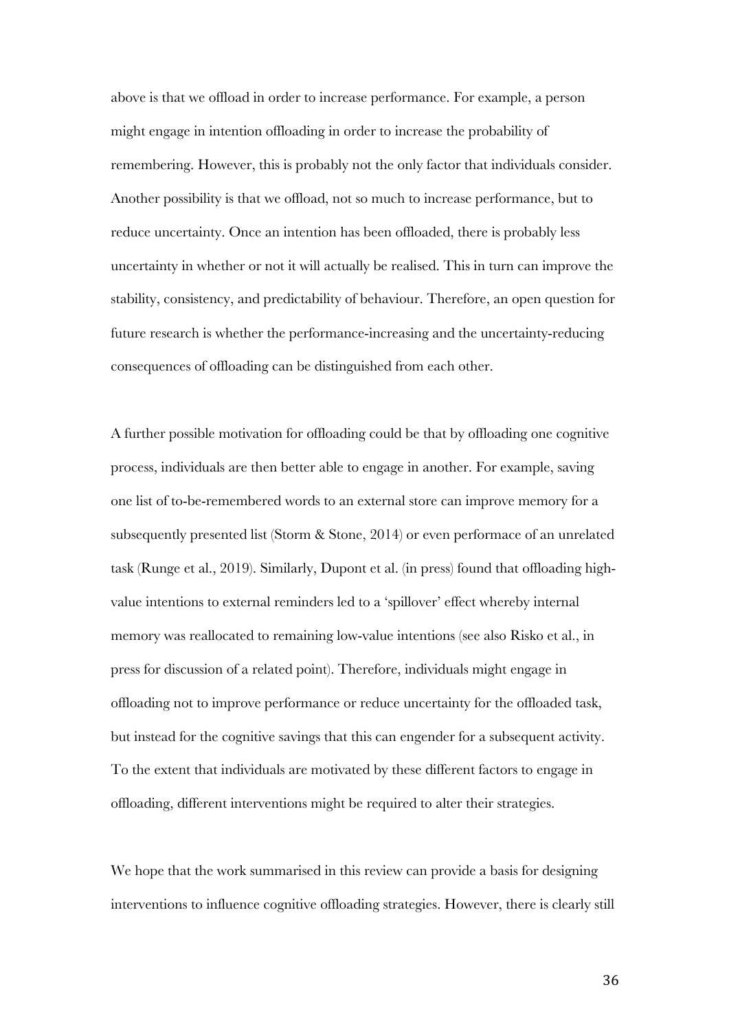above is that we offload in order to increase performance. For example, a person might engage in intention offloading in order to increase the probability of remembering. However, this is probably not the only factor that individuals consider. Another possibility is that we offload, not so much to increase performance, but to reduce uncertainty. Once an intention has been offloaded, there is probably less uncertainty in whether or not it will actually be realised. This in turn can improve the stability, consistency, and predictability of behaviour. Therefore, an open question for future research is whether the performance-increasing and the uncertainty-reducing consequences of offloading can be distinguished from each other.

A further possible motivation for offloading could be that by offloading one cognitive process, individuals are then better able to engage in another. For example, saving one list of to-be-remembered words to an external store can improve memory for a subsequently presented list (Storm & Stone, 2014) or even performace of an unrelated task (Runge et al., 2019). Similarly, Dupont et al. (in press) found that offloading high-value intentions to external reminders led to a 'spillover' effect whereby internal memory was reallocated to remaining low-value intentions (see also Risko et al., in press for discussion of a related point). Therefore, individuals might engage in offloading not to improve performance or reduce uncertainty for the offloaded task, but instead for the cognitive savings that this can engender for a subsequent activity. To the extent that individuals are motivated by these different factors to engage in offloading, different interventions might be required to alter their strategies.

We hope that the work summarised in this review can provide a basis for designing interventions to influence cognitive offloading strategies. However, there is clearly still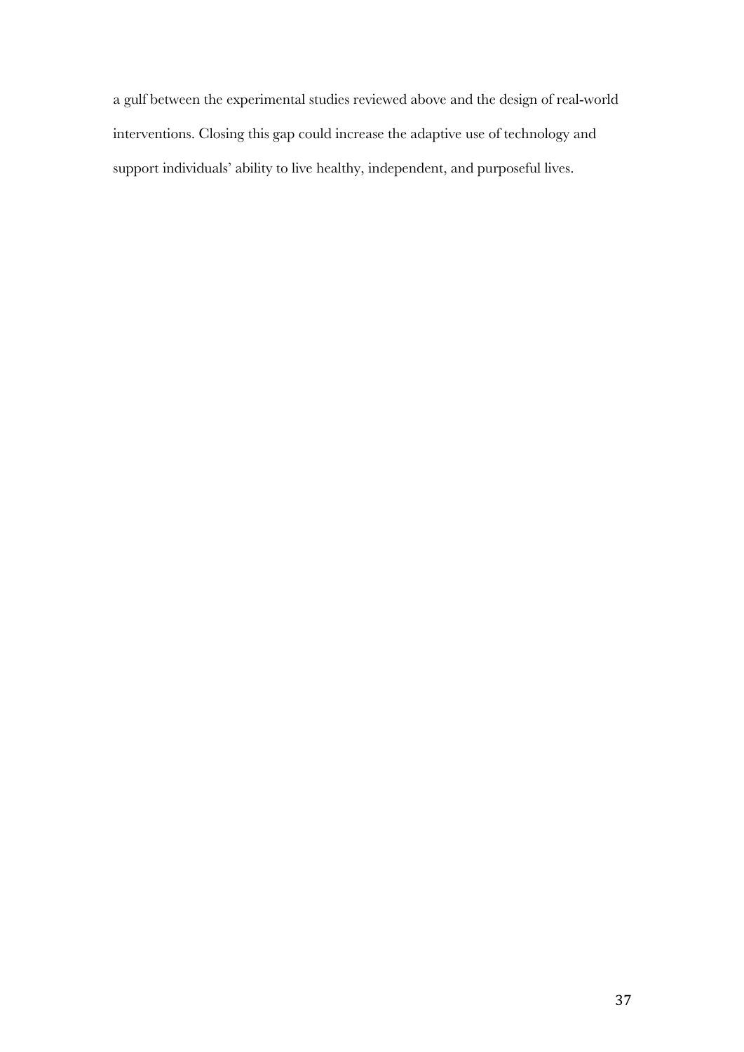a gulf between the experimental studies reviewed above and the design of real-world interventions. Closing this gap could increase the adaptive use of technology and support individuals' ability to live healthy, independent, and purposeful lives.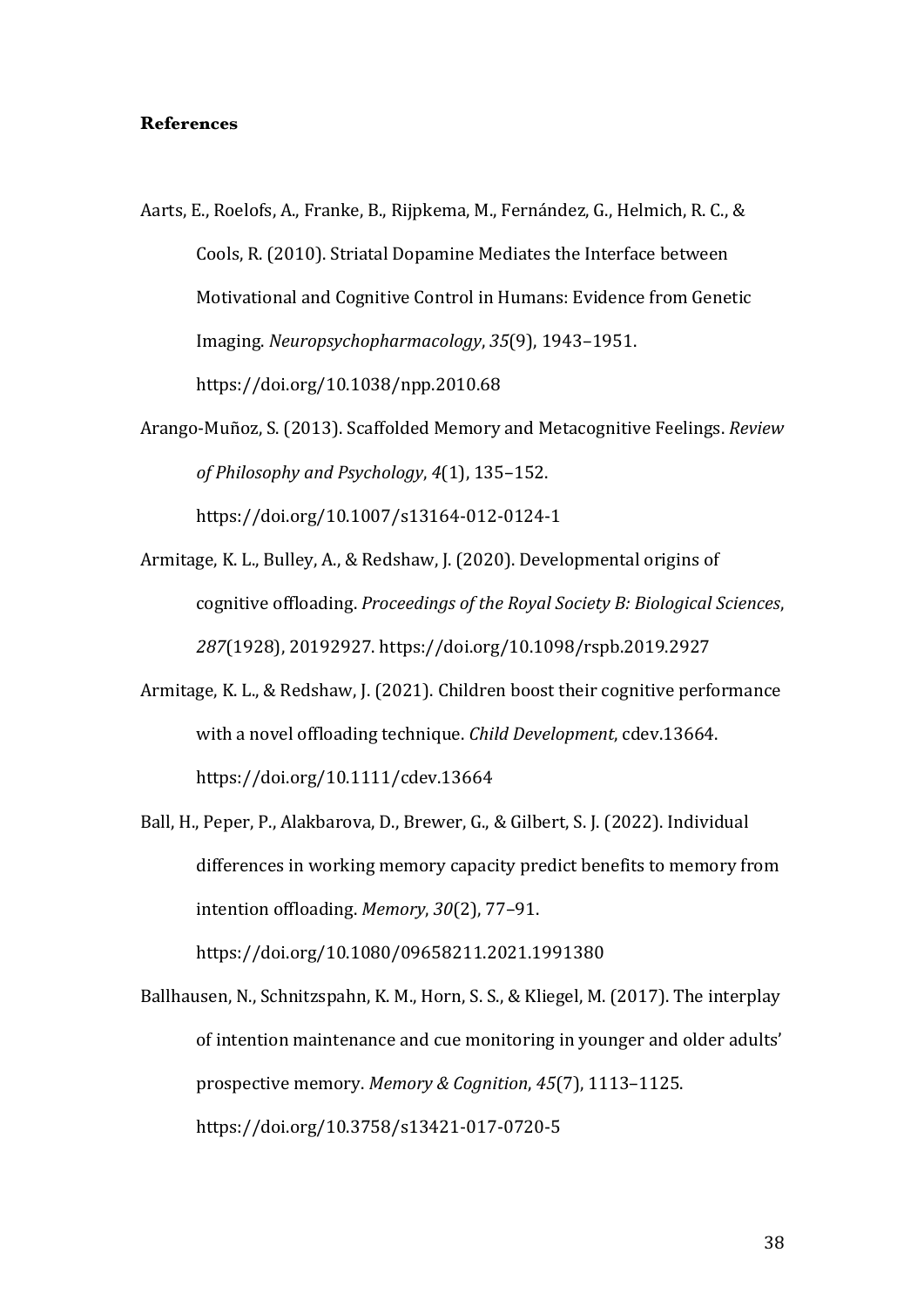**References**

Aarts, E., Roelofs, A., Franke, B., Rijpkema, M., Fernández, G., Helmich, R. C., & Cools, R. (2010). Striatal Dopamine Mediates the Interface between Motivational and Cognitive Control in Humans: Evidence from Genetic Imaging. *Neuropsychopharmacology*, *35*(9), 1943–1951. https://doi.org/10.1038/npp.2010.68

Arango-Muñoz, S. (2013). Scaffolded Memory and Metacognitive Feelings. *Review of Philosophy and Psychology*, *4*(1), 135–152. https://doi.org/10.1007/s13164-012-0124-1

Armitage, K. L., Bulley, A., & Redshaw, J. (2020). Developmental origins of cognitive offloading. *Proceedings of the Royal Society B: Biological Sciences*, *287*(1928), 20192927. https://doi.org/10.1098/rspb.2019.2927

Armitage, K. L., & Redshaw, J. (2021). Children boost their cognitive performance with a novel offloading technique. *Child Development*, cdev.13664. https://doi.org/10.1111/cdev.13664

Ball, H., Peper, P., Alakbarova, D., Brewer, G., & Gilbert, S. J. (2022). Individual differences in working memory capacity predict benefits to memory from intention offloading. *Memory*, *30*(2), 77–91. https://doi.org/10.1080/09658211.2021.1991380

Ballhausen, N., Schnitzspahn, K. M., Horn, S. S., & Kliegel, M. (2017). The interplay of intention maintenance and cue monitoring in younger and older adults' prospective memory. *Memory & Cognition*, *45*(7), 1113–1125. https://doi.org/10.3758/s13421-017-0720-5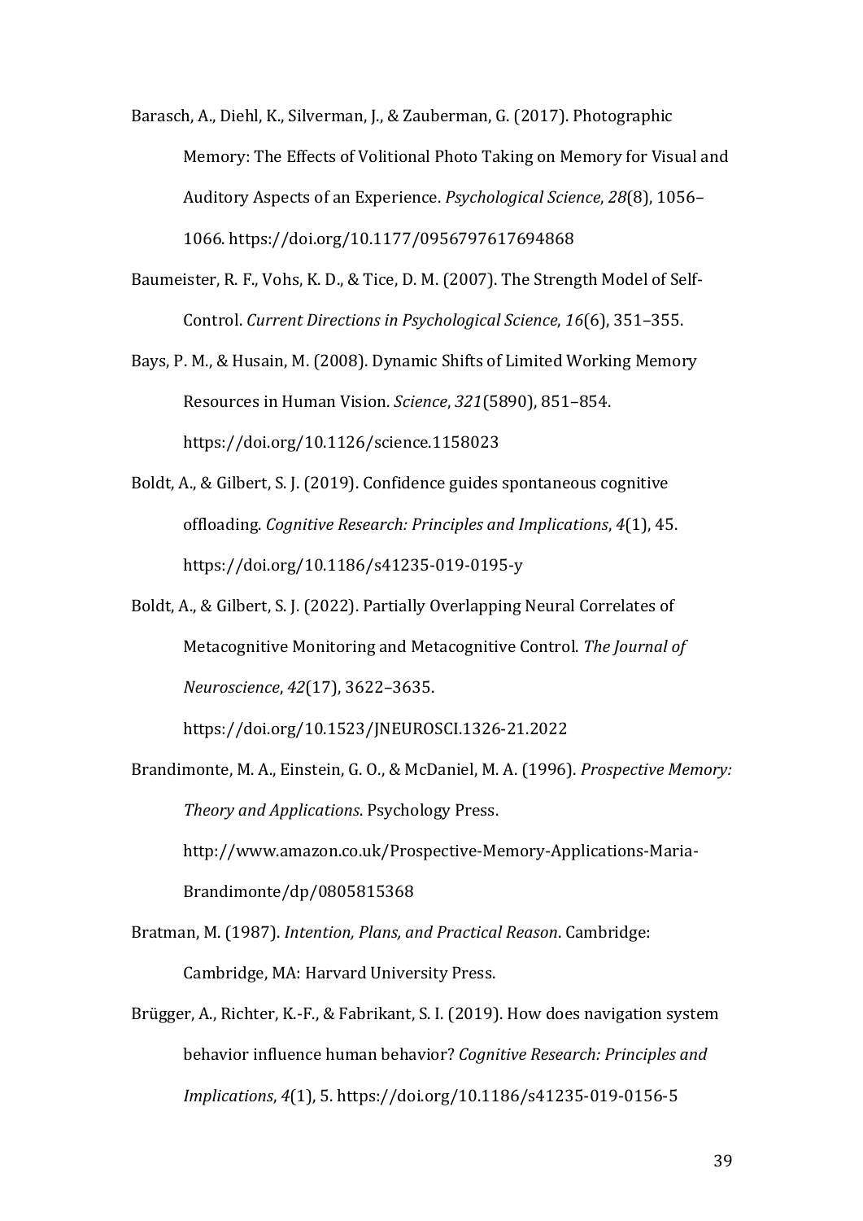Barasch, A., Diehl, K., Silverman, J., & Zauberman, G. (2017). Photographic Memory: The Effects of Volitional Photo Taking on Memory for Visual and Auditory Aspects of an Experience. *Psychological Science*, *28*(8), 1056–1066. https://doi.org/10.1177/0956797617694868

Baumeister, R. F., Vohs, K. D., & Tice, D. M. (2007). The Strength Model of Self-Control. *Current Directions in Psychological Science*, *16*(6), 351–355.

Bays, P. M., & Husain, M. (2008). Dynamic Shifts of Limited Working Memory Resources in Human Vision. *Science*, *321*(5890), 851–854. https://doi.org/10.1126/science.1158023

Boldt, A., & Gilbert, S. J. (2019). Confidence guides spontaneous cognitive offloading. *Cognitive Research: Principles and Implications*, *4*(1), 45. https://doi.org/10.1186/s41235-019-0195-y

Boldt, A., & Gilbert, S. J. (2022). Partially Overlapping Neural Correlates of Metacognitive Monitoring and Metacognitive Control. *The Journal of Neuroscience*, *42*(17), 3622–3635. https://doi.org/10.1523/JNEUROSCI.1326-21.2022

Brandimonte, M. A., Einstein, G. O., & McDaniel, M. A. (1996). *Prospective Memory: Theory and Applications*. Psychology Press. http://www.amazon.co.uk/Prospective-Memory-Applications-Maria-Brandimonte/dp/0805815368

Bratman, M. (1987). *Intention, Plans, and Practical Reason*. Cambridge: Cambridge, MA: Harvard University Press.

Brügger, A., Richter, K.-F., & Fabrikant, S. I. (2019). How does navigation system behavior influence human behavior? *Cognitive Research: Principles and Implications*, *4*(1), 5. https://doi.org/10.1186/s41235-019-0156-5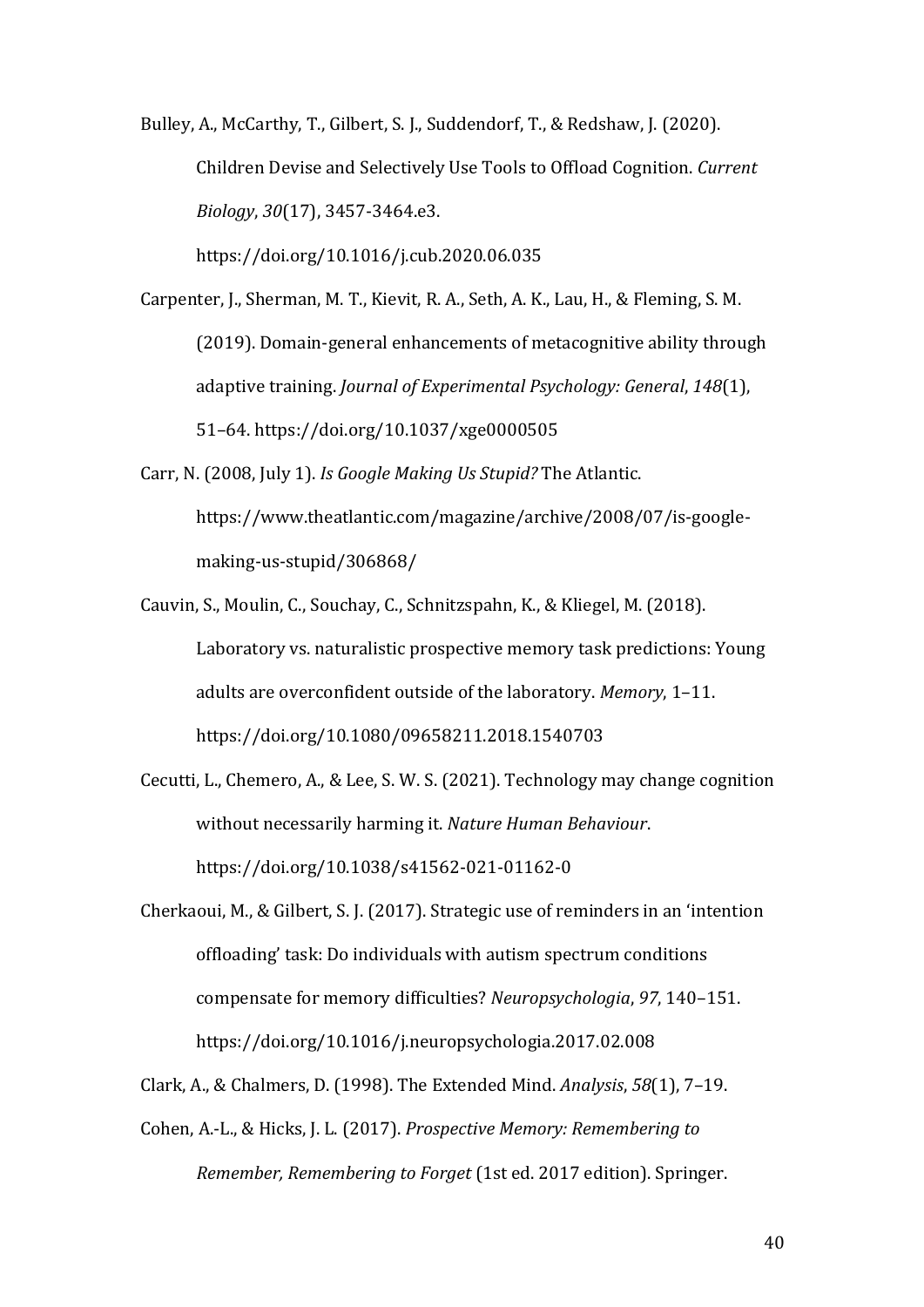Bulley, A., McCarthy, T., Gilbert, S. J., Suddendorf, T., & Redshaw, J. (2020). Children Devise and Selectively Use Tools to Offload Cognition. *Current Biology*, *30*(17), 3457-3464.e3. https://doi.org/10.1016/j.cub.2020.06.035

Carpenter, J., Sherman, M. T., Kievit, R. A., Seth, A. K., Lau, H., & Fleming, S. M. (2019). Domain-general enhancements of metacognitive ability through adaptive training. *Journal of Experimental Psychology: General*, *148*(1), 51–64. https://doi.org/10.1037/xge0000505

Carr, N. (2008, July 1). *Is Google Making Us Stupid?* The Atlantic. https://www.theatlantic.com/magazine/archive/2008/07/is-google-making-us-stupid/306868/

Cauvin, S., Moulin, C., Souchay, C., Schnitzspahn, K., & Kliegel, M. (2018). Laboratory vs. naturalistic prospective memory task predictions: Young adults are overconfident outside of the laboratory. *Memory*, 1–11. https://doi.org/10.1080/09658211.2018.1540703

Cecutti, L., Chemero, A., & Lee, S. W. S. (2021). Technology may change cognition without necessarily harming it. *Nature Human Behaviour*. https://doi.org/10.1038/s41562-021-01162-0

Cherkaoui, M., & Gilbert, S. J. (2017). Strategic use of reminders in an 'intention offloading' task: Do individuals with autism spectrum conditions compensate for memory difficulties? *Neuropsychologia*, *97*, 140–151. https://doi.org/10.1016/j.neuropsychologia.2017.02.008

Clark, A., & Chalmers, D. (1998). The Extended Mind. *Analysis*, *58*(1), 7–19.

Cohen, A.-L., & Hicks, J. L. (2017). *Prospective Memory: Remembering to Remember, Remembering to Forget* (1st ed. 2017 edition). Springer.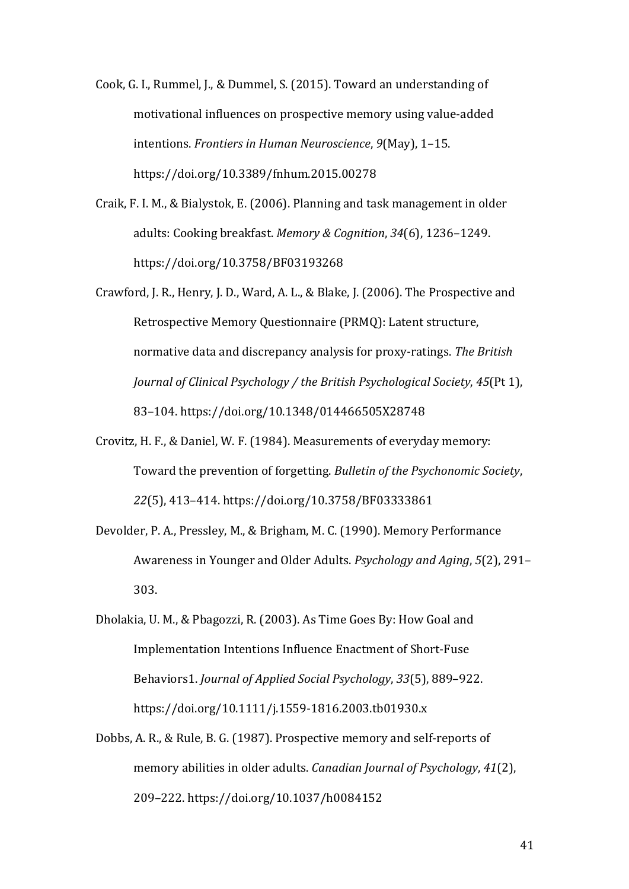Cook, G. I., Rummel, J., & Dummel, S. (2015). Toward an understanding of motivational influences on prospective memory using value-added intentions. *Frontiers in Human Neuroscience*, *9*(May), 1–15. https://doi.org/10.3389/fnhum.2015.00278

Craik, F. I. M., & Bialystok, E. (2006). Planning and task management in older adults: Cooking breakfast. *Memory & Cognition*, *34*(6), 1236–1249. https://doi.org/10.3758/BF03193268

Crawford, J. R., Henry, J. D., Ward, A. L., & Blake, J. (2006). The Prospective and Retrospective Memory Questionnaire (PRMQ): Latent structure, normative data and discrepancy analysis for proxy-ratings. *The British Journal of Clinical Psychology / the British Psychological Society*, *45*(Pt 1), 83–104. https://doi.org/10.1348/014466505X28748

Crovitz, H. F., & Daniel, W. F. (1984). Measurements of everyday memory: Toward the prevention of forgetting. *Bulletin of the Psychonomic Society*, *22*(5), 413–414. https://doi.org/10.3758/BF03333861

Devolder, P. A., Pressley, M., & Brigham, M. C. (1990). Memory Performance Awareness in Younger and Older Adults. *Psychology and Aging*, *5*(2), 291–303.

Dholakia, U. M., & Pbagozzi, R. (2003). As Time Goes By: How Goal and Implementation Intentions Influence Enactment of Short-Fuse Behaviors1. *Journal of Applied Social Psychology*, *33*(5), 889–922. https://doi.org/10.1111/j.1559-1816.2003.tb01930.x

Dobbs, A. R., & Rule, B. G. (1987). Prospective memory and self-reports of memory abilities in older adults. *Canadian Journal of Psychology*, *41*(2), 209–222. https://doi.org/10.1037/h0084152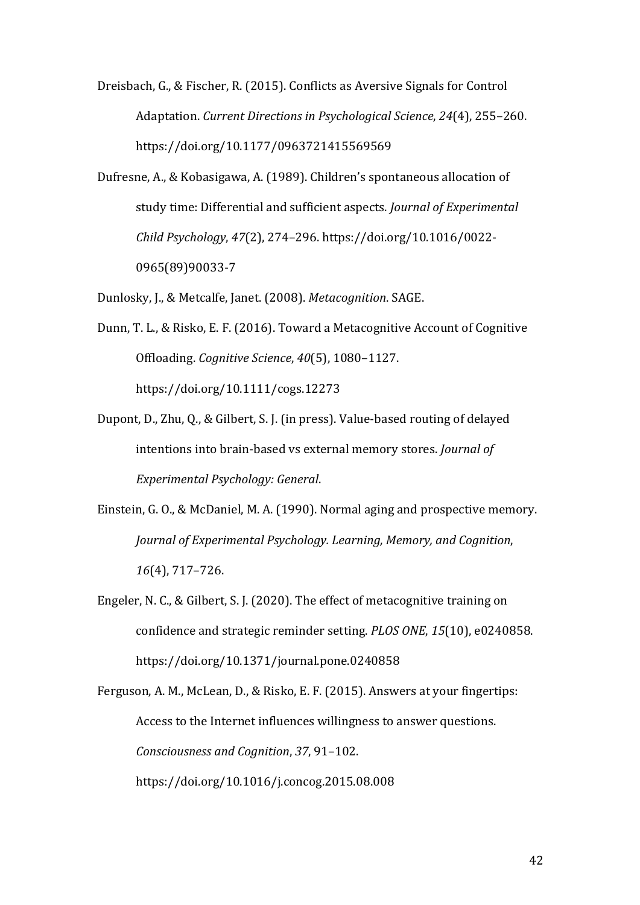Dreisbach, G., & Fischer, R. (2015). Conflicts as Aversive Signals for Control Adaptation. *Current Directions in Psychological Science*, *24*(4), 255–260. https://doi.org/10.1177/0963721415569569

Dufresne, A., & Kobasigawa, A. (1989). Children's spontaneous allocation of study time: Differential and sufficient aspects. *Journal of Experimental Child Psychology*, *47*(2), 274–296. https://doi.org/10.1016/0022-0965(89)90033-7

Dunlosky, J., & Metcalfe, Janet. (2008). *Metacognition*. SAGE.

Dunn, T. L., & Risko, E. F. (2016). Toward a Metacognitive Account of Cognitive Offloading. *Cognitive Science*, *40*(5), 1080–1127. https://doi.org/10.1111/cogs.12273

Dupont, D., Zhu, Q., & Gilbert, S. J. (in press). Value-based routing of delayed intentions into brain-based vs external memory stores. *Journal of Experimental Psychology: General*.

Einstein, G. O., & McDaniel, M. A. (1990). Normal aging and prospective memory. *Journal of Experimental Psychology. Learning, Memory, and Cognition*, *16*(4), 717–726.

Engeler, N. C., & Gilbert, S. J. (2020). The effect of metacognitive training on confidence and strategic reminder setting. *PLOS ONE*, *15*(10), e0240858. https://doi.org/10.1371/journal.pone.0240858

Ferguson, A. M., McLean, D., & Risko, E. F. (2015). Answers at your fingertips: Access to the Internet influences willingness to answer questions. *Consciousness and Cognition*, *37*, 91–102. https://doi.org/10.1016/j.concog.2015.08.008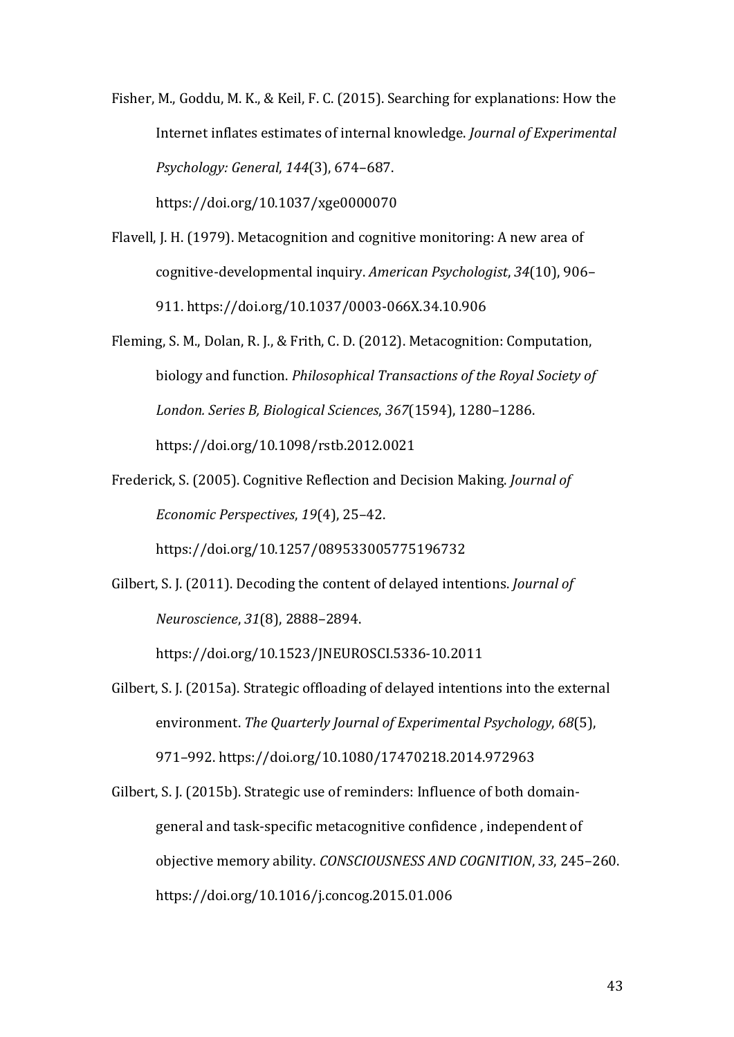Fisher, M., Goddu, M. K., & Keil, F. C. (2015). Searching for explanations: How the Internet inflates estimates of internal knowledge. *Journal of Experimental Psychology: General*, *144*(3), 674–687. https://doi.org/10.1037/xge0000070

Flavell, J. H. (1979). Metacognition and cognitive monitoring: A new area of cognitive-developmental inquiry. *American Psychologist*, *34*(10), 906–911. https://doi.org/10.1037/0003-066X.34.10.906

Fleming, S. M., Dolan, R. J., & Frith, C. D. (2012). Metacognition: Computation, biology and function. *Philosophical Transactions of the Royal Society of London. Series B, Biological Sciences*, *367*(1594), 1280–1286. https://doi.org/10.1098/rstb.2012.0021

Frederick, S. (2005). Cognitive Reflection and Decision Making. *Journal of Economic Perspectives*, *19*(4), 25–42. https://doi.org/10.1257/089533005775196732

Gilbert, S. J. (2011). Decoding the content of delayed intentions. *Journal of Neuroscience*, *31*(8), 2888–2894. https://doi.org/10.1523/JNEUROSCI.5336-10.2011

Gilbert, S. J. (2015a). Strategic offloading of delayed intentions into the external environment. *The Quarterly Journal of Experimental Psychology*, *68*(5), 971–992. https://doi.org/10.1080/17470218.2014.972963

Gilbert, S. J. (2015b). Strategic use of reminders: Influence of both domain-general and task-specific metacognitive confidence , independent of objective memory ability. *CONSCIOUSNESS AND COGNITION*, *33*, 245–260. https://doi.org/10.1016/j.concog.2015.01.006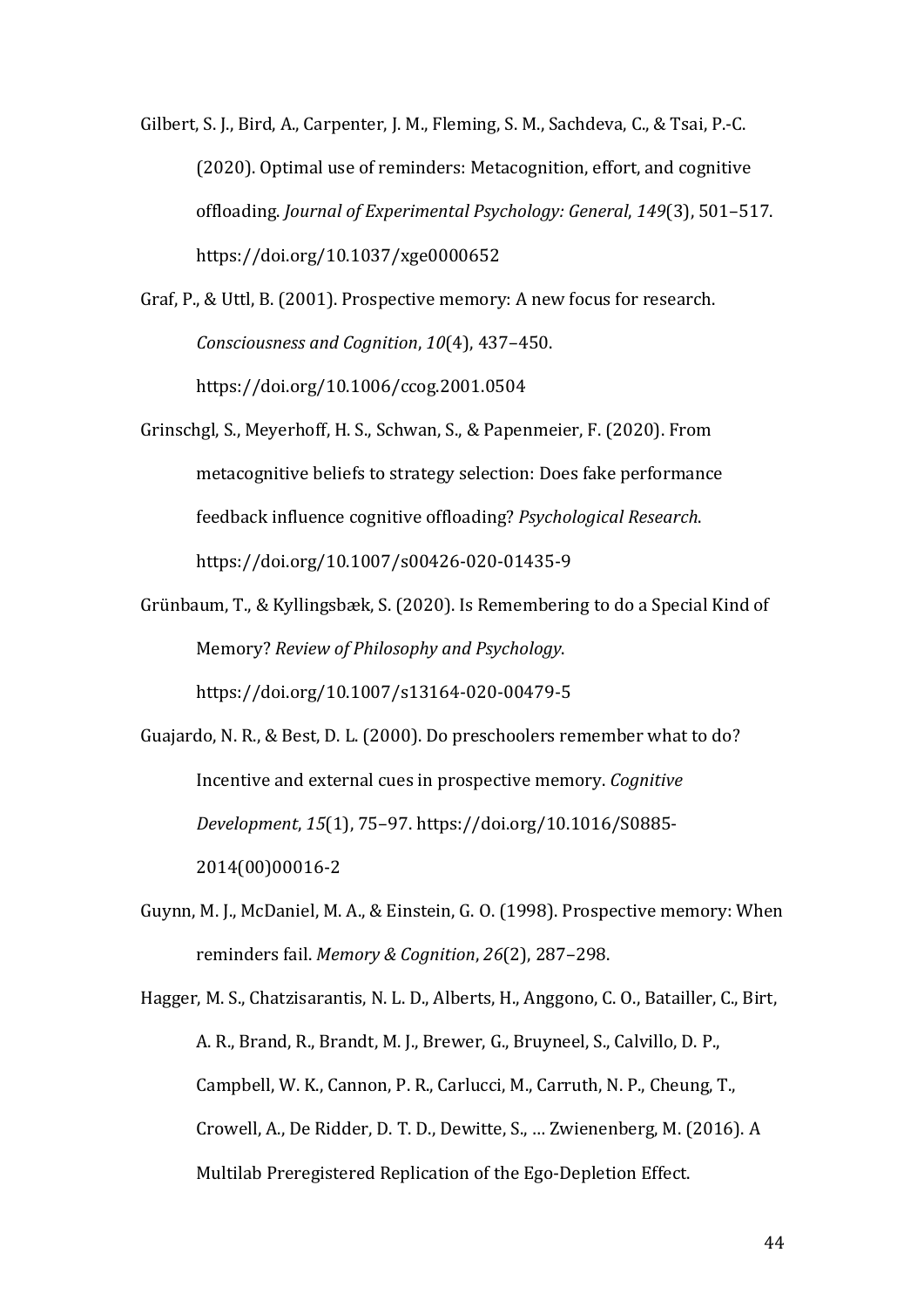Gilbert, S. J., Bird, A., Carpenter, J. M., Fleming, S. M., Sachdeva, C., & Tsai, P.-C. (2020). Optimal use of reminders: Metacognition, effort, and cognitive offloading. *Journal of Experimental Psychology: General*, *149*(3), 501–517. https://doi.org/10.1037/xge0000652

Graf, P., & Uttl, B. (2001). Prospective memory: A new focus for research. *Consciousness and Cognition*, *10*(4), 437–450. https://doi.org/10.1006/ccog.2001.0504

Grinschgl, S., Meyerhoff, H. S., Schwan, S., & Papenmeier, F. (2020). From metacognitive beliefs to strategy selection: Does fake performance feedback influence cognitive offloading? *Psychological Research*. https://doi.org/10.1007/s00426-020-01435-9

Grünbaum, T., & Kyllingsbæk, S. (2020). Is Remembering to do a Special Kind of Memory? *Review of Philosophy and Psychology*. https://doi.org/10.1007/s13164-020-00479-5

Guajardo, N. R., & Best, D. L. (2000). Do preschoolers remember what to do? Incentive and external cues in prospective memory. *Cognitive Development*, *15*(1), 75–97. https://doi.org/10.1016/S0885-2014(00)00016-2

Guynn, M. J., McDaniel, M. A., & Einstein, G. O. (1998). Prospective memory: When reminders fail. *Memory & Cognition*, *26*(2), 287–298.

Hagger, M. S., Chatzisarantis, N. L. D., Alberts, H., Anggono, C. O., Batailler, C., Birt, A. R., Brand, R., Brandt, M. J., Brewer, G., Bruyneel, S., Calvillo, D. P., Campbell, W. K., Cannon, P. R., Carlucci, M., Carruth, N. P., Cheung, T., Crowell, A., De Ridder, D. T. D., Dewitte, S., … Zwienenberg, M. (2016). A Multilab Preregistered Replication of the Ego-Depletion Effect.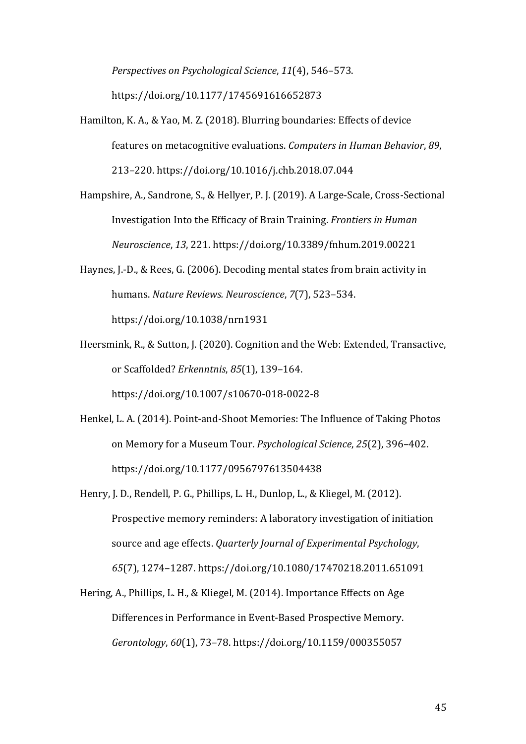*Perspectives on Psychological Science*, *11*(4), 546–573. https://doi.org/10.1177/1745691616652873

Hamilton, K. A., & Yao, M. Z. (2018). Blurring boundaries: Effects of device features on metacognitive evaluations. *Computers in Human Behavior*, *89*, 213–220. https://doi.org/10.1016/j.chb.2018.07.044

Hampshire, A., Sandrone, S., & Hellyer, P. J. (2019). A Large-Scale, Cross-Sectional Investigation Into the Efficacy of Brain Training. *Frontiers in Human Neuroscience*, *13*, 221. https://doi.org/10.3389/fnhum.2019.00221

Haynes, J.-D., & Rees, G. (2006). Decoding mental states from brain activity in humans. *Nature Reviews. Neuroscience*, *7*(7), 523–534. https://doi.org/10.1038/nrn1931

Heersmink, R., & Sutton, J. (2020). Cognition and the Web: Extended, Transactive, or Scaffolded? *Erkenntnis*, *85*(1), 139–164. https://doi.org/10.1007/s10670-018-0022-8

Henkel, L. A. (2014). Point-and-Shoot Memories: The Influence of Taking Photos on Memory for a Museum Tour. *Psychological Science*, *25*(2), 396–402. https://doi.org/10.1177/0956797613504438

Henry, J. D., Rendell, P. G., Phillips, L. H., Dunlop, L., & Kliegel, M. (2012). Prospective memory reminders: A laboratory investigation of initiation source and age effects. *Quarterly Journal of Experimental Psychology*, *65*(7), 1274–1287. https://doi.org/10.1080/17470218.2011.651091

Hering, A., Phillips, L. H., & Kliegel, M. (2014). Importance Effects on Age Differences in Performance in Event-Based Prospective Memory. *Gerontology*, *60*(1), 73–78. https://doi.org/10.1159/000355057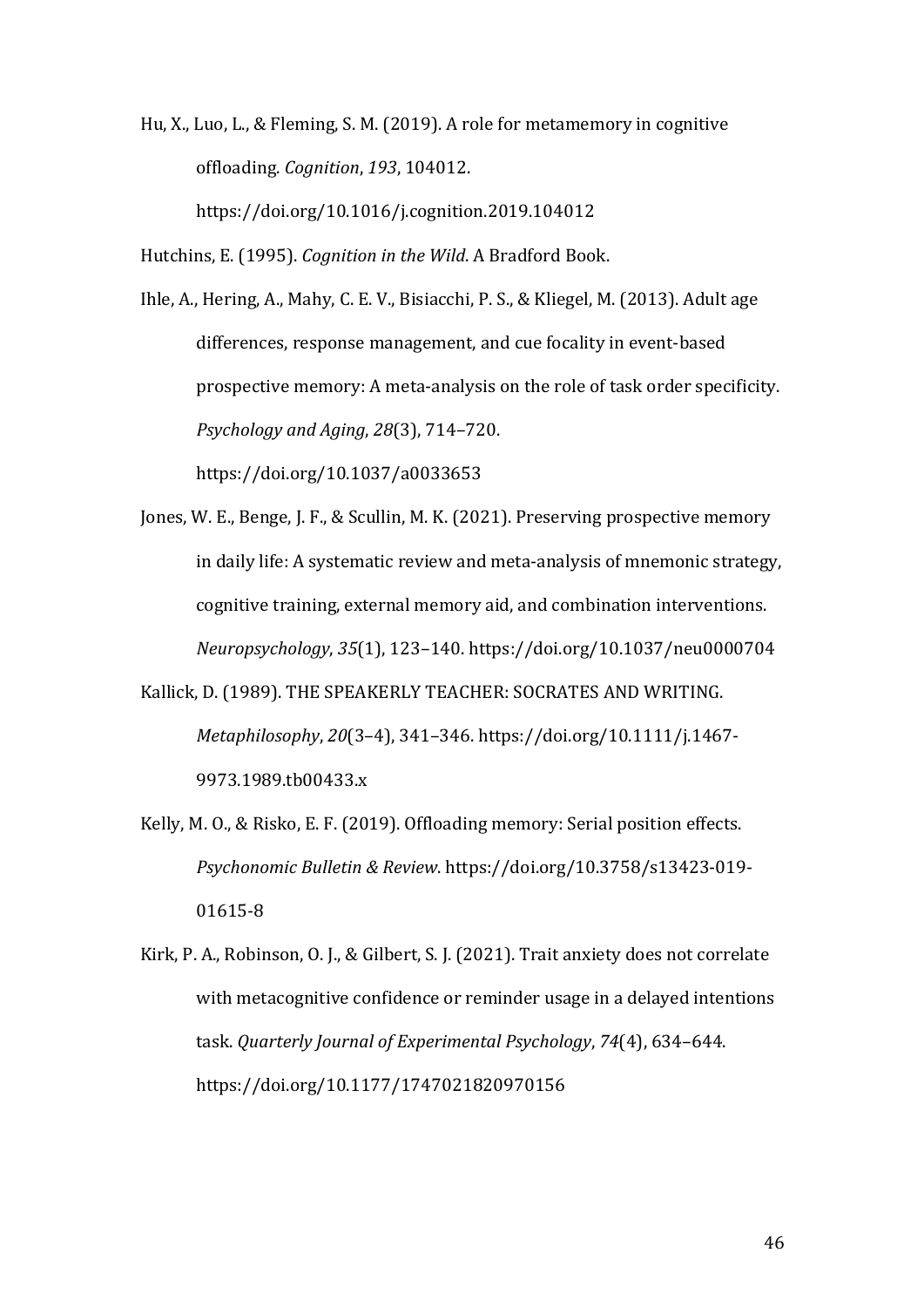Hu, X., Luo, L., & Fleming, S. M. (2019). A role for metamemory in cognitive offloading. *Cognition*, *193*, 104012. https://doi.org/10.1016/j.cognition.2019.104012

Hutchins, E. (1995). *Cognition in the Wild*. A Bradford Book.

Ihle, A., Hering, A., Mahy, C. E. V., Bisiacchi, P. S., & Kliegel, M. (2013). Adult age differences, response management, and cue focality in event-based prospective memory: A meta-analysis on the role of task order specificity. *Psychology and Aging*, *28*(3), 714–720. https://doi.org/10.1037/a0033653

Jones, W. E., Benge, J. F., & Scullin, M. K. (2021). Preserving prospective memory in daily life: A systematic review and meta-analysis of mnemonic strategy, cognitive training, external memory aid, and combination interventions. *Neuropsychology*, *35*(1), 123–140. https://doi.org/10.1037/neu0000704

Kallick, D. (1989). THE SPEAKERLY TEACHER: SOCRATES AND WRITING. *Metaphilosophy*, *20*(3–4), 341–346. https://doi.org/10.1111/j.1467-9973.1989.tb00433.x

Kelly, M. O., & Risko, E. F. (2019). Offloading memory: Serial position effects. *Psychonomic Bulletin & Review*. https://doi.org/10.3758/s13423-019-01615-8

Kirk, P. A., Robinson, O. J., & Gilbert, S. J. (2021). Trait anxiety does not correlate with metacognitive confidence or reminder usage in a delayed intentions task. *Quarterly Journal of Experimental Psychology*, *74*(4), 634–644. https://doi.org/10.1177/1747021820970156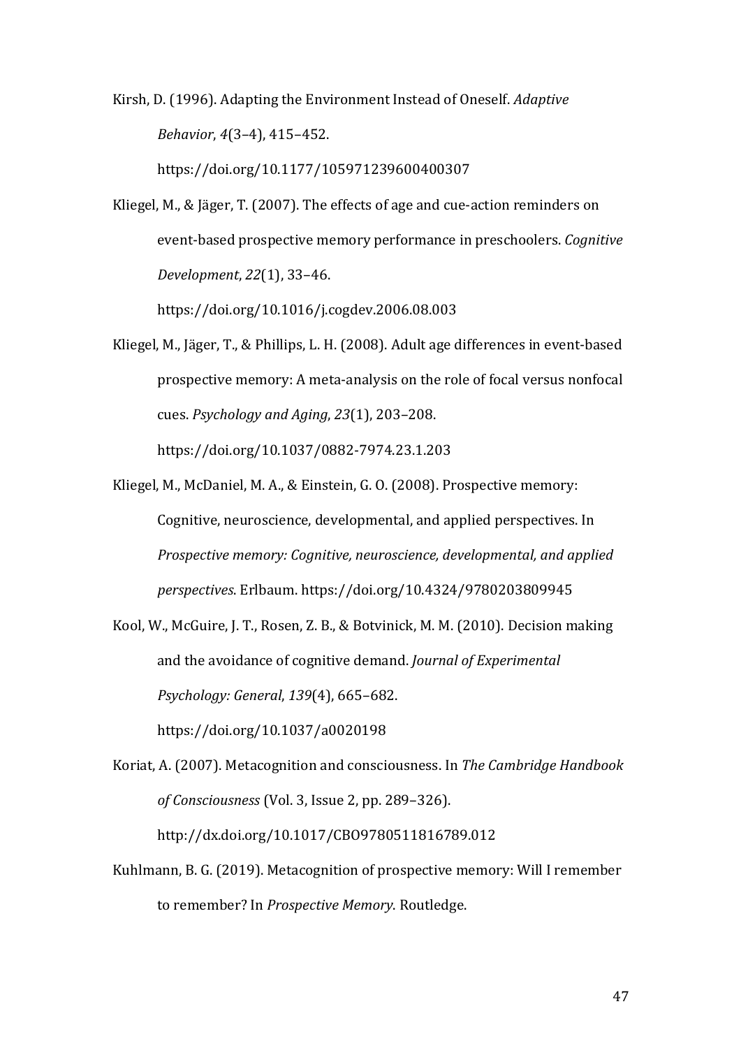Kirsh, D. (1996). Adapting the Environment Instead of Oneself. *Adaptive Behavior*, *4*(3–4), 415–452. https://doi.org/10.1177/105971239600400307

Kliegel, M., & Jäger, T. (2007). The effects of age and cue-action reminders on event-based prospective memory performance in preschoolers. *Cognitive Development*, *22*(1), 33–46. https://doi.org/10.1016/j.cogdev.2006.08.003

Kliegel, M., Jäger, T., & Phillips, L. H. (2008). Adult age differences in event-based prospective memory: A meta-analysis on the role of focal versus nonfocal cues. *Psychology and Aging*, *23*(1), 203–208. https://doi.org/10.1037/0882-7974.23.1.203

Kliegel, M., McDaniel, M. A., & Einstein, G. O. (2008). Prospective memory: Cognitive, neuroscience, developmental, and applied perspectives. In *Prospective memory: Cognitive, neuroscience, developmental, and applied perspectives*. Erlbaum. https://doi.org/10.4324/9780203809945

Kool, W., McGuire, J. T., Rosen, Z. B., & Botvinick, M. M. (2010). Decision making and the avoidance of cognitive demand. *Journal of Experimental Psychology: General*, *139*(4), 665–682. https://doi.org/10.1037/a0020198

Koriat, A. (2007). Metacognition and consciousness. In *The Cambridge Handbook of Consciousness* (Vol. 3, Issue 2, pp. 289–326). http://dx.doi.org/10.1017/CBO9780511816789.012

Kuhlmann, B. G. (2019). Metacognition of prospective memory: Will I remember to remember? In *Prospective Memory*. Routledge.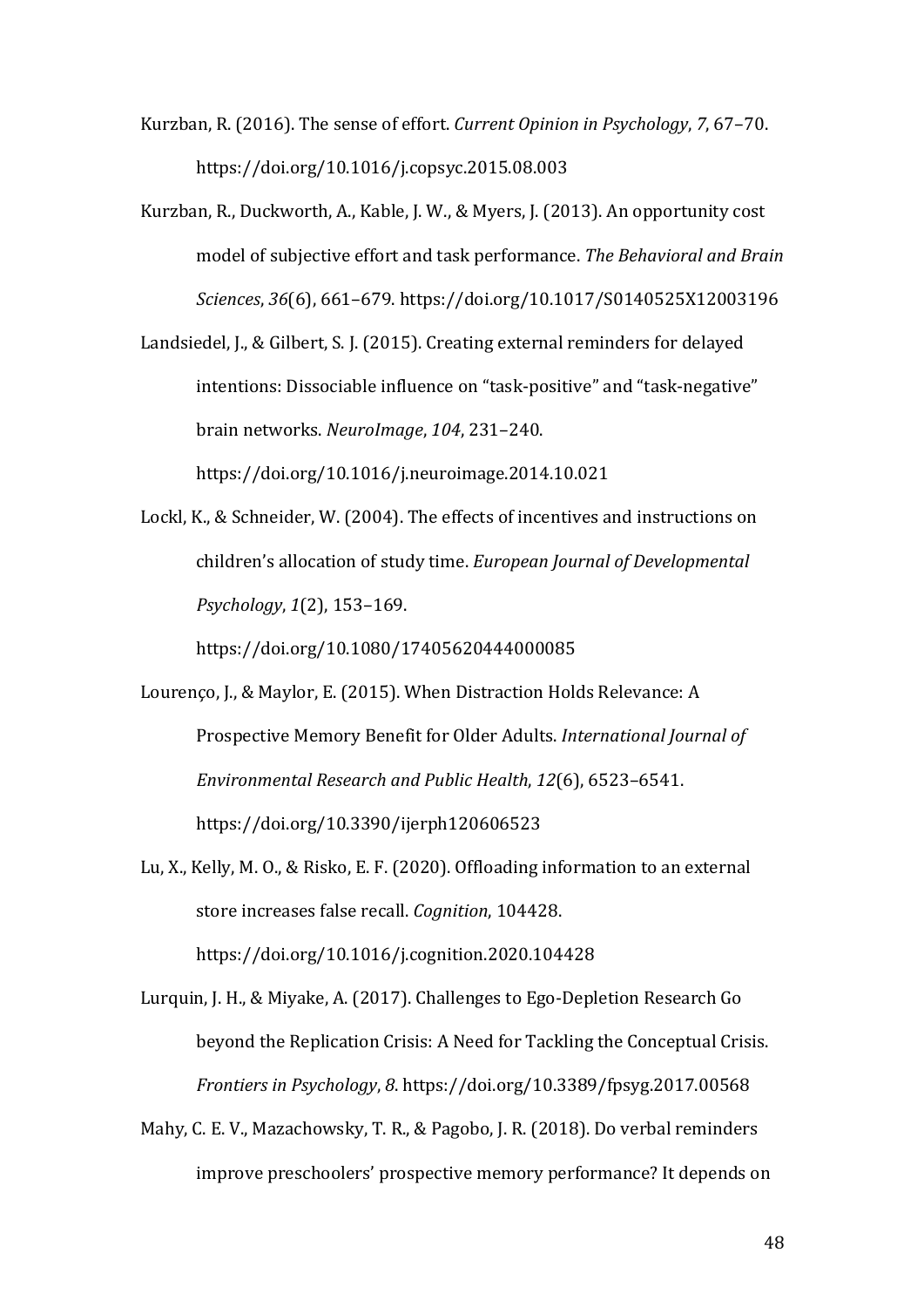Kurzban, R. (2016). The sense of effort. *Current Opinion in Psychology*, *7*, 67–70. https://doi.org/10.1016/j.copsyc.2015.08.003

Kurzban, R., Duckworth, A., Kable, J. W., & Myers, J. (2013). An opportunity cost model of subjective effort and task performance. *The Behavioral and Brain Sciences*, *36*(6), 661–679. https://doi.org/10.1017/S0140525X12003196

Landsiedel, J., & Gilbert, S. J. (2015). Creating external reminders for delayed intentions: Dissociable influence on "task-positive" and "task-negative" brain networks. *NeuroImage*, *104*, 231–240. https://doi.org/10.1016/j.neuroimage.2014.10.021

Lockl, K., & Schneider, W. (2004). The effects of incentives and instructions on children's allocation of study time. *European Journal of Developmental Psychology*, *1*(2), 153–169. https://doi.org/10.1080/17405620444000085

Lourenço, J., & Maylor, E. (2015). When Distraction Holds Relevance: A Prospective Memory Benefit for Older Adults. *International Journal of Environmental Research and Public Health*, *12*(6), 6523–6541. https://doi.org/10.3390/ijerph120606523

Lu, X., Kelly, M. O., & Risko, E. F. (2020). Offloading information to an external store increases false recall. *Cognition*, 104428. https://doi.org/10.1016/j.cognition.2020.104428

Lurquin, J. H., & Miyake, A. (2017). Challenges to Ego-Depletion Research Go beyond the Replication Crisis: A Need for Tackling the Conceptual Crisis. *Frontiers in Psychology*, *8*. https://doi.org/10.3389/fpsyg.2017.00568

Mahy, C. E. V., Mazachowsky, T. R., & Pagobo, J. R. (2018). Do verbal reminders improve preschoolers' prospective memory performance? It depends on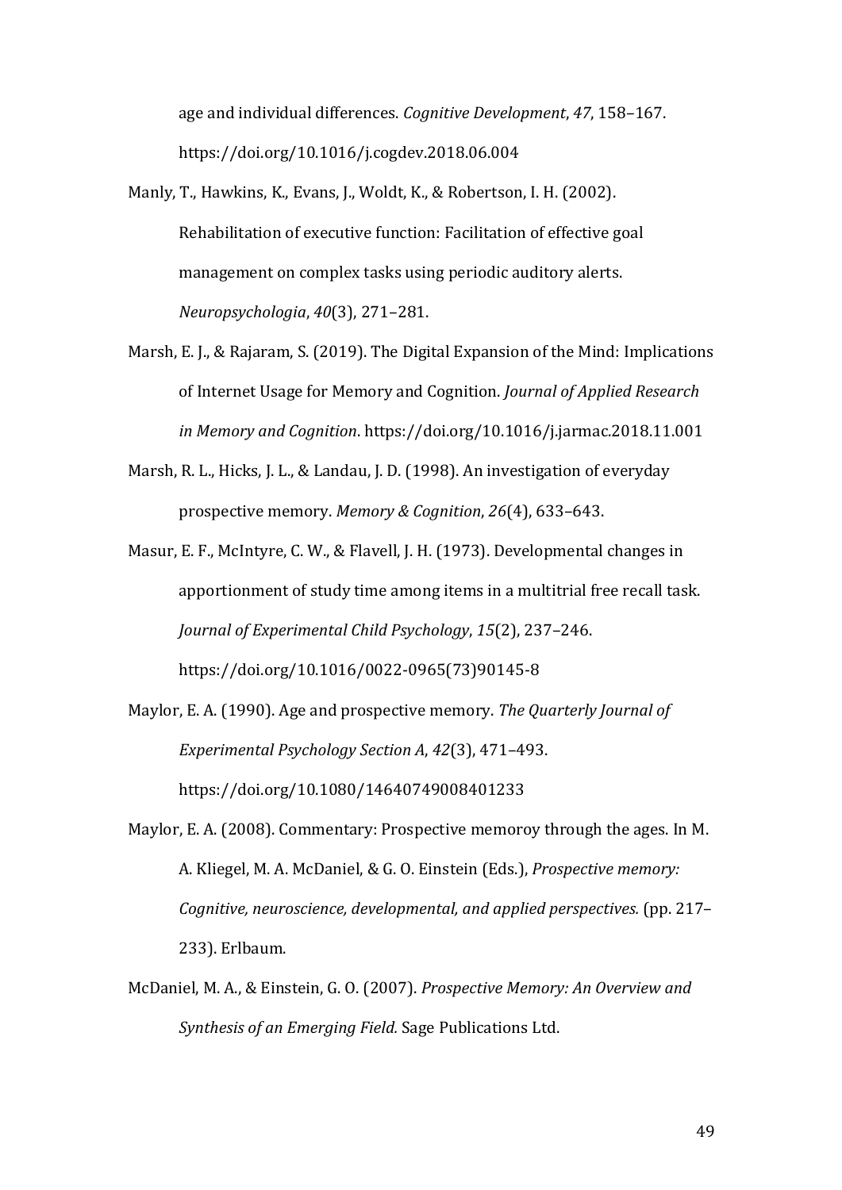age and individual differences. *Cognitive Development*, *47*, 158–167. https://doi.org/10.1016/j.cogdev.2018.06.004

Manly, T., Hawkins, K., Evans, J., Woldt, K., & Robertson, I. H. (2002). Rehabilitation of executive function: Facilitation of effective goal management on complex tasks using periodic auditory alerts. *Neuropsychologia*, *40*(3), 271–281.

Marsh, E. J., & Rajaram, S. (2019). The Digital Expansion of the Mind: Implications of Internet Usage for Memory and Cognition. *Journal of Applied Research in Memory and Cognition*. https://doi.org/10.1016/j.jarmac.2018.11.001

Marsh, R. L., Hicks, J. L., & Landau, J. D. (1998). An investigation of everyday prospective memory. *Memory & Cognition*, *26*(4), 633–643.

Masur, E. F., McIntyre, C. W., & Flavell, J. H. (1973). Developmental changes in apportionment of study time among items in a multitrial free recall task. *Journal of Experimental Child Psychology*, *15*(2), 237–246. https://doi.org/10.1016/0022-0965(73)90145-8

Maylor, E. A. (1990). Age and prospective memory. *The Quarterly Journal of Experimental Psychology Section A*, *42*(3), 471–493. https://doi.org/10.1080/14640749008401233

Maylor, E. A. (2008). Commentary: Prospective memoroy through the ages. In M. A. Kliegel, M. A. McDaniel, & G. O. Einstein (Eds.), *Prospective memory: Cognitive, neuroscience, developmental, and applied perspectives.* (pp. 217–233). Erlbaum.

McDaniel, M. A., & Einstein, G. O. (2007). *Prospective Memory: An Overview and Synthesis of an Emerging Field.* Sage Publications Ltd.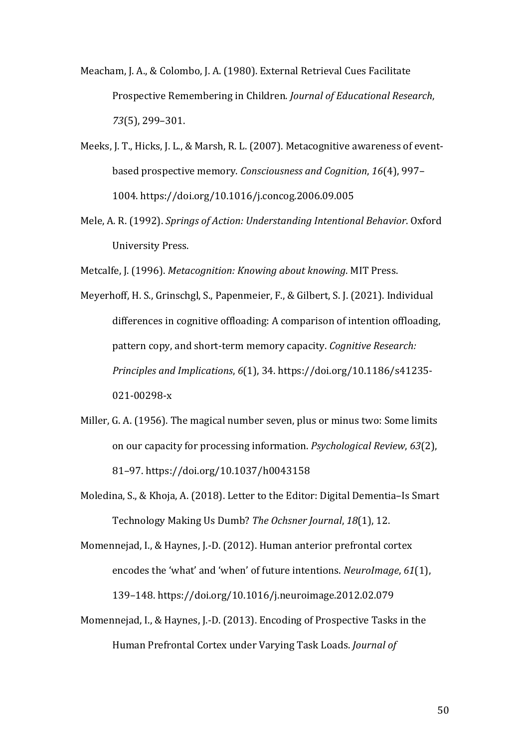Meacham, J. A., & Colombo, J. A. (1980). External Retrieval Cues Facilitate Prospective Remembering in Children. *Journal of Educational Research*, *73*(5), 299–301.

Meeks, J. T., Hicks, J. L., & Marsh, R. L. (2007). Metacognitive awareness of event-based prospective memory. *Consciousness and Cognition*, *16*(4), 997–1004. https://doi.org/10.1016/j.concog.2006.09.005

Mele, A. R. (1992). *Springs of Action: Understanding Intentional Behavior*. Oxford University Press.

Metcalfe, J. (1996). *Metacognition: Knowing about knowing*. MIT Press.

Meyerhoff, H. S., Grinschgl, S., Papenmeier, F., & Gilbert, S. J. (2021). Individual differences in cognitive offloading: A comparison of intention offloading, pattern copy, and short-term memory capacity. *Cognitive Research: Principles and Implications*, *6*(1), 34. https://doi.org/10.1186/s41235-021-00298-x

Miller, G. A. (1956). The magical number seven, plus or minus two: Some limits on our capacity for processing information. *Psychological Review*, *63*(2), 81–97. https://doi.org/10.1037/h0043158

Moledina, S., & Khoja, A. (2018). Letter to the Editor: Digital Dementia–Is Smart Technology Making Us Dumb? *The Ochsner Journal*, *18*(1), 12.

Momennejad, I., & Haynes, J.-D. (2012). Human anterior prefrontal cortex encodes the 'what' and 'when' of future intentions. *NeuroImage*, *61*(1), 139–148. https://doi.org/10.1016/j.neuroimage.2012.02.079

Momennejad, I., & Haynes, J.-D. (2013). Encoding of Prospective Tasks in the Human Prefrontal Cortex under Varying Task Loads. *Journal of*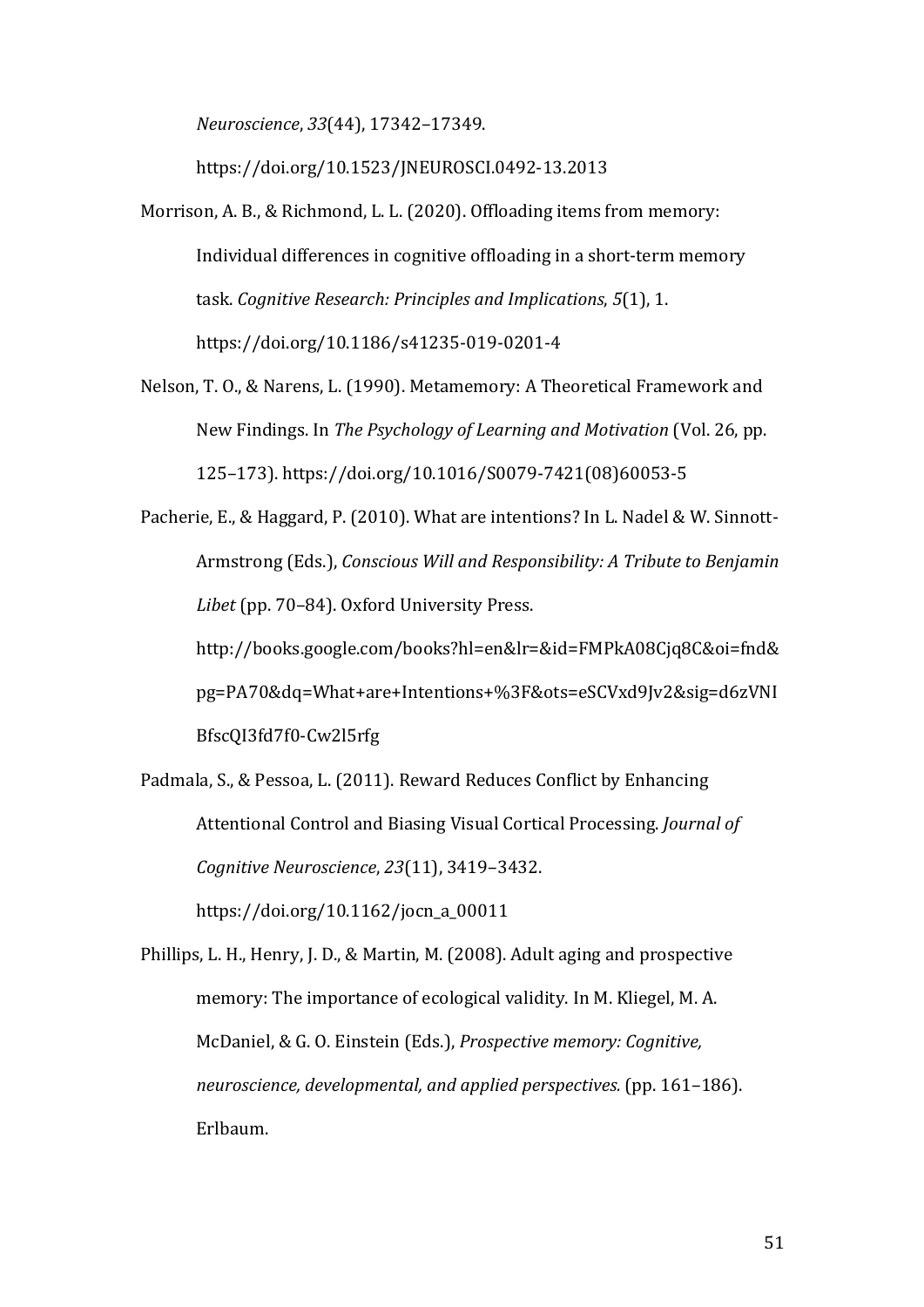*Neuroscience*, *33*(44), 17342–17349. https://doi.org/10.1523/JNEUROSCI.0492-13.2013

Morrison, A. B., & Richmond, L. L. (2020). Offloading items from memory: Individual differences in cognitive offloading in a short-term memory task. *Cognitive Research: Principles and Implications*, *5*(1), 1. https://doi.org/10.1186/s41235-019-0201-4

Nelson, T. O., & Narens, L. (1990). Metamemory: A Theoretical Framework and New Findings. In *The Psychology of Learning and Motivation* (Vol. 26, pp. 125–173). https://doi.org/10.1016/S0079-7421(08)60053-5

Pacherie, E., & Haggard, P. (2010). What are intentions? In L. Nadel & W. Sinnott-Armstrong (Eds.), *Conscious Will and Responsibility: A Tribute to Benjamin Libet* (pp. 70–84). Oxford University Press. http://books.google.com/books?hl=en&lr=&id=FMPkA08Cjq8C&oi=fnd&pg=PA70&dq=What+are+Intentions+%3F&ots=eSCVxd9Jv2&sig=d6zVNIBfscQI3fd7f0-Cw2l5rfg

Padmala, S., & Pessoa, L. (2011). Reward Reduces Conflict by Enhancing Attentional Control and Biasing Visual Cortical Processing. *Journal of Cognitive Neuroscience*, *23*(11), 3419–3432. https://doi.org/10.1162/jocn_a_00011

Phillips, L. H., Henry, J. D., & Martin, M. (2008). Adult aging and prospective memory: The importance of ecological validity. In M. Kliegel, M. A. McDaniel, & G. O. Einstein (Eds.), *Prospective memory: Cognitive, neuroscience, developmental, and applied perspectives.* (pp. 161–186). Erlbaum.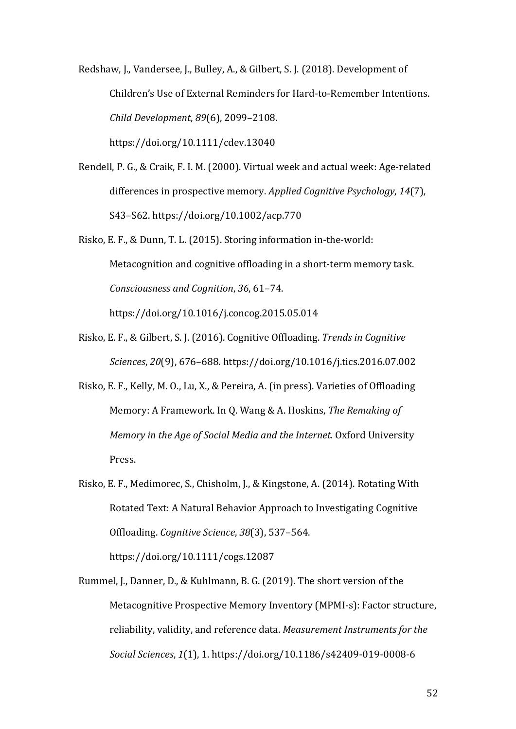Redshaw, J., Vandersee, J., Bulley, A., & Gilbert, S. J. (2018). Development of Children's Use of External Reminders for Hard-to-Remember Intentions. *Child Development*, *89*(6), 2099–2108. https://doi.org/10.1111/cdev.13040

Rendell, P. G., & Craik, F. I. M. (2000). Virtual week and actual week: Age-related differences in prospective memory. *Applied Cognitive Psychology*, *14*(7), S43–S62. https://doi.org/10.1002/acp.770

Risko, E. F., & Dunn, T. L. (2015). Storing information in-the-world: Metacognition and cognitive offloading in a short-term memory task. *Consciousness and Cognition*, *36*, 61–74. https://doi.org/10.1016/j.concog.2015.05.014

Risko, E. F., & Gilbert, S. J. (2016). Cognitive Offloading. *Trends in Cognitive Sciences*, *20*(9), 676–688. https://doi.org/10.1016/j.tics.2016.07.002

Risko, E. F., Kelly, M. O., Lu, X., & Pereira, A. (in press). Varieties of Offloading Memory: A Framework. In Q. Wang & A. Hoskins, *The Remaking of Memory in the Age of Social Media and the Internet.* Oxford University Press.

Risko, E. F., Medimorec, S., Chisholm, J., & Kingstone, A. (2014). Rotating With Rotated Text: A Natural Behavior Approach to Investigating Cognitive Offloading. *Cognitive Science*, *38*(3), 537–564. https://doi.org/10.1111/cogs.12087

Rummel, J., Danner, D., & Kuhlmann, B. G. (2019). The short version of the Metacognitive Prospective Memory Inventory (MPMI-s): Factor structure, reliability, validity, and reference data. *Measurement Instruments for the Social Sciences*, *1*(1), 1. https://doi.org/10.1186/s42409-019-0008-6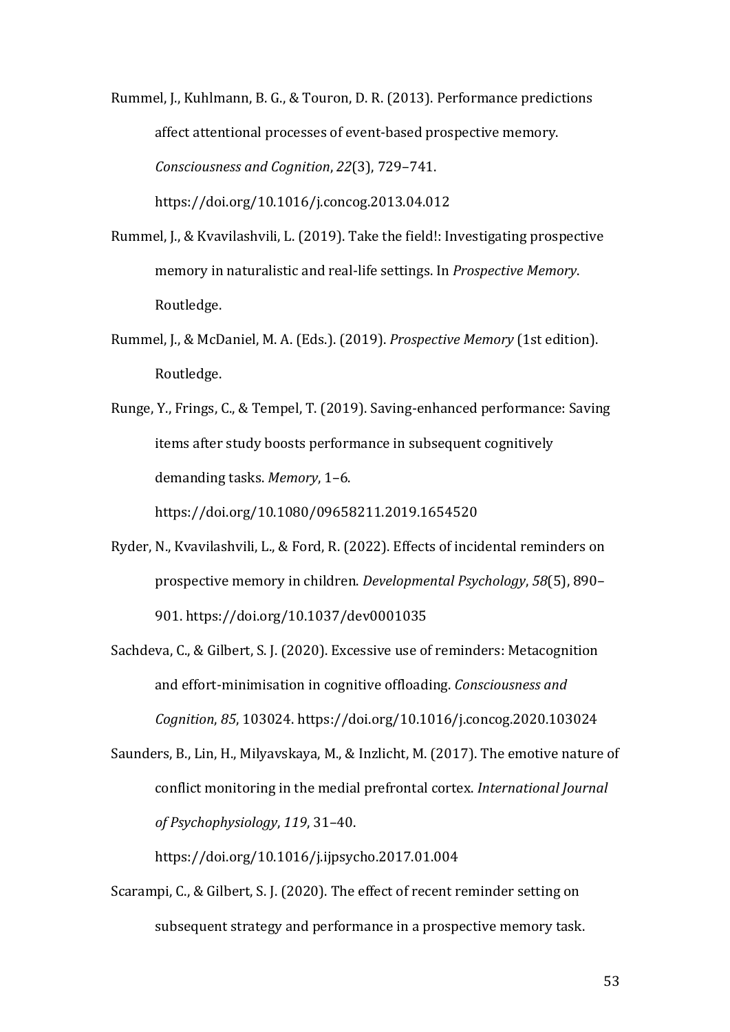Rummel, J., Kuhlmann, B. G., & Touron, D. R. (2013). Performance predictions affect attentional processes of event-based prospective memory. *Consciousness and Cognition*, *22*(3), 729–741. https://doi.org/10.1016/j.concog.2013.04.012

Rummel, J., & Kvavilashvili, L. (2019). Take the field!: Investigating prospective memory in naturalistic and real-life settings. In *Prospective Memory*. Routledge.

Rummel, J., & McDaniel, M. A. (Eds.). (2019). *Prospective Memory* (1st edition). Routledge.

Runge, Y., Frings, C., & Tempel, T. (2019). Saving-enhanced performance: Saving items after study boosts performance in subsequent cognitively demanding tasks. *Memory*, 1–6. https://doi.org/10.1080/09658211.2019.1654520

Ryder, N., Kvavilashvili, L., & Ford, R. (2022). Effects of incidental reminders on prospective memory in children. *Developmental Psychology*, *58*(5), 890–901. https://doi.org/10.1037/dev0001035

Sachdeva, C., & Gilbert, S. J. (2020). Excessive use of reminders: Metacognition and effort-minimisation in cognitive offloading. *Consciousness and Cognition*, *85*, 103024. https://doi.org/10.1016/j.concog.2020.103024

Saunders, B., Lin, H., Milyavskaya, M., & Inzlicht, M. (2017). The emotive nature of conflict monitoring in the medial prefrontal cortex. *International Journal of Psychophysiology*, *119*, 31–40. https://doi.org/10.1016/j.ijpsycho.2017.01.004

Scarampi, C., & Gilbert, S. J. (2020). The effect of recent reminder setting on subsequent strategy and performance in a prospective memory task.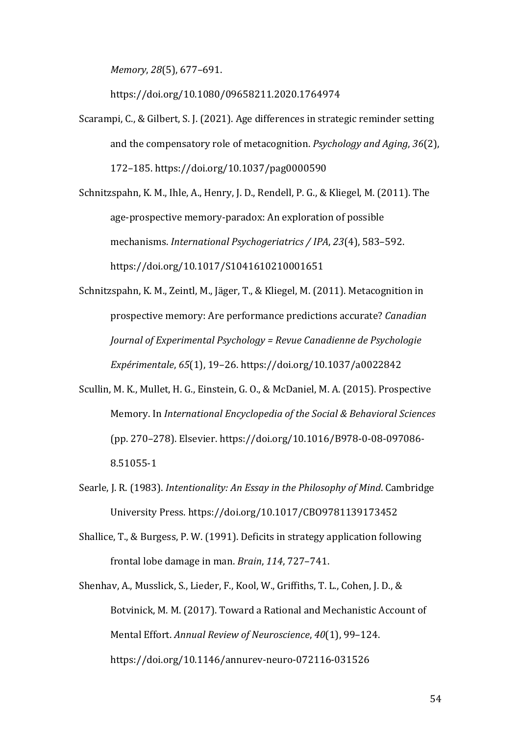*Memory*, *28*(5), 677–691. https://doi.org/10.1080/09658211.2020.1764974

Scarampi, C., & Gilbert, S. J. (2021). Age differences in strategic reminder setting and the compensatory role of metacognition. *Psychology and Aging*, *36*(2), 172–185. https://doi.org/10.1037/pag0000590

Schnitzspahn, K. M., Ihle, A., Henry, J. D., Rendell, P. G., & Kliegel, M. (2011). The age-prospective memory-paradox: An exploration of possible mechanisms. *International Psychogeriatrics / IPA*, *23*(4), 583–592. https://doi.org/10.1017/S1041610210001651

Schnitzspahn, K. M., Zeintl, M., Jäger, T., & Kliegel, M. (2011). Metacognition in prospective memory: Are performance predictions accurate? *Canadian Journal of Experimental Psychology = Revue Canadienne de Psychologie Expérimentale*, *65*(1), 19–26. https://doi.org/10.1037/a0022842

Scullin, M. K., Mullet, H. G., Einstein, G. O., & McDaniel, M. A. (2015). Prospective Memory. In *International Encyclopedia of the Social & Behavioral Sciences* (pp. 270–278). Elsevier. https://doi.org/10.1016/B978-0-08-097086-8.51055-1

Searle, J. R. (1983). *Intentionality: An Essay in the Philosophy of Mind*. Cambridge University Press. https://doi.org/10.1017/CBO9781139173452

Shallice, T., & Burgess, P. W. (1991). Deficits in strategy application following frontal lobe damage in man. *Brain*, *114*, 727–741.

Shenhav, A., Musslick, S., Lieder, F., Kool, W., Griffiths, T. L., Cohen, J. D., & Botvinick, M. M. (2017). Toward a Rational and Mechanistic Account of Mental Effort. *Annual Review of Neuroscience*, *40*(1), 99–124. https://doi.org/10.1146/annurev-neuro-072116-031526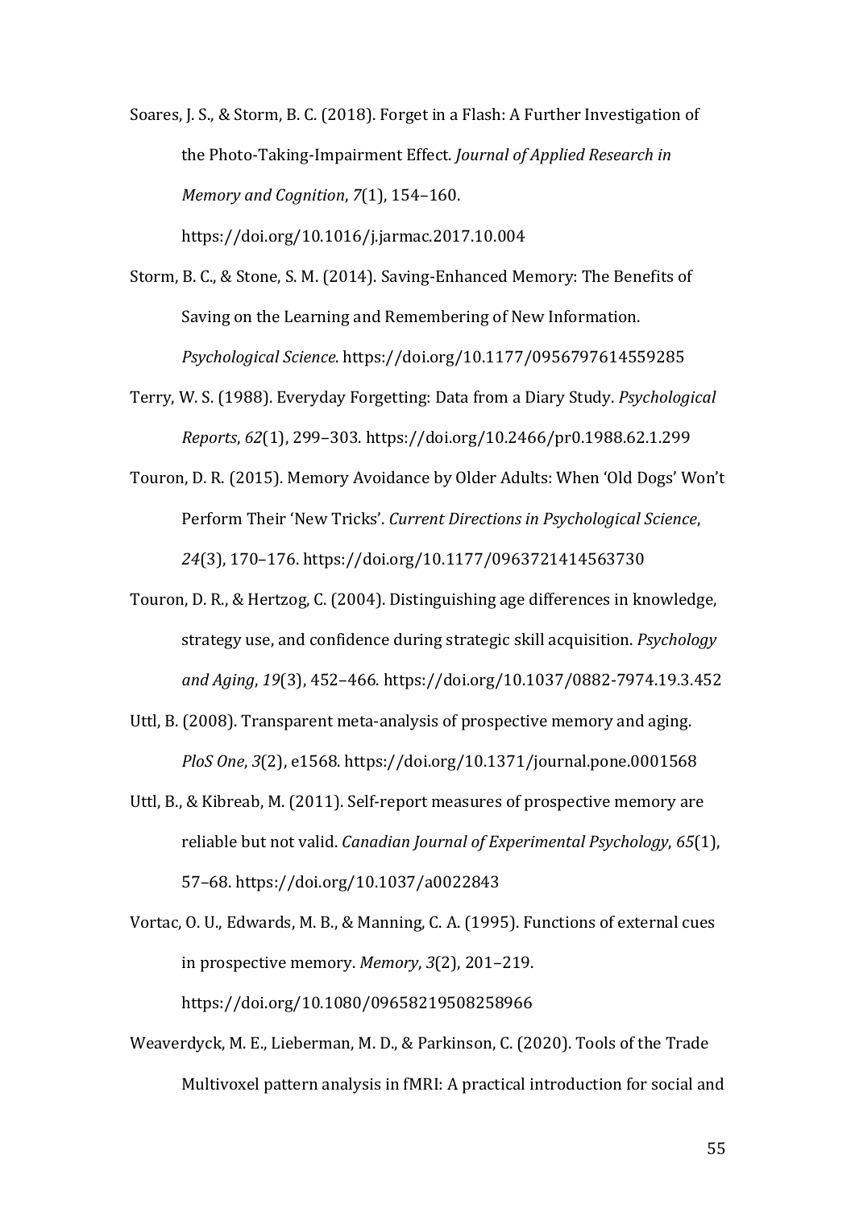Soares, J. S., & Storm, B. C. (2018). Forget in a Flash: A Further Investigation of the Photo-Taking-Impairment Effect. *Journal of Applied Research in Memory and Cognition*, *7*(1), 154–160. https://doi.org/10.1016/j.jarmac.2017.10.004

Storm, B. C., & Stone, S. M. (2014). Saving-Enhanced Memory: The Benefits of Saving on the Learning and Remembering of New Information. *Psychological Science*. https://doi.org/10.1177/0956797614559285

Terry, W. S. (1988). Everyday Forgetting: Data from a Diary Study. *Psychological Reports*, *62*(1), 299–303. https://doi.org/10.2466/pr0.1988.62.1.299

Touron, D. R. (2015). Memory Avoidance by Older Adults: When 'Old Dogs' Won't Perform Their 'New Tricks'. *Current Directions in Psychological Science*, *24*(3), 170–176. https://doi.org/10.1177/0963721414563730

Touron, D. R., & Hertzog, C. (2004). Distinguishing age differences in knowledge, strategy use, and confidence during strategic skill acquisition. *Psychology and Aging*, *19*(3), 452–466. https://doi.org/10.1037/0882-7974.19.3.452

Uttl, B. (2008). Transparent meta-analysis of prospective memory and aging. *PloS One*, *3*(2), e1568. https://doi.org/10.1371/journal.pone.0001568

Uttl, B., & Kibreab, M. (2011). Self-report measures of prospective memory are reliable but not valid. *Canadian Journal of Experimental Psychology*, *65*(1), 57–68. https://doi.org/10.1037/a0022843

Vortac, O. U., Edwards, M. B., & Manning, C. A. (1995). Functions of external cues in prospective memory. *Memory*, *3*(2), 201–219. https://doi.org/10.1080/09658219508258966

Weaverdyck, M. E., Lieberman, M. D., & Parkinson, C. (2020). Tools of the Trade Multivoxel pattern analysis in fMRI: A practical introduction for social and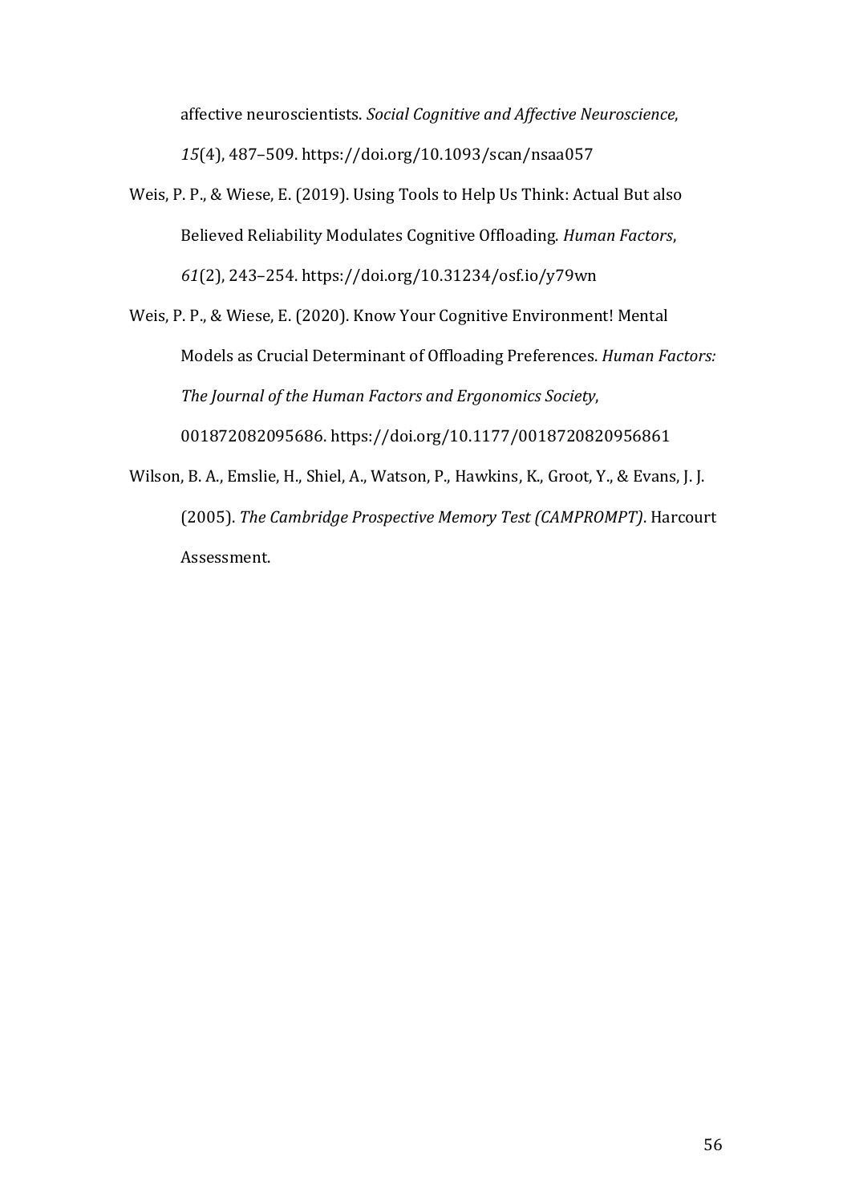affective neuroscientists. *Social Cognitive and Affective Neuroscience*, *15*(4), 487–509. https://doi.org/10.1093/scan/nsaa057

Weis, P. P., & Wiese, E. (2019). Using Tools to Help Us Think: Actual But also Believed Reliability Modulates Cognitive Offloading. *Human Factors*, *61*(2), 243–254. https://doi.org/10.31234/osf.io/y79wn

Weis, P. P., & Wiese, E. (2020). Know Your Cognitive Environment! Mental Models as Crucial Determinant of Offloading Preferences. *Human Factors: The Journal of the Human Factors and Ergonomics Society*, 001872082095686. https://doi.org/10.1177/0018720820956861

Wilson, B. A., Emslie, H., Shiel, A., Watson, P., Hawkins, K., Groot, Y., & Evans, J. J. (2005). *The Cambridge Prospective Memory Test (CAMPROMPT)*. Harcourt Assessment.